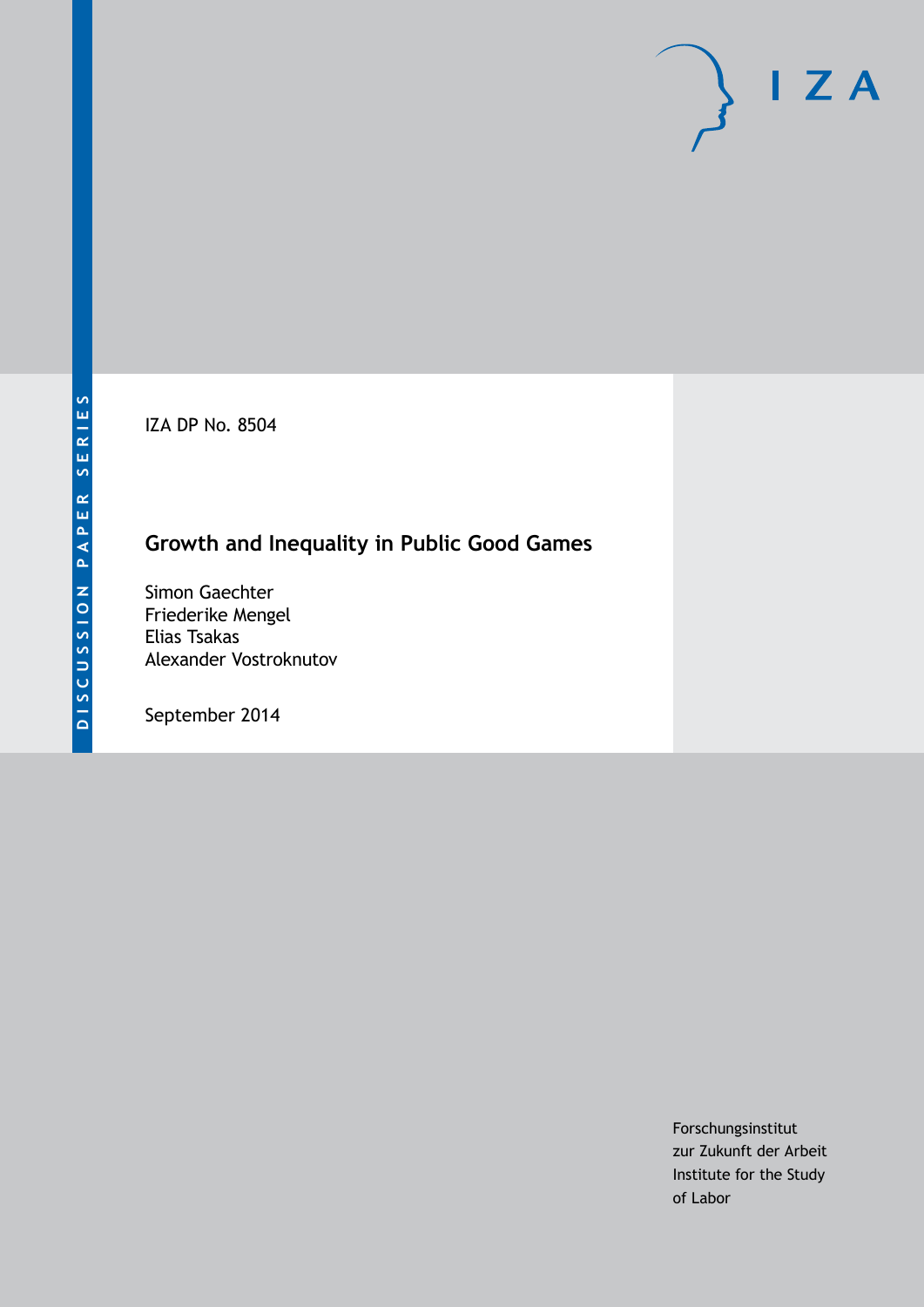DISCUSSION PAPER SERIES

IZA DP No. 8504

# Growth and Inequality in Public Good Games

Simon Gaechter
Friederike Mengel
Elias Tsakas
Alexander Vostroknutov

September 2014

Forschungsinstitut
zur Zukunft der Arbeit
Institute for the Study
of Labor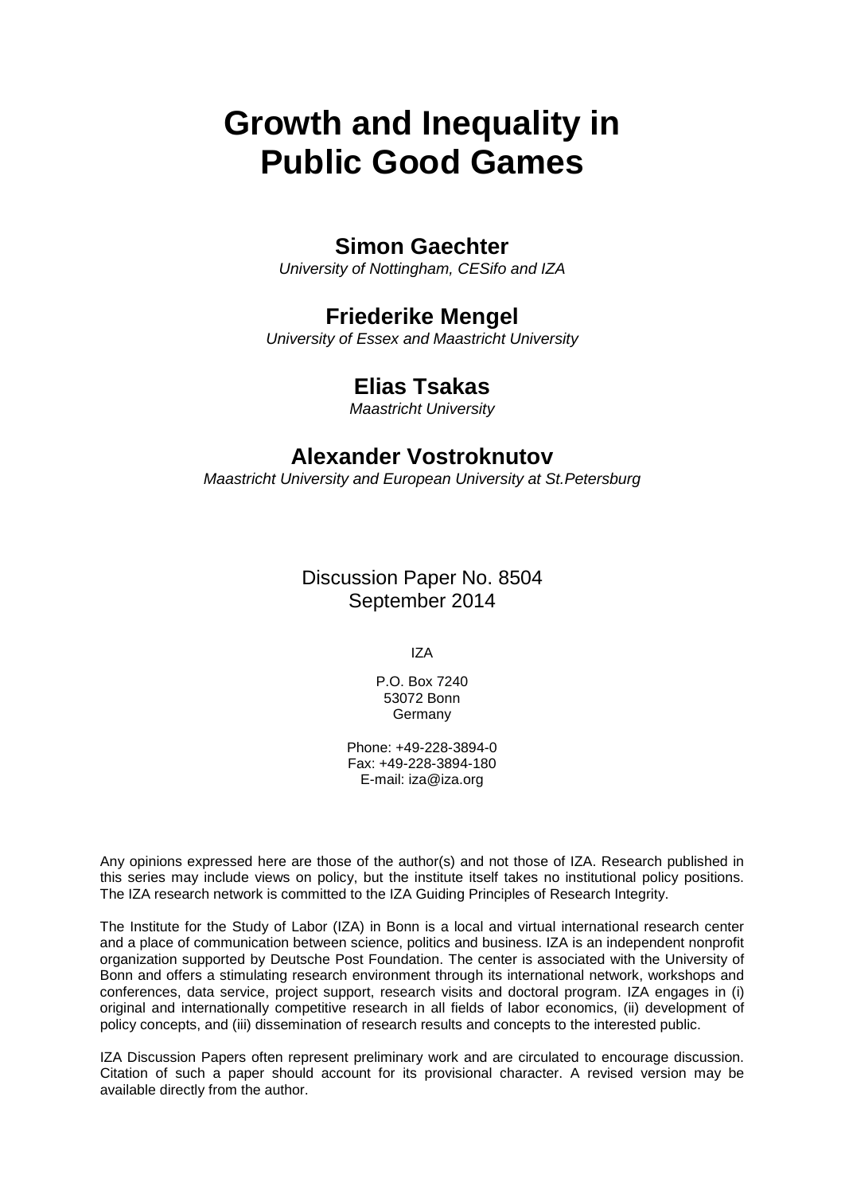# Growth and Inequality in Public Good Games

**Simon Gaechter**

*University of Nottingham, CESifo and IZA*

**Friederike Mengel**

*University of Essex and Maastricht University*

**Elias Tsakas**

*Maastricht University*

**Alexander Vostroknutov**

*Maastricht University and European University at St.Petersburg*

Discussion Paper No. 8504
September 2014

IZA

P.O. Box 7240
53072 Bonn
Germany

Phone: +49-228-3894-0
Fax: +49-228-3894-180
E-mail: iza@iza.org

Any opinions expressed here are those of the author(s) and not those of IZA. Research published in this series may include views on policy, but the institute itself takes no institutional policy positions. The IZA research network is committed to the IZA Guiding Principles of Research Integrity.

The Institute for the Study of Labor (IZA) in Bonn is a local and virtual international research center and a place of communication between science, politics and business. IZA is an independent nonprofit organization supported by Deutsche Post Foundation. The center is associated with the University of Bonn and offers a stimulating research environment through its international network, workshops and conferences, data service, project support, research visits and doctoral program. IZA engages in (i) original and internationally competitive research in all fields of labor economics, (ii) development of policy concepts, and (iii) dissemination of research results and concepts to the interested public.

IZA Discussion Papers often represent preliminary work and are circulated to encourage discussion. Citation of such a paper should account for its provisional character. A revised version may be available directly from the author.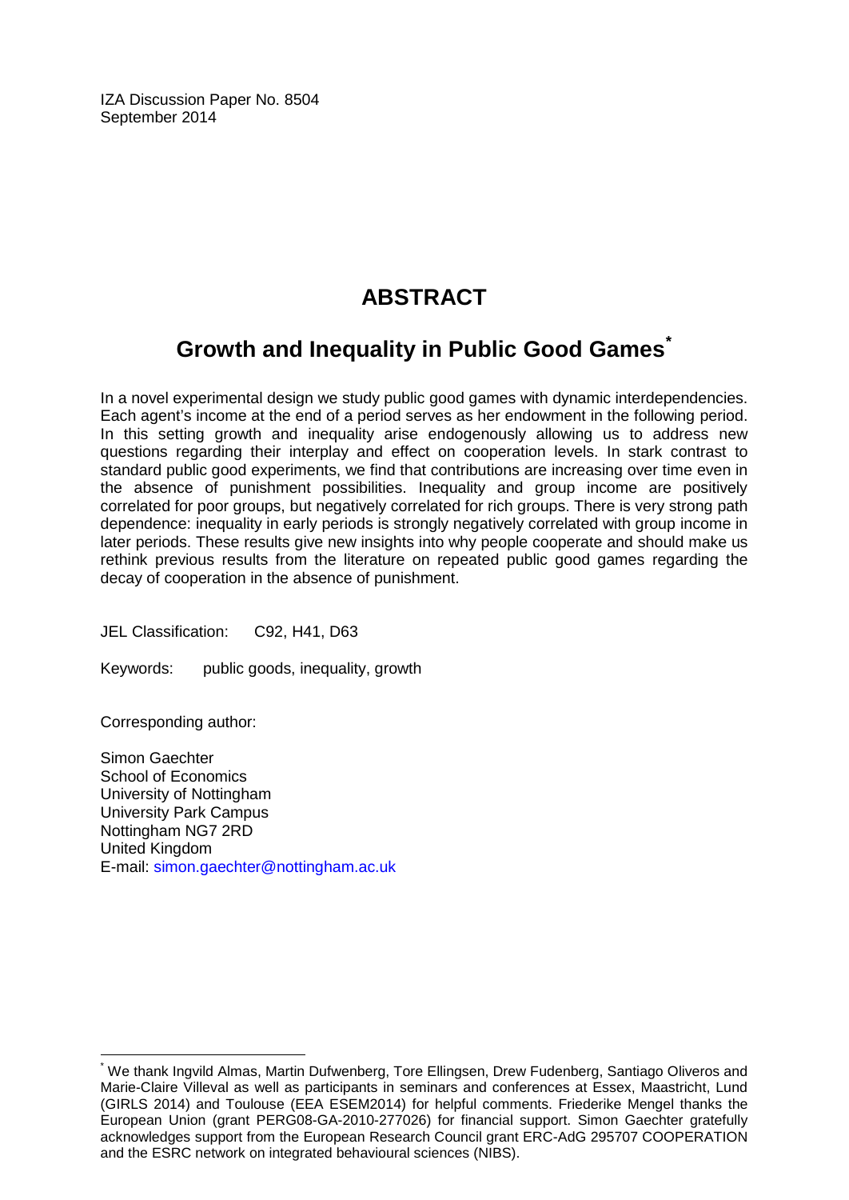IZA Discussion Paper No. 8504
September 2014

# ABSTRACT

## Growth and Inequality in Public Good Games[*]

In a novel experimental design we study public good games with dynamic interdependencies. Each agent's income at the end of a period serves as her endowment in the following period. In this setting growth and inequality arise endogenously allowing us to address new questions regarding their interplay and effect on cooperation levels. In stark contrast to standard public good experiments, we find that contributions are increasing over time even in the absence of punishment possibilities. Inequality and group income are positively correlated for poor groups, but negatively correlated for rich groups. There is very strong path dependence: inequality in early periods is strongly negatively correlated with group income in later periods. These results give new insights into why people cooperate and should make us rethink previous results from the literature on repeated public good games regarding the decay of cooperation in the absence of punishment.

JEL Classification: C92, H41, D63

Keywords: public goods, inequality, growth

Corresponding author:

Simon Gaechter
School of Economics
University of Nottingham
University Park Campus
Nottingham NG7 2RD
United Kingdom
E-mail: simon.gaechter@nottingham.ac.uk

---

[*] We thank Ingvild Almas, Martin Dufwenberg, Tore Ellingsen, Drew Fudenberg, Santiago Oliveros and Marie-Claire Villeval as well as participants in seminars and conferences at Essex, Maastricht, Lund (GIRLS 2014) and Toulouse (EEA ESEM2014) for helpful comments. Friederike Mengel thanks the European Union (grant PERG08-GA-2010-277026) for financial support. Simon Gaechter gratefully acknowledges support from the European Research Council grant ERC-AdG 295707 COOPERATION and the ESRC network on integrated behavioural sciences (NIBS).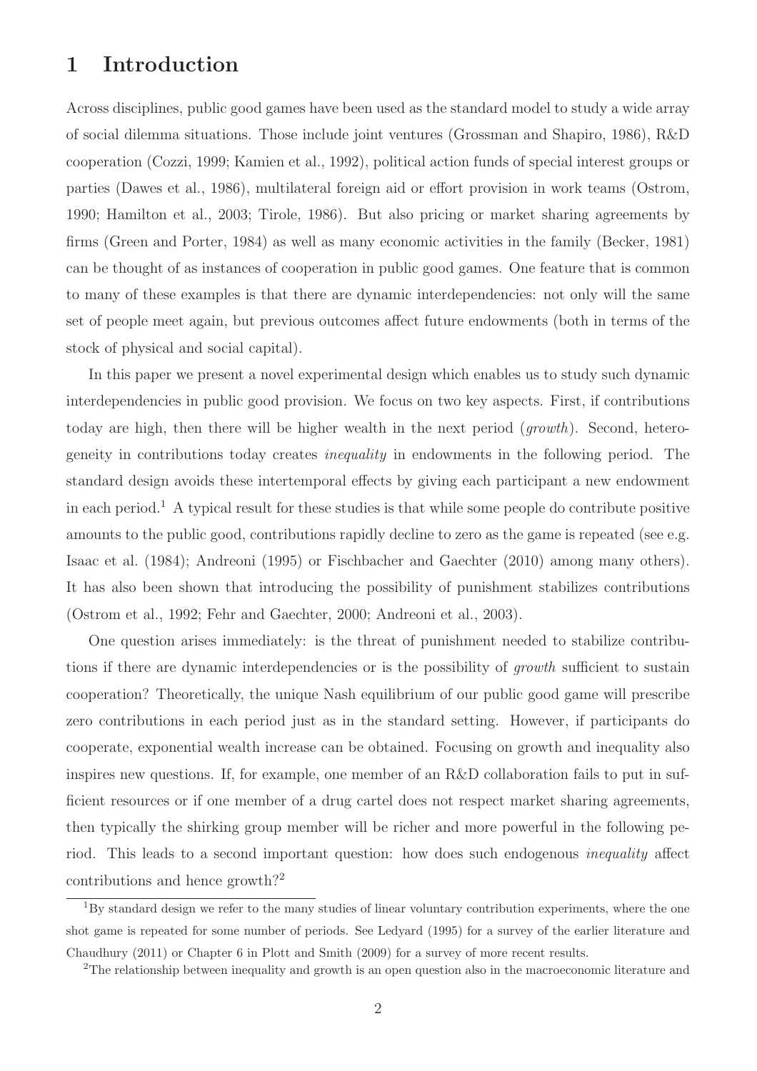# 1 Introduction

Across disciplines, public good games have been used as the standard model to study a wide array of social dilemma situations. Those include joint ventures (Grossman and Shapiro, 1986), R&D cooperation (Cozzi, 1999; Kamien et al., 1992), political action funds of special interest groups or parties (Dawes et al., 1986), multilateral foreign aid or effort provision in work teams (Ostrom, 1990; Hamilton et al., 2003; Tirole, 1986). But also pricing or market sharing agreements by firms (Green and Porter, 1984) as well as many economic activities in the family (Becker, 1981) can be thought of as instances of cooperation in public good games. One feature that is common to many of these examples is that there are dynamic interdependencies: not only will the same set of people meet again, but previous outcomes affect future endowments (both in terms of the stock of physical and social capital).

In this paper we present a novel experimental design which enables us to study such dynamic interdependencies in public good provision. We focus on two key aspects. First, if contributions today are high, then there will be higher wealth in the next period (*growth*). Second, heterogeneity in contributions today creates *inequality* in endowments in the following period. The standard design avoids these intertemporal effects by giving each participant a new endowment in each period.[1] A typical result for these studies is that while some people do contribute positive amounts to the public good, contributions rapidly decline to zero as the game is repeated (see e.g. Isaac et al. (1984); Andreoni (1995) or Fischbacher and Gaechter (2010) among many others). It has also been shown that introducing the possibility of punishment stabilizes contributions (Ostrom et al., 1992; Fehr and Gaechter, 2000; Andreoni et al., 2003).

One question arises immediately: is the threat of punishment needed to stabilize contributions if there are dynamic interdependencies or is the possibility of *growth* sufficient to sustain cooperation? Theoretically, the unique Nash equilibrium of our public good game will prescribe zero contributions in each period just as in the standard setting. However, if participants do cooperate, exponential wealth increase can be obtained. Focusing on growth and inequality also inspires new questions. If, for example, one member of an R&D collaboration fails to put in sufficient resources or if one member of a drug cartel does not respect market sharing agreements, then typically the shirking group member will be richer and more powerful in the following period. This leads to a second important question: how does such endogenous *inequality* affect contributions and hence growth?[2]

[1] By standard design we refer to the many studies of linear voluntary contribution experiments, where the one shot game is repeated for some number of periods. See Ledyard (1995) for a survey of the earlier literature and Chaudhury (2011) or Chapter 6 in Plott and Smith (2009) for a survey of more recent results.

[2] The relationship between inequality and growth is an open question also in the macroeconomic literature and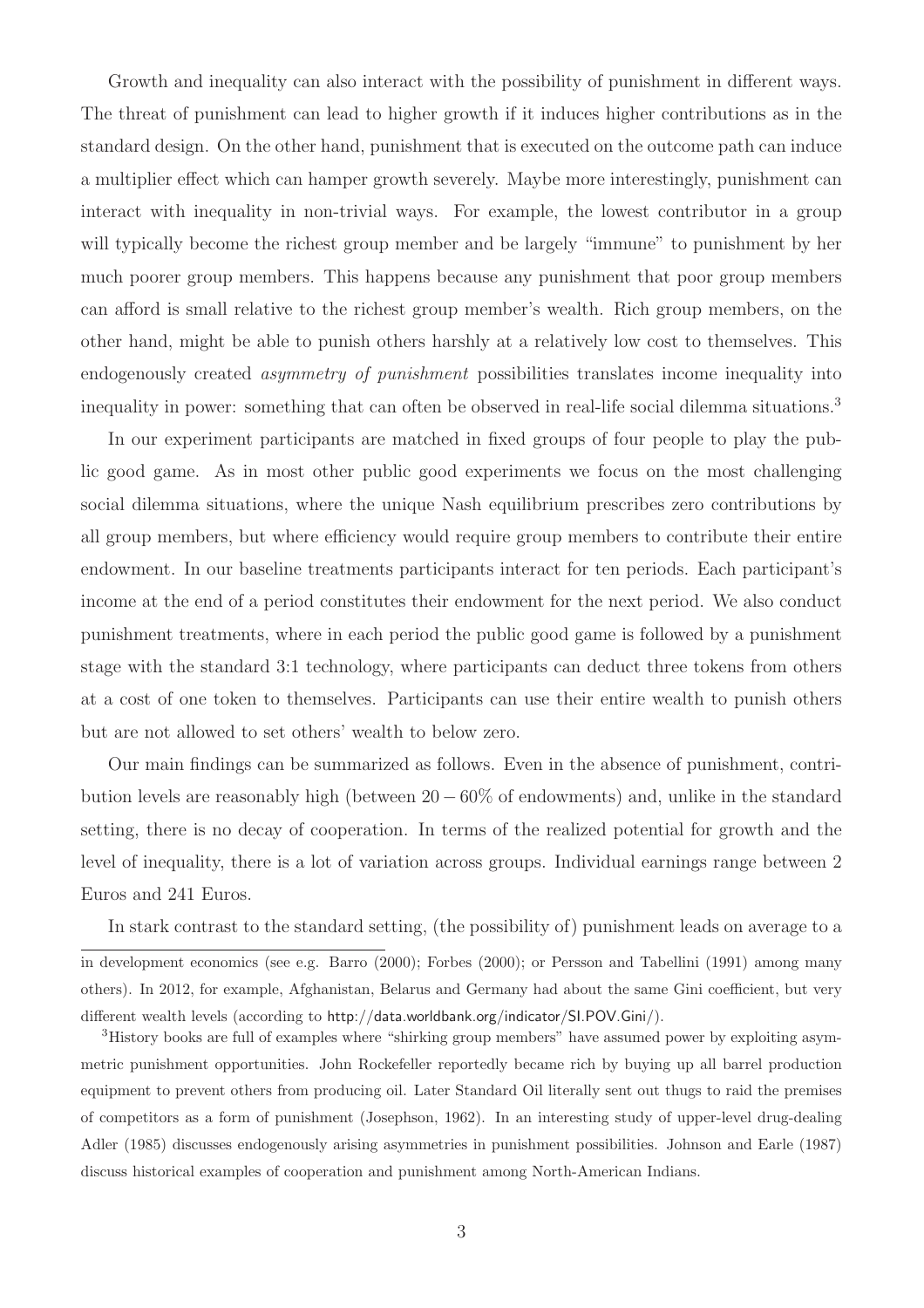Growth and inequality can also interact with the possibility of punishment in different ways. The threat of punishment can lead to higher growth if it induces higher contributions as in the standard design. On the other hand, punishment that is executed on the outcome path can induce a multiplier effect which can hamper growth severely. Maybe more interestingly, punishment can interact with inequality in non-trivial ways. For example, the lowest contributor in a group will typically become the richest group member and be largely "immune" to punishment by her much poorer group members. This happens because any punishment that poor group members can afford is small relative to the richest group member's wealth. Rich group members, on the other hand, might be able to punish others harshly at a relatively low cost to themselves. This endogenously created *asymmetry of punishment* possibilities translates income inequality into inequality in power: something that can often be observed in real-life social dilemma situations.[3]

In our experiment participants are matched in fixed groups of four people to play the public good game. As in most other public good experiments we focus on the most challenging social dilemma situations, where the unique Nash equilibrium prescribes zero contributions by all group members, but where efficiency would require group members to contribute their entire endowment. In our baseline treatments participants interact for ten periods. Each participant's income at the end of a period constitutes their endowment for the next period. We also conduct punishment treatments, where in each period the public good game is followed by a punishment stage with the standard 3:1 technology, where participants can deduct three tokens from others at a cost of one token to themselves. Participants can use their entire wealth to punish others but are not allowed to set others' wealth to below zero.

Our main findings can be summarized as follows. Even in the absence of punishment, contribution levels are reasonably high (between $20-60\%$ of endowments) and, unlike in the standard setting, there is no decay of cooperation. In terms of the realized potential for growth and the level of inequality, there is a lot of variation across groups. Individual earnings range between 2 Euros and 241 Euros.

In stark contrast to the standard setting, (the possibility of) punishment leads on average to a

---

in development economics (see e.g. Barro (2000); Forbes (2000); or Persson and Tabellini (1991) among many others). In 2012, for example, Afghanistan, Belarus and Germany had about the same Gini coefficient, but very different wealth levels (according to http://data.worldbank.org/indicator/SI.POV.Gini/).

[3] History books are full of examples where "shirking group members" have assumed power by exploiting asymmetric punishment opportunities. John Rockefeller reportedly became rich by buying up all barrel production equipment to prevent others from producing oil. Later Standard Oil literally sent out thugs to raid the premises of competitors as a form of punishment (Josephson, 1962). In an interesting study of upper-level drug-dealing Adler (1985) discusses endogenously arising asymmetries in punishment possibilities. Johnson and Earle (1987) discuss historical examples of cooperation and punishment among North-American Indians.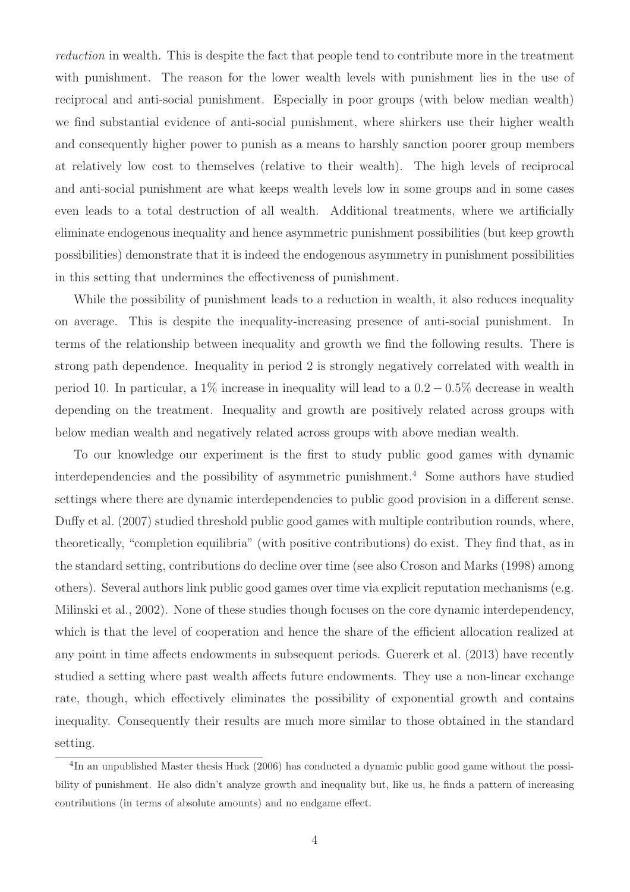*reduction* in wealth. This is despite the fact that people tend to contribute more in the treatment with punishment. The reason for the lower wealth levels with punishment lies in the use of reciprocal and anti-social punishment. Especially in poor groups (with below median wealth) we find substantial evidence of anti-social punishment, where shirkers use their higher wealth and consequently higher power to punish as a means to harshly sanction poorer group members at relatively low cost to themselves (relative to their wealth). The high levels of reciprocal and anti-social punishment are what keeps wealth levels low in some groups and in some cases even leads to a total destruction of all wealth. Additional treatments, where we artificially eliminate endogenous inequality and hence asymmetric punishment possibilities (but keep growth possibilities) demonstrate that it is indeed the endogenous asymmetry in punishment possibilities in this setting that undermines the effectiveness of punishment.

While the possibility of punishment leads to a reduction in wealth, it also reduces inequality on average. This is despite the inequality-increasing presence of anti-social punishment. In terms of the relationship between inequality and growth we find the following results. There is strong path dependence. Inequality in period 2 is strongly negatively correlated with wealth in period 10. In particular, a 1% increase in inequality will lead to a $0.2 - 0.5\%$ decrease in wealth depending on the treatment. Inequality and growth are positively related across groups with below median wealth and negatively related across groups with above median wealth.

To our knowledge our experiment is the first to study public good games with dynamic interdependencies and the possibility of asymmetric punishment.[4] Some authors have studied settings where there are dynamic interdependencies to public good provision in a different sense. Duffy et al. (2007) studied threshold public good games with multiple contribution rounds, where, theoretically, "completion equilibria" (with positive contributions) do exist. They find that, as in the standard setting, contributions do decline over time (see also Croson and Marks (1998) among others). Several authors link public good games over time via explicit reputation mechanisms (e.g. Milinski et al., 2002). None of these studies though focuses on the core dynamic interdependency, which is that the level of cooperation and hence the share of the efficient allocation realized at any point in time affects endowments in subsequent periods. Guererk et al. (2013) have recently studied a setting where past wealth affects future endowments. They use a non-linear exchange rate, though, which effectively eliminates the possibility of exponential growth and contains inequality. Consequently their results are much more similar to those obtained in the standard setting.

[4]In an unpublished Master thesis Huck (2006) has conducted a dynamic public good game without the possibility of punishment. He also didn't analyze growth and inequality but, like us, he finds a pattern of increasing contributions (in terms of absolute amounts) and no endgame effect.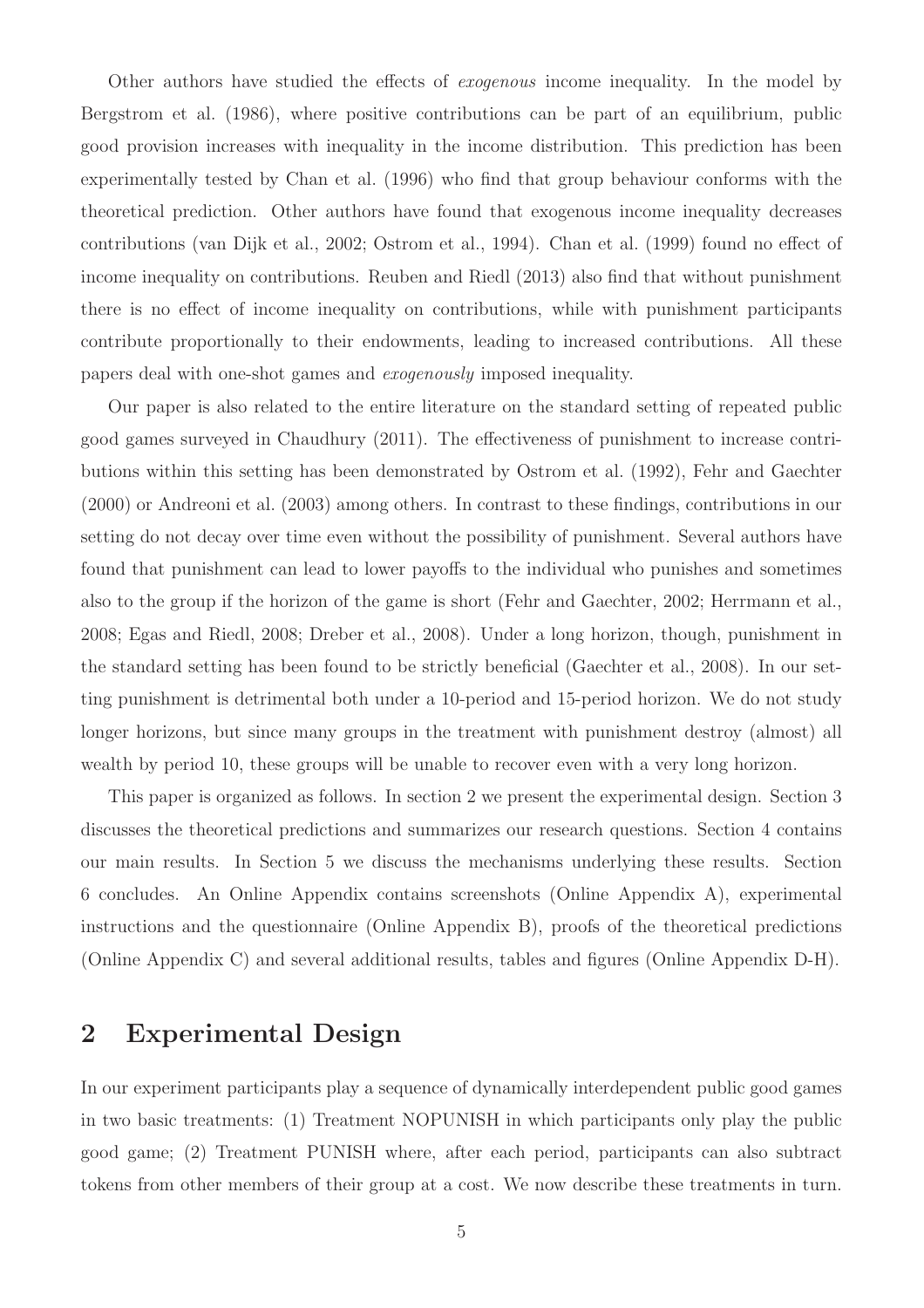Other authors have studied the effects of *exogenous* income inequality. In the model by Bergstrom et al. (1986), where positive contributions can be part of an equilibrium, public good provision increases with inequality in the income distribution. This prediction has been experimentally tested by Chan et al. (1996) who find that group behaviour conforms with the theoretical prediction. Other authors have found that exogenous income inequality decreases contributions (van Dijk et al., 2002; Ostrom et al., 1994). Chan et al. (1999) found no effect of income inequality on contributions. Reuben and Riedl (2013) also find that without punishment there is no effect of income inequality on contributions, while with punishment participants contribute proportionally to their endowments, leading to increased contributions. All these papers deal with one-shot games and *exogenously* imposed inequality.

Our paper is also related to the entire literature on the standard setting of repeated public good games surveyed in Chaudhury (2011). The effectiveness of punishment to increase contributions within this setting has been demonstrated by Ostrom et al. (1992), Fehr and Gaechter (2000) or Andreoni et al. (2003) among others. In contrast to these findings, contributions in our setting do not decay over time even without the possibility of punishment. Several authors have found that punishment can lead to lower payoffs to the individual who punishes and sometimes also to the group if the horizon of the game is short (Fehr and Gaechter, 2002; Herrmann et al., 2008; Egas and Riedl, 2008; Dreber et al., 2008). Under a long horizon, though, punishment in the standard setting has been found to be strictly beneficial (Gaechter et al., 2008). In our setting punishment is detrimental both under a 10-period and 15-period horizon. We do not study longer horizons, but since many groups in the treatment with punishment destroy (almost) all wealth by period 10, these groups will be unable to recover even with a very long horizon.

This paper is organized as follows. In section 2 we present the experimental design. Section 3 discusses the theoretical predictions and summarizes our research questions. Section 4 contains our main results. In Section 5 we discuss the mechanisms underlying these results. Section 6 concludes. An Online Appendix contains screenshots (Online Appendix A), experimental instructions and the questionnaire (Online Appendix B), proofs of the theoretical predictions (Online Appendix C) and several additional results, tables and figures (Online Appendix D-H).

## 2 Experimental Design

In our experiment participants play a sequence of dynamically interdependent public good games in two basic treatments: (1) Treatment NOPUNISH in which participants only play the public good game; (2) Treatment PUNISH where, after each period, participants can also subtract tokens from other members of their group at a cost. We now describe these treatments in turn.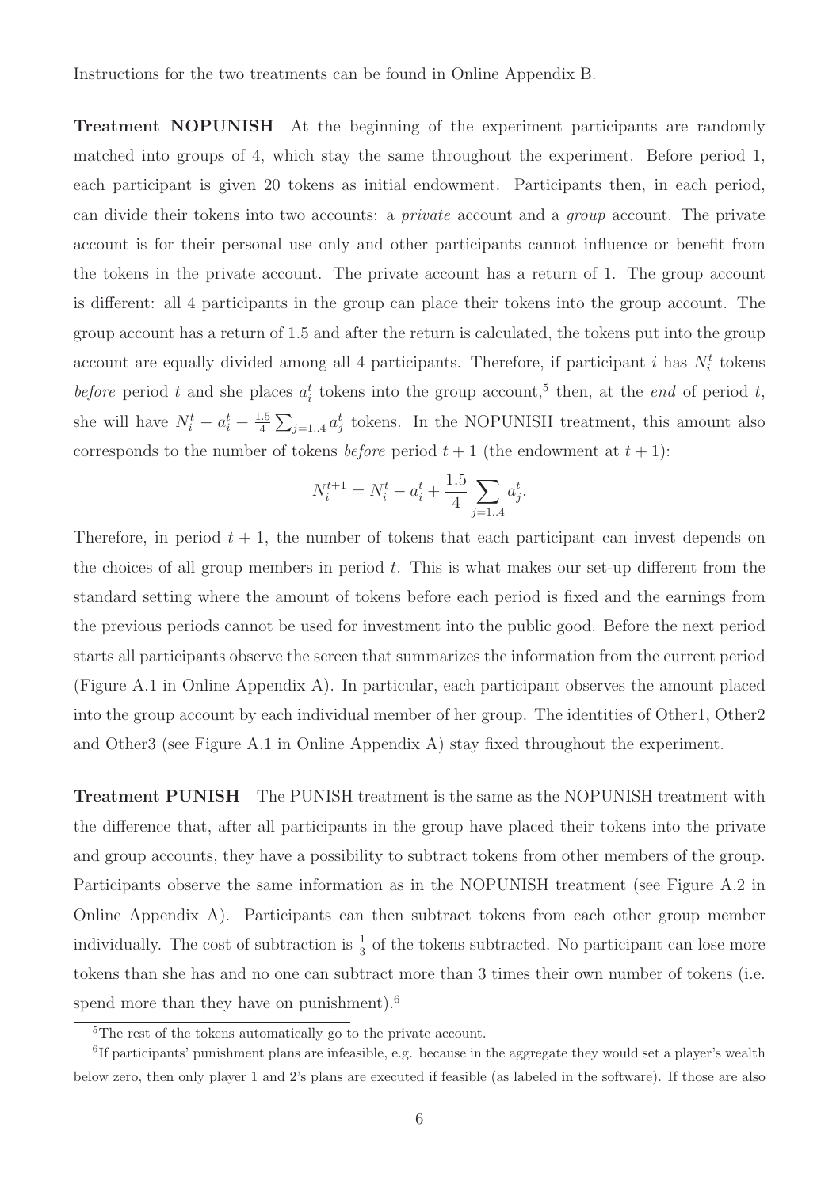Instructions for the two treatments can be found in Online Appendix B.

**Treatment NOPUNISH** At the beginning of the experiment participants are randomly matched into groups of 4, which stay the same throughout the experiment. Before period 1, each participant is given 20 tokens as initial endowment. Participants then, in each period, can divide their tokens into two accounts: a *private* account and a *group* account. The private account is for their personal use only and other participants cannot influence or benefit from the tokens in the private account. The private account has a return of 1. The group account is different: all 4 participants in the group can place their tokens into the group account. The group account has a return of 1.5 and after the return is calculated, the tokens put into the group account are equally divided among all 4 participants. Therefore, if participant $i$ has $N_i^t$ tokens *before* period $t$ and she places $a_i^t$ tokens into the group account,[5] then, at the *end* of period $t$, she will have $N_i^t - a_i^t + \frac{1.5}{4}\sum_{j=1..4} a_j^t$ tokens. In the NOPUNISH treatment, this amount also corresponds to the number of tokens *before* period $t+1$ (the endowment at $t+1$):

$$N_i^{t+1} = N_i^t - a_i^t + \frac{1.5}{4}\sum_{j=1..4} a_j^t.$$

Therefore, in period $t+1$, the number of tokens that each participant can invest depends on the choices of all group members in period $t$. This is what makes our set-up different from the standard setting where the amount of tokens before each period is fixed and the earnings from the previous periods cannot be used for investment into the public good. Before the next period starts all participants observe the screen that summarizes the information from the current period (Figure A.1 in Online Appendix A). In particular, each participant observes the amount placed into the group account by each individual member of her group. The identities of Other1, Other2 and Other3 (see Figure A.1 in Online Appendix A) stay fixed throughout the experiment.

**Treatment PUNISH** The PUNISH treatment is the same as the NOPUNISH treatment with the difference that, after all participants in the group have placed their tokens into the private and group accounts, they have a possibility to subtract tokens from other members of the group. Participants observe the same information as in the NOPUNISH treatment (see Figure A.2 in Online Appendix A). Participants can then subtract tokens from each other group member individually. The cost of subtraction is $\frac{1}{3}$ of the tokens subtracted. No participant can lose more tokens than she has and no one can subtract more than 3 times their own number of tokens (i.e. spend more than they have on punishment).[6]

---

[5] The rest of the tokens automatically go to the private account.

[6] If participants' punishment plans are infeasible, e.g. because in the aggregate they would set a player's wealth below zero, then only player 1 and 2's plans are executed if feasible (as labeled in the software). If those are also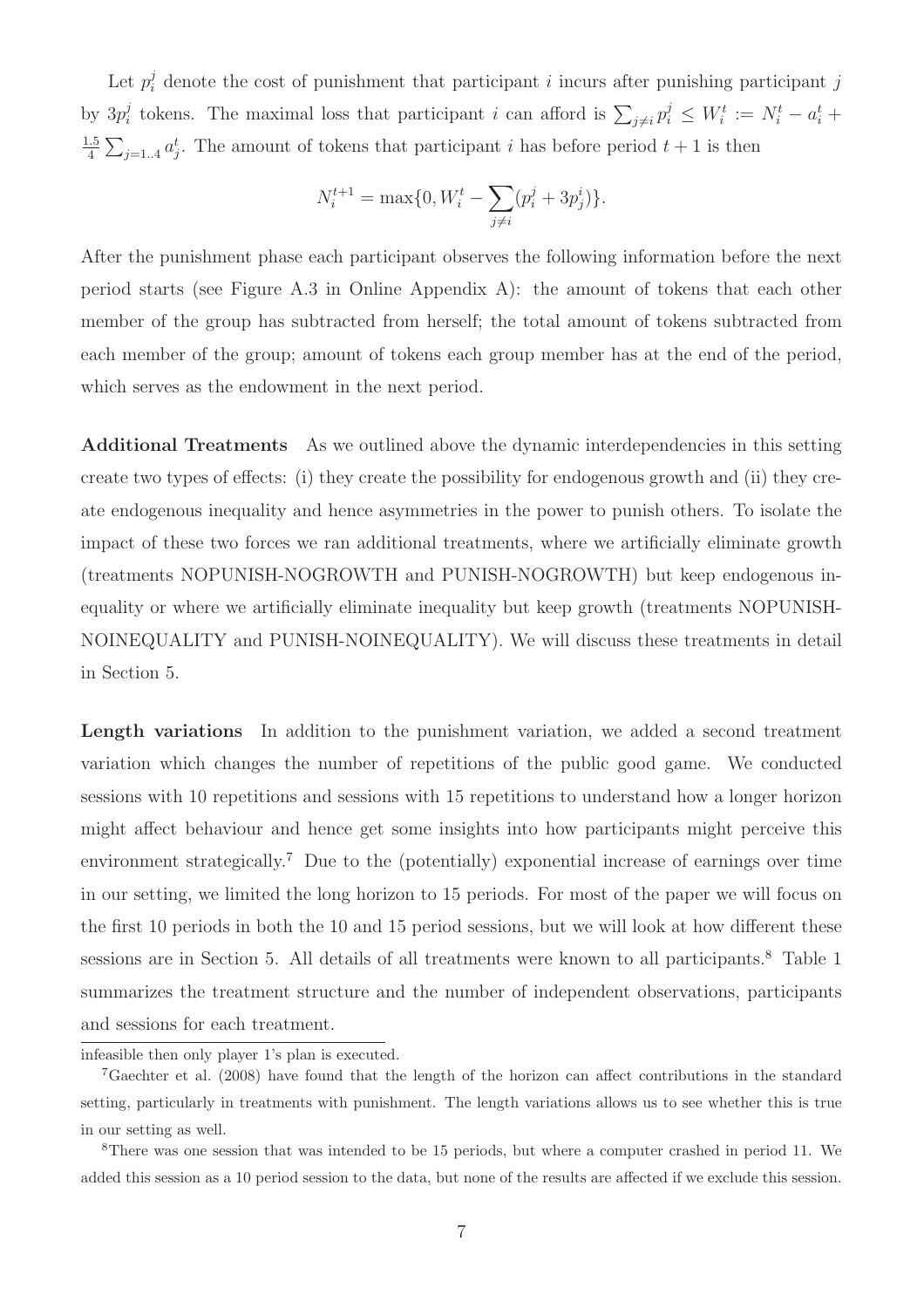Let $p_i^j$ denote the cost of punishment that participant $i$ incurs after punishing participant $j$ by $3p_i^j$ tokens. The maximal loss that participant $i$ can afford is $\sum_{j \neq i} p_i^j \leq W_i^t := N_i^t - a_i^t + \frac{1.5}{4} \sum_{j=1..4} a_j^t$. The amount of tokens that participant $i$ has before period $t+1$ is then

$$N_i^{t+1} = \max\{0, W_i^t - \sum_{j \neq i} (p_i^j + 3p_j^i)\}.$$

After the punishment phase each participant observes the following information before the next period starts (see Figure A.3 in Online Appendix A): the amount of tokens that each other member of the group has subtracted from herself; the total amount of tokens subtracted from each member of the group; amount of tokens each group member has at the end of the period, which serves as the endowment in the next period.

**Additional Treatments** As we outlined above the dynamic interdependencies in this setting create two types of effects: (i) they create the possibility for endogenous growth and (ii) they create endogenous inequality and hence asymmetries in the power to punish others. To isolate the impact of these two forces we ran additional treatments, where we artificially eliminate growth (treatments NOPUNISH-NOGROWTH and PUNISH-NOGROWTH) but keep endogenous inequality or where we artificially eliminate inequality but keep growth (treatments NOPUNISH-NOINEQUALITY and PUNISH-NOINEQUALITY). We will discuss these treatments in detail in Section 5.

**Length variations** In addition to the punishment variation, we added a second treatment variation which changes the number of repetitions of the public good game. We conducted sessions with 10 repetitions and sessions with 15 repetitions to understand how a longer horizon might affect behaviour and hence get some insights into how participants might perceive this environment strategically.[7] Due to the (potentially) exponential increase of earnings over time in our setting, we limited the long horizon to 15 periods. For most of the paper we will focus on the first 10 periods in both the 10 and 15 period sessions, but we will look at how different these sessions are in Section 5. All details of all treatments were known to all participants.[8] Table 1 summarizes the treatment structure and the number of independent observations, participants and sessions for each treatment.

infeasible then only player 1's plan is executed.

[7] Gaechter et al. (2008) have found that the length of the horizon can affect contributions in the standard setting, particularly in treatments with punishment. The length variations allows us to see whether this is true in our setting as well.

[8] There was one session that was intended to be 15 periods, but where a computer crashed in period 11. We added this session as a 10 period session to the data, but none of the results are affected if we exclude this session.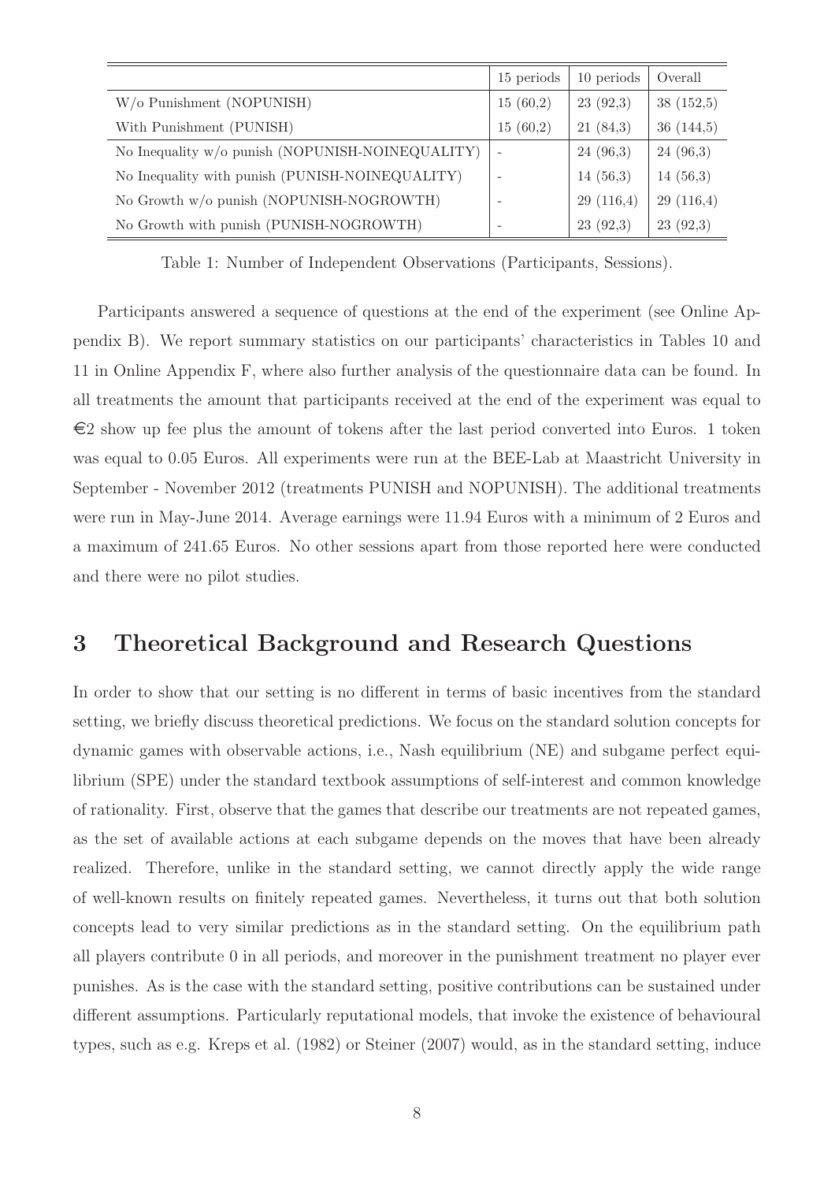| | 15 periods | 10 periods | Overall |
|---|---|---|---|
| W/o Punishment (NOPUNISH) | 15 (60,2) | 23 (92,3) | 38 (152,5) |
| With Punishment (PUNISH) | 15 (60,2) | 21 (84,3) | 36 (144,5) |
| No Inequality w/o punish (NOPUNISH-NOINEQUALITY) | - | 24 (96,3) | 24 (96,3) |
| No Inequality with punish (PUNISH-NOINEQUALITY) | - | 14 (56,3) | 14 (56,3) |
| No Growth w/o punish (NOPUNISH-NOGROWTH) | - | 29 (116,4) | 29 (116,4) |
| No Growth with punish (PUNISH-NOGROWTH) | - | 23 (92,3) | 23 (92,3) |

Table 1: Number of Independent Observations (Participants, Sessions).

Participants answered a sequence of questions at the end of the experiment (see Online Appendix B). We report summary statistics on our participants' characteristics in Tables 10 and 11 in Online Appendix F, where also further analysis of the questionnaire data can be found. In all treatments the amount that participants received at the end of the experiment was equal to €2 show up fee plus the amount of tokens after the last period converted into Euros. 1 token was equal to 0.05 Euros. All experiments were run at the BEE-Lab at Maastricht University in September - November 2012 (treatments PUNISH and NOPUNISH). The additional treatments were run in May-June 2014. Average earnings were 11.94 Euros with a minimum of 2 Euros and a maximum of 241.65 Euros. No other sessions apart from those reported here were conducted and there were no pilot studies.

# 3 Theoretical Background and Research Questions

In order to show that our setting is no different in terms of basic incentives from the standard setting, we briefly discuss theoretical predictions. We focus on the standard solution concepts for dynamic games with observable actions, i.e., Nash equilibrium (NE) and subgame perfect equilibrium (SPE) under the standard textbook assumptions of self-interest and common knowledge of rationality. First, observe that the games that describe our treatments are not repeated games, as the set of available actions at each subgame depends on the moves that have been already realized. Therefore, unlike in the standard setting, we cannot directly apply the wide range of well-known results on finitely repeated games. Nevertheless, it turns out that both solution concepts lead to very similar predictions as in the standard setting. On the equilibrium path all players contribute 0 in all periods, and moreover in the punishment treatment no player ever punishes. As is the case with the standard setting, positive contributions can be sustained under different assumptions. Particularly reputational models, that invoke the existence of behavioural types, such as e.g. Kreps et al. (1982) or Steiner (2007) would, as in the standard setting, induce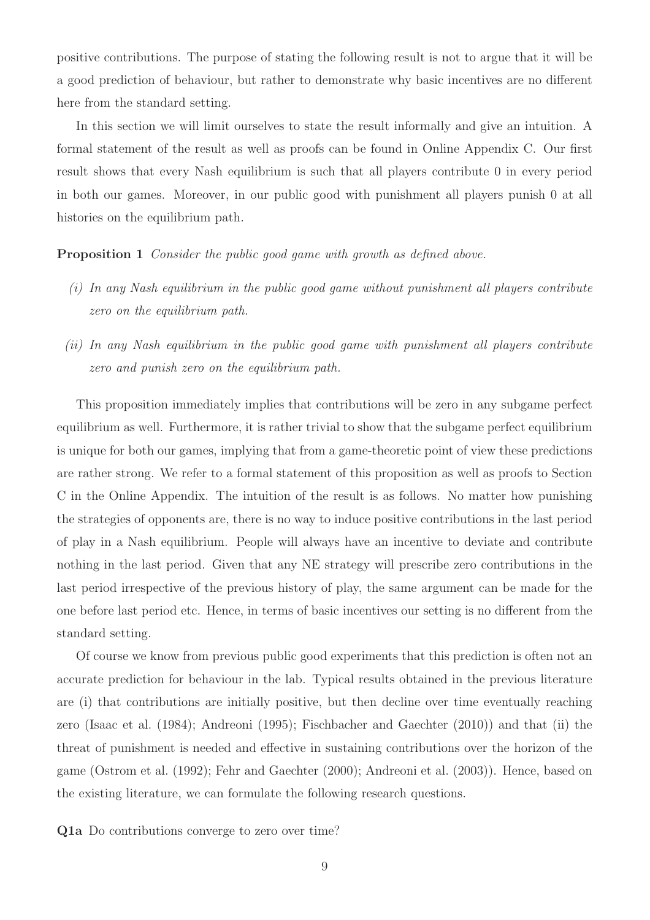positive contributions. The purpose of stating the following result is not to argue that it will be a good prediction of behaviour, but rather to demonstrate why basic incentives are no different here from the standard setting.

In this section we will limit ourselves to state the result informally and give an intuition. A formal statement of the result as well as proofs can be found in Online Appendix C. Our first result shows that every Nash equilibrium is such that all players contribute 0 in every period in both our games. Moreover, in our public good with punishment all players punish 0 at all histories on the equilibrium path.

**Proposition 1** *Consider the public good game with growth as defined above.*

*(i) In any Nash equilibrium in the public good game without punishment all players contribute zero on the equilibrium path.*

*(ii) In any Nash equilibrium in the public good game with punishment all players contribute zero and punish zero on the equilibrium path.*

This proposition immediately implies that contributions will be zero in any subgame perfect equilibrium as well. Furthermore, it is rather trivial to show that the subgame perfect equilibrium is unique for both our games, implying that from a game-theoretic point of view these predictions are rather strong. We refer to a formal statement of this proposition as well as proofs to Section C in the Online Appendix. The intuition of the result is as follows. No matter how punishing the strategies of opponents are, there is no way to induce positive contributions in the last period of play in a Nash equilibrium. People will always have an incentive to deviate and contribute nothing in the last period. Given that any NE strategy will prescribe zero contributions in the last period irrespective of the previous history of play, the same argument can be made for the one before last period etc. Hence, in terms of basic incentives our setting is no different from the standard setting.

Of course we know from previous public good experiments that this prediction is often not an accurate prediction for behaviour in the lab. Typical results obtained in the previous literature are (i) that contributions are initially positive, but then decline over time eventually reaching zero (Isaac et al. (1984); Andreoni (1995); Fischbacher and Gaechter (2010)) and that (ii) the threat of punishment is needed and effective in sustaining contributions over the horizon of the game (Ostrom et al. (1992); Fehr and Gaechter (2000); Andreoni et al. (2003)). Hence, based on the existing literature, we can formulate the following research questions.

**Q1a** Do contributions converge to zero over time?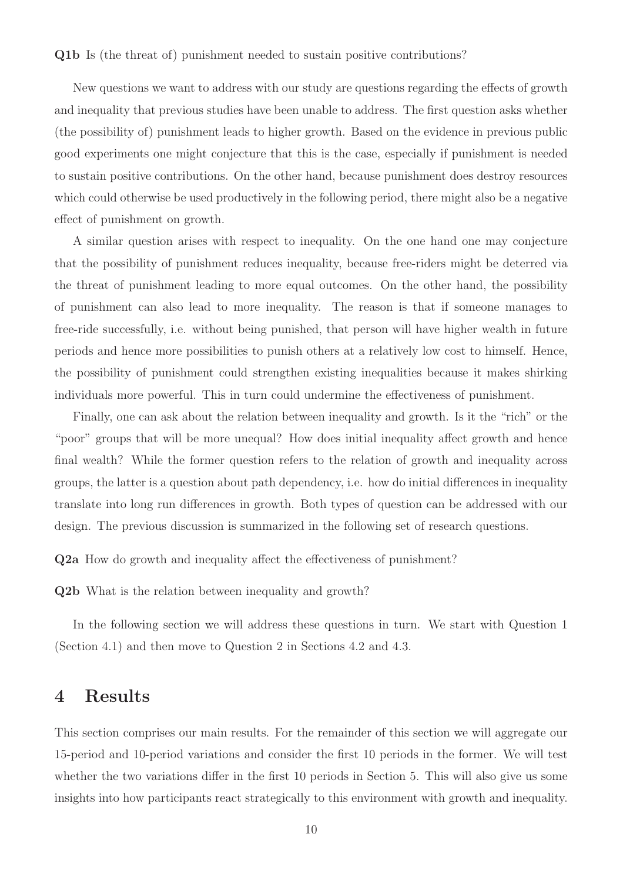**Q1b** Is (the threat of) punishment needed to sustain positive contributions?

New questions we want to address with our study are questions regarding the effects of growth and inequality that previous studies have been unable to address. The first question asks whether (the possibility of) punishment leads to higher growth. Based on the evidence in previous public good experiments one might conjecture that this is the case, especially if punishment is needed to sustain positive contributions. On the other hand, because punishment does destroy resources which could otherwise be used productively in the following period, there might also be a negative effect of punishment on growth.

A similar question arises with respect to inequality. On the one hand one may conjecture that the possibility of punishment reduces inequality, because free-riders might be deterred via the threat of punishment leading to more equal outcomes. On the other hand, the possibility of punishment can also lead to more inequality. The reason is that if someone manages to free-ride successfully, i.e. without being punished, that person will have higher wealth in future periods and hence more possibilities to punish others at a relatively low cost to himself. Hence, the possibility of punishment could strengthen existing inequalities because it makes shirking individuals more powerful. This in turn could undermine the effectiveness of punishment.

Finally, one can ask about the relation between inequality and growth. Is it the "rich" or the "poor" groups that will be more unequal? How does initial inequality affect growth and hence final wealth? While the former question refers to the relation of growth and inequality across groups, the latter is a question about path dependency, i.e. how do initial differences in inequality translate into long run differences in growth. Both types of question can be addressed with our design. The previous discussion is summarized in the following set of research questions.

**Q2a** How do growth and inequality affect the effectiveness of punishment?

**Q2b** What is the relation between inequality and growth?

In the following section we will address these questions in turn. We start with Question 1 (Section 4.1) and then move to Question 2 in Sections 4.2 and 4.3.

# 4 Results

This section comprises our main results. For the remainder of this section we will aggregate our 15-period and 10-period variations and consider the first 10 periods in the former. We will test whether the two variations differ in the first 10 periods in Section 5. This will also give us some insights into how participants react strategically to this environment with growth and inequality.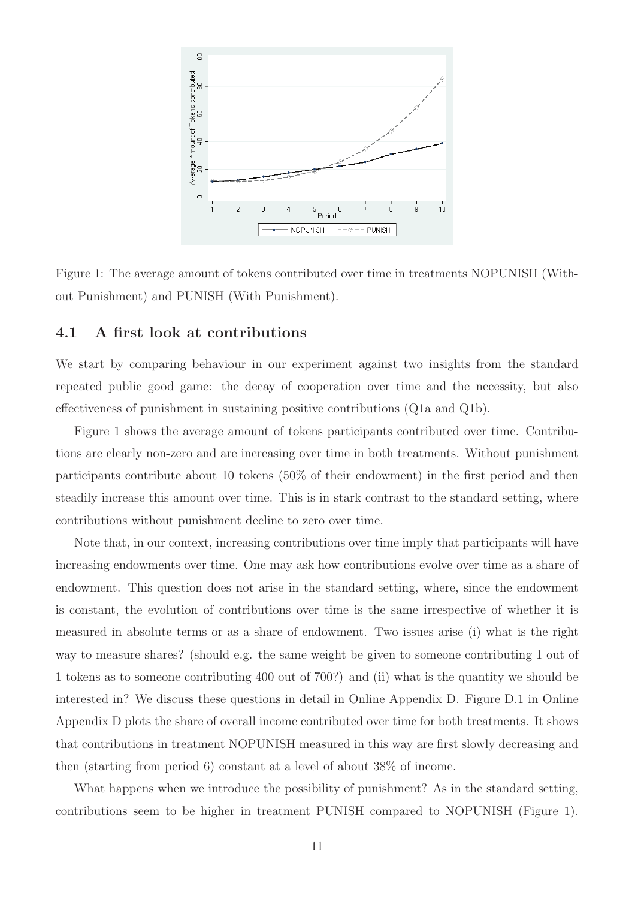Figure 1: The average amount of tokens contributed over time in treatments NOPUNISH (Without Punishment) and PUNISH (With Punishment).

### 4.1 A first look at contributions

We start by comparing behaviour in our experiment against two insights from the standard repeated public good game: the decay of cooperation over time and the necessity, but also effectiveness of punishment in sustaining positive contributions (Q1a and Q1b).

Figure 1 shows the average amount of tokens participants contributed over time. Contributions are clearly non-zero and are increasing over time in both treatments. Without punishment participants contribute about 10 tokens (50% of their endowment) in the first period and then steadily increase this amount over time. This is in stark contrast to the standard setting, where contributions without punishment decline to zero over time.

Note that, in our context, increasing contributions over time imply that participants will have increasing endowments over time. One may ask how contributions evolve over time as a share of endowment. This question does not arise in the standard setting, where, since the endowment is constant, the evolution of contributions over time is the same irrespective of whether it is measured in absolute terms or as a share of endowment. Two issues arise (i) what is the right way to measure shares? (should e.g. the same weight be given to someone contributing 1 out of 1 tokens as to someone contributing 400 out of 700?) and (ii) what is the quantity we should be interested in? We discuss these questions in detail in Online Appendix D. Figure D.1 in Online Appendix D plots the share of overall income contributed over time for both treatments. It shows that contributions in treatment NOPUNISH measured in this way are first slowly decreasing and then (starting from period 6) constant at a level of about 38% of income.

What happens when we introduce the possibility of punishment? As in the standard setting, contributions seem to be higher in treatment PUNISH compared to NOPUNISH (Figure 1).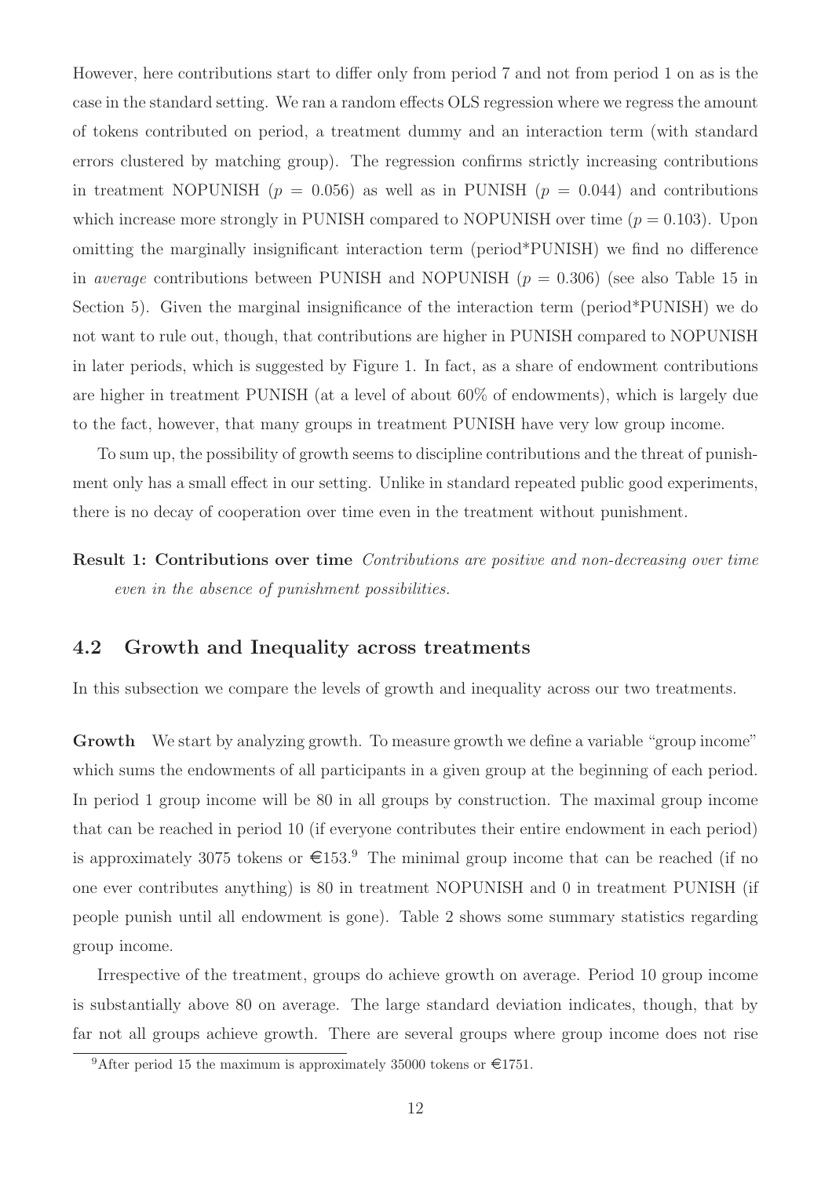However, here contributions start to differ only from period 7 and not from period 1 on as is the case in the standard setting. We ran a random effects OLS regression where we regress the amount of tokens contributed on period, a treatment dummy and an interaction term (with standard errors clustered by matching group). The regression confirms strictly increasing contributions in treatment NOPUNISH ($p = 0.056$) as well as in PUNISH ($p = 0.044$) and contributions which increase more strongly in PUNISH compared to NOPUNISH over time ($p = 0.103$). Upon omitting the marginally insignificant interaction term (period*PUNISH) we find no difference in *average* contributions between PUNISH and NOPUNISH ($p = 0.306$) (see also Table 15 in Section 5). Given the marginal insignificance of the interaction term (period*PUNISH) we do not want to rule out, though, that contributions are higher in PUNISH compared to NOPUNISH in later periods, which is suggested by Figure 1. In fact, as a share of endowment contributions are higher in treatment PUNISH (at a level of about 60% of endowments), which is largely due to the fact, however, that many groups in treatment PUNISH have very low group income.

To sum up, the possibility of growth seems to discipline contributions and the threat of punishment only has a small effect in our setting. Unlike in standard repeated public good experiments, there is no decay of cooperation over time even in the treatment without punishment.

**Result 1: Contributions over time** *Contributions are positive and non-decreasing over time even in the absence of punishment possibilities.*

## 4.2 Growth and Inequality across treatments

In this subsection we compare the levels of growth and inequality across our two treatments.

**Growth** We start by analyzing growth. To measure growth we define a variable "group income" which sums the endowments of all participants in a given group at the beginning of each period. In period 1 group income will be 80 in all groups by construction. The maximal group income that can be reached in period 10 (if everyone contributes their entire endowment in each period) is approximately 3075 tokens or €153.[9] The minimal group income that can be reached (if no one ever contributes anything) is 80 in treatment NOPUNISH and 0 in treatment PUNISH (if people punish until all endowment is gone). Table 2 shows some summary statistics regarding group income.

Irrespective of the treatment, groups do achieve growth on average. Period 10 group income is substantially above 80 on average. The large standard deviation indicates, though, that by far not all groups achieve growth. There are several groups where group income does not rise

[9] After period 15 the maximum is approximately 35000 tokens or €1751.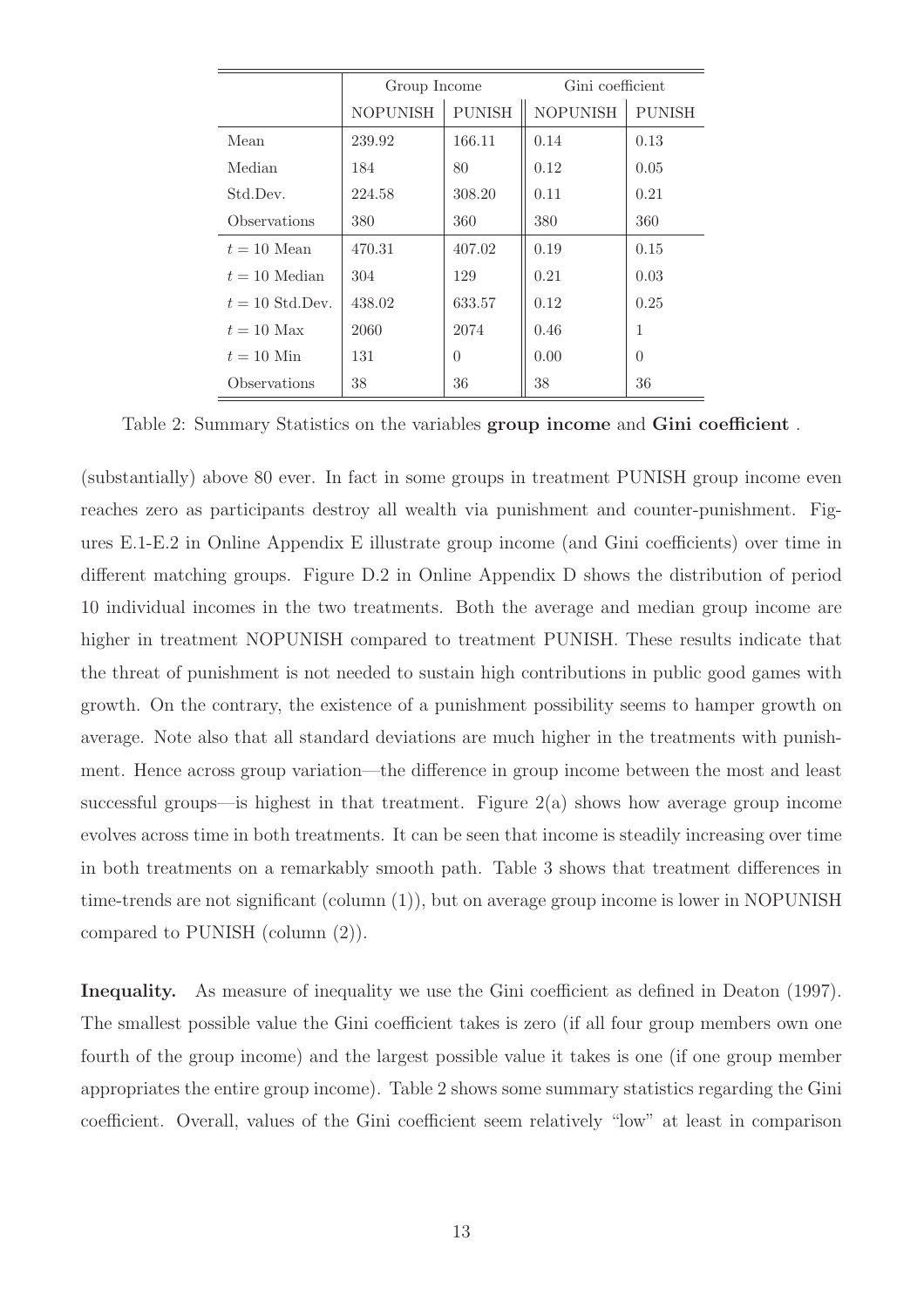| | Group Income | | Gini coefficient | |
|---|---|---|---|---|
| | NOPUNISH | PUNISH | NOPUNISH | PUNISH |
| Mean | 239.92 | 166.11 | 0.14 | 0.13 |
| Median | 184 | 80 | 0.12 | 0.05 |
| Std.Dev. | 224.58 | 308.20 | 0.11 | 0.21 |
| Observations | 380 | 360 | 380 | 360 |
| $t = 10$ Mean | 470.31 | 407.02 | 0.19 | 0.15 |
| $t = 10$ Median | 304 | 129 | 0.21 | 0.03 |
| $t = 10$ Std.Dev. | 438.02 | 633.57 | 0.12 | 0.25 |
| $t = 10$ Max | 2060 | 2074 | 0.46 | 1 |
| $t = 10$ Min | 131 | 0 | 0.00 | 0 |
| Observations | 38 | 36 | 38 | 36 |

Table 2: Summary Statistics on the variables **group income** and **Gini coefficient** .

(substantially) above 80 ever. In fact in some groups in treatment PUNISH group income even reaches zero as participants destroy all wealth via punishment and counter-punishment. Figures E.1-E.2 in Online Appendix E illustrate group income (and Gini coefficients) over time in different matching groups. Figure D.2 in Online Appendix D shows the distribution of period 10 individual incomes in the two treatments. Both the average and median group income are higher in treatment NOPUNISH compared to treatment PUNISH. These results indicate that the threat of punishment is not needed to sustain high contributions in public good games with growth. On the contrary, the existence of a punishment possibility seems to hamper growth on average. Note also that all standard deviations are much higher in the treatments with punishment. Hence across group variation—the difference in group income between the most and least successful groups—is highest in that treatment. Figure 2(a) shows how average group income evolves across time in both treatments. It can be seen that income is steadily increasing over time in both treatments on a remarkably smooth path. Table 3 shows that treatment differences in time-trends are not significant (column (1)), but on average group income is lower in NOPUNISH compared to PUNISH (column (2)).

**Inequality.** As measure of inequality we use the Gini coefficient as defined in Deaton (1997). The smallest possible value the Gini coefficient takes is zero (if all four group members own one fourth of the group income) and the largest possible value it takes is one (if one group member appropriates the entire group income). Table 2 shows some summary statistics regarding the Gini coefficient. Overall, values of the Gini coefficient seem relatively "low" at least in comparison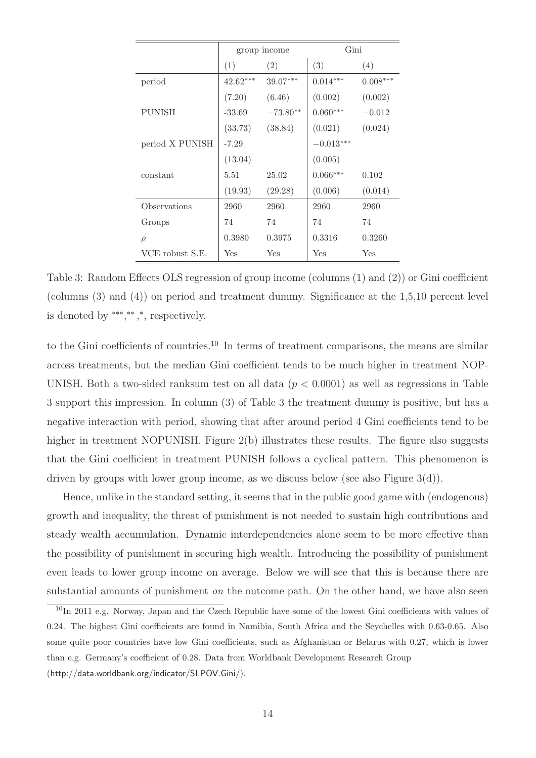| | group income | | Gini | |
|---|---|---|---|---|
| | (1) | (2) | (3) | (4) |
| period | $42.62^{***}$ | $39.07^{***}$ | $0.014^{***}$ | $0.008^{***}$ |
| | (7.20) | (6.46) | (0.002) | (0.002) |
| PUNISH | -33.69 | $-73.80^{**}$ | $0.060^{***}$ | $-0.012$ |
| | (33.73) | (38.84) | (0.021) | (0.024) |
| period X PUNISH | -7.29 | | $-0.013^{***}$ | |
| | (13.04) | | (0.005) | |
| constant | 5.51 | 25.02 | $0.066^{***}$ | 0.102 |
| | (19.93) | (29.28) | (0.006) | (0.014) |
| Observations | 2960 | 2960 | 2960 | 2960 |
| Groups | 74 | 74 | 74 | 74 |
| $\rho$ | 0.3980 | 0.3975 | 0.3316 | 0.3260 |
| VCE robust S.E. | Yes | Yes | Yes | Yes |

Table 3: Random Effects OLS regression of group income (columns (1) and (2)) or Gini coefficient (columns (3) and (4)) on period and treatment dummy. Significance at the 1,5,10 percent level is denoted by $^{***}$,$^{**}$,$^{*}$, respectively.

to the Gini coefficients of countries.[10] In terms of treatment comparisons, the means are similar across treatments, but the median Gini coefficient tends to be much higher in treatment NOPUNISH. Both a two-sided ranksum test on all data ($p < 0.0001$) as well as regressions in Table 3 support this impression. In column (3) of Table 3 the treatment dummy is positive, but has a negative interaction with period, showing that after around period 4 Gini coefficients tend to be higher in treatment NOPUNISH. Figure 2(b) illustrates these results. The figure also suggests that the Gini coefficient in treatment PUNISH follows a cyclical pattern. This phenomenon is driven by groups with lower group income, as we discuss below (see also Figure 3(d)).

Hence, unlike in the standard setting, it seems that in the public good game with (endogenous) growth and inequality, the threat of punishment is not needed to sustain high contributions and steady wealth accumulation. Dynamic interdependencies alone seem to be more effective than the possibility of punishment in securing high wealth. Introducing the possibility of punishment even leads to lower group income on average. Below we will see that this is because there are substantial amounts of punishment *on* the outcome path. On the other hand, we have also seen

[10] In 2011 e.g. Norway, Japan and the Czech Republic have some of the lowest Gini coefficients with values of 0.24. The highest Gini coefficients are found in Namibia, South Africa and the Seychelles with 0.63-0.65. Also some quite poor countries have low Gini coefficients, such as Afghanistan or Belarus with 0.27, which is lower than e.g. Germany's coefficient of 0.28. Data from Worldbank Development Research Group (http://data.worldbank.org/indicator/SI.POV.Gini/).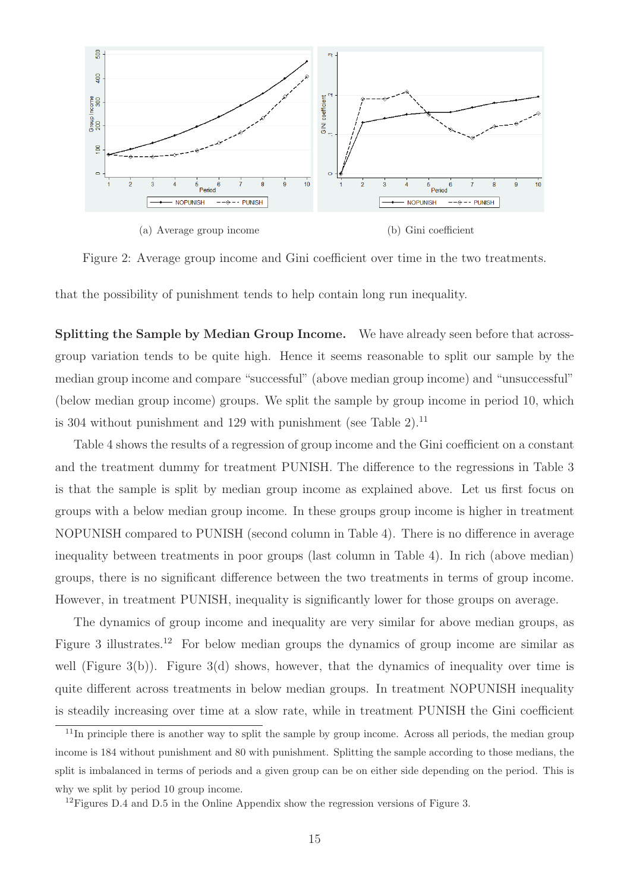(a) Average group income

(b) Gini coefficient

Figure 2: Average group income and Gini coefficient over time in the two treatments.

that the possibility of punishment tends to help contain long run inequality.

**Splitting the Sample by Median Group Income.** We have already seen before that across-group variation tends to be quite high. Hence it seems reasonable to split our sample by the median group income and compare "successful" (above median group income) and "unsuccessful" (below median group income) groups. We split the sample by group income in period 10, which is 304 without punishment and 129 with punishment (see Table 2).[11]

Table 4 shows the results of a regression of group income and the Gini coefficient on a constant and the treatment dummy for treatment PUNISH. The difference to the regressions in Table 3 is that the sample is split by median group income as explained above. Let us first focus on groups with a below median group income. In these groups group income is higher in treatment NOPUNISH compared to PUNISH (second column in Table 4). There is no difference in average inequality between treatments in poor groups (last column in Table 4). In rich (above median) groups, there is no significant difference between the two treatments in terms of group income. However, in treatment PUNISH, inequality is significantly lower for those groups on average.

The dynamics of group income and inequality are very similar for above median groups, as Figure 3 illustrates.[12] For below median groups the dynamics of group income are similar as well (Figure 3(b)). Figure 3(d) shows, however, that the dynamics of inequality over time is quite different across treatments in below median groups. In treatment NOPUNISH inequality is steadily increasing over time at a slow rate, while in treatment PUNISH the Gini coefficient

[11] In principle there is another way to split the sample by group income. Across all periods, the median group income is 184 without punishment and 80 with punishment. Splitting the sample according to those medians, the split is imbalanced in terms of periods and a given group can be on either side depending on the period. This is why we split by period 10 group income.

[12] Figures D.4 and D.5 in the Online Appendix show the regression versions of Figure 3.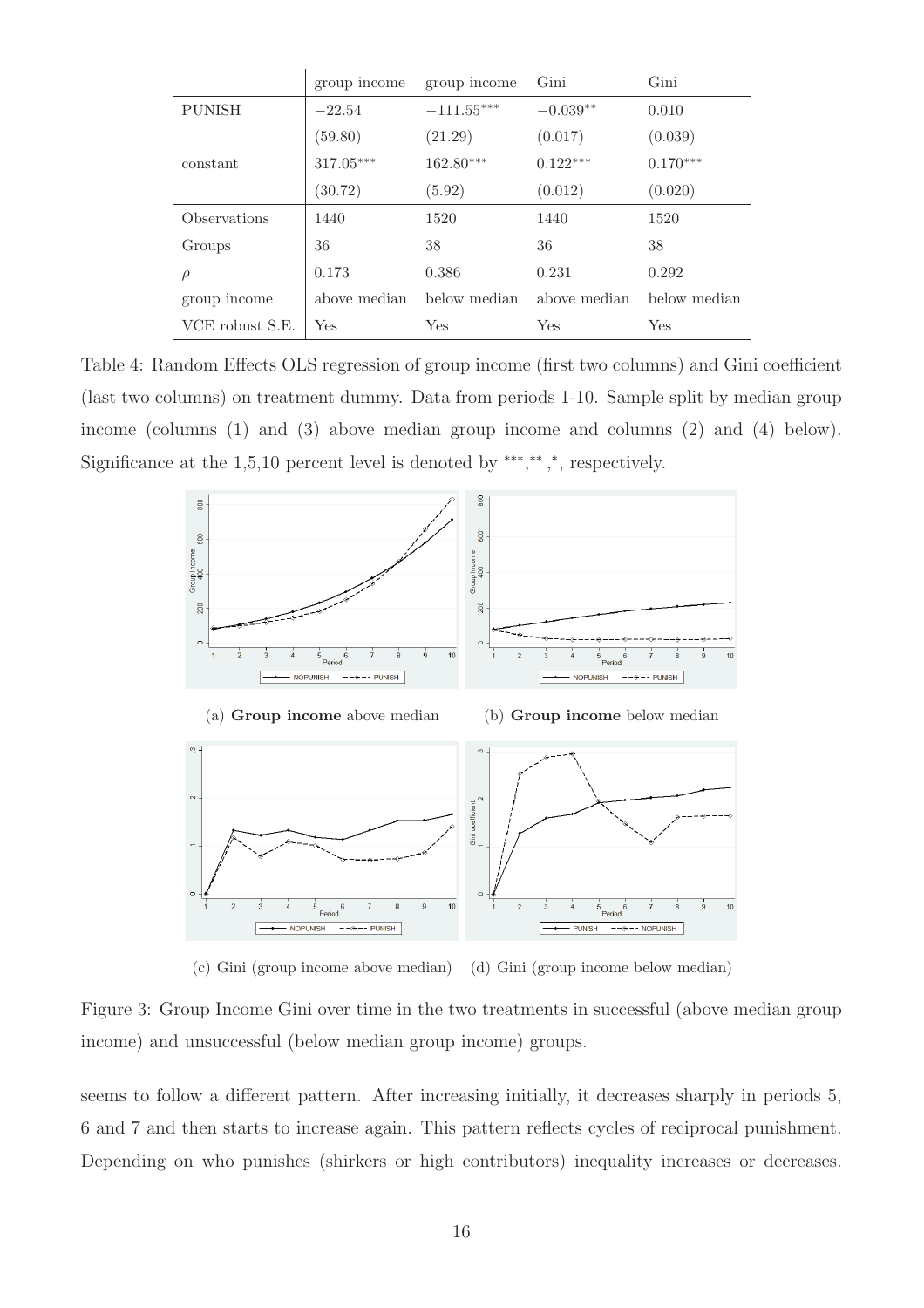| | group income | group income | Gini | Gini |
|---|---|---|---|---|
| PUNISH | $-22.54$ | $-111.55^{***}$ | $-0.039^{**}$ | 0.010 |
| | (59.80) | (21.29) | (0.017) | (0.039) |
| constant | $317.05^{***}$ | $162.80^{***}$ | $0.122^{***}$ | $0.170^{***}$ |
| | (30.72) | (5.92) | (0.012) | (0.020) |
| Observations | 1440 | 1520 | 1440 | 1520 |
| Groups | 36 | 38 | 36 | 38 |
| $\rho$ | 0.173 | 0.386 | 0.231 | 0.292 |
| group income | above median | below median | above median | below median |
| VCE robust S.E. | Yes | Yes | Yes | Yes |

Table 4: Random Effects OLS regression of group income (first two columns) and Gini coefficient (last two columns) on treatment dummy. Data from periods 1-10. Sample split by median group income (columns (1) and (3) above median group income and columns (2) and (4) below). Significance at the 1,5,10 percent level is denoted by ***,**,*, respectively.

(a) **Group income** above median

(b) **Group income** below median

(c) Gini (group income above median)

(d) Gini (group income below median)

Figure 3: Group Income Gini over time in the two treatments in successful (above median group income) and unsuccessful (below median group income) groups.

seems to follow a different pattern. After increasing initially, it decreases sharply in periods 5, 6 and 7 and then starts to increase again. This pattern reflects cycles of reciprocal punishment. Depending on who punishes (shirkers or high contributors) inequality increases or decreases.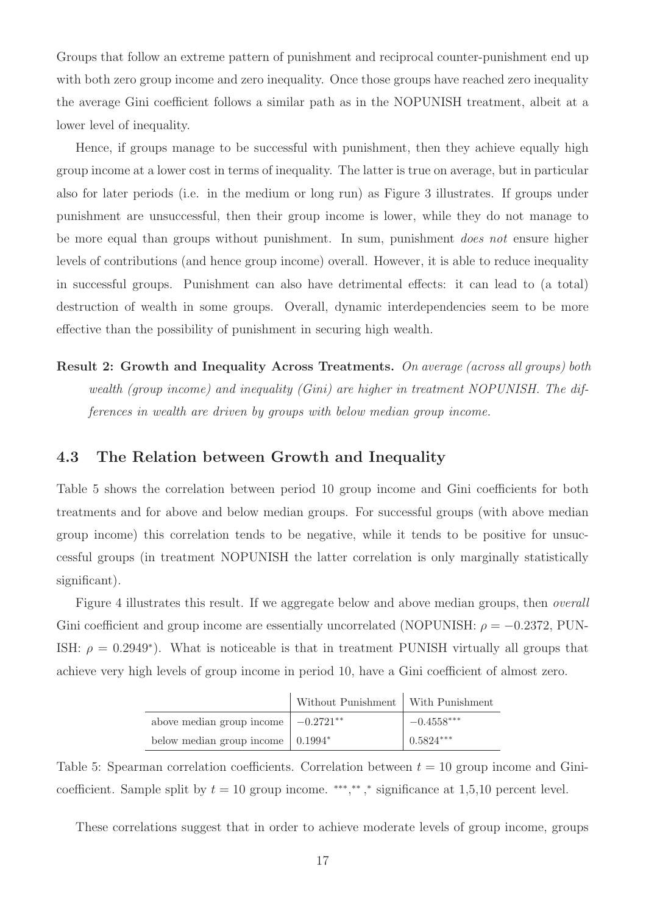Groups that follow an extreme pattern of punishment and reciprocal counter-punishment end up with both zero group income and zero inequality. Once those groups have reached zero inequality the average Gini coefficient follows a similar path as in the NOPUNISH treatment, albeit at a lower level of inequality.

Hence, if groups manage to be successful with punishment, then they achieve equally high group income at a lower cost in terms of inequality. The latter is true on average, but in particular also for later periods (i.e. in the medium or long run) as Figure 3 illustrates. If groups under punishment are unsuccessful, then their group income is lower, while they do not manage to be more equal than groups without punishment. In sum, punishment *does not* ensure higher levels of contributions (and hence group income) overall. However, it is able to reduce inequality in successful groups. Punishment can also have detrimental effects: it can lead to (a total) destruction of wealth in some groups. Overall, dynamic interdependencies seem to be more effective than the possibility of punishment in securing high wealth.

**Result 2: Growth and Inequality Across Treatments.** *On average (across all groups) both wealth (group income) and inequality (Gini) are higher in treatment NOPUNISH. The differences in wealth are driven by groups with below median group income.*

## 4.3 The Relation between Growth and Inequality

Table 5 shows the correlation between period 10 group income and Gini coefficients for both treatments and for above and below median groups. For successful groups (with above median group income) this correlation tends to be negative, while it tends to be positive for unsuccessful groups (in treatment NOPUNISH the latter correlation is only marginally statistically significant).

Figure 4 illustrates this result. If we aggregate below and above median groups, then *overall* Gini coefficient and group income are essentially uncorrelated (NOPUNISH: $\rho = -0.2372$, PUNISH: $\rho = 0.2949^{*}$). What is noticeable is that in treatment PUNISH virtually all groups that achieve very high levels of group income in period 10, have a Gini coefficient of almost zero.

| | Without Punishment | With Punishment |
|---|---|---|
| above median group income | $-0.2721^{**}$ | $-0.4558^{***}$ |
| below median group income | $0.1994^{*}$ | $0.5824^{***}$ |

Table 5: Spearman correlation coefficients. Correlation between $t = 10$ group income and Gini-coefficient. Sample split by $t = 10$ group income. $^{***}$,$^{**}$,$^{*}$ significance at 1,5,10 percent level.

These correlations suggest that in order to achieve moderate levels of group income, groups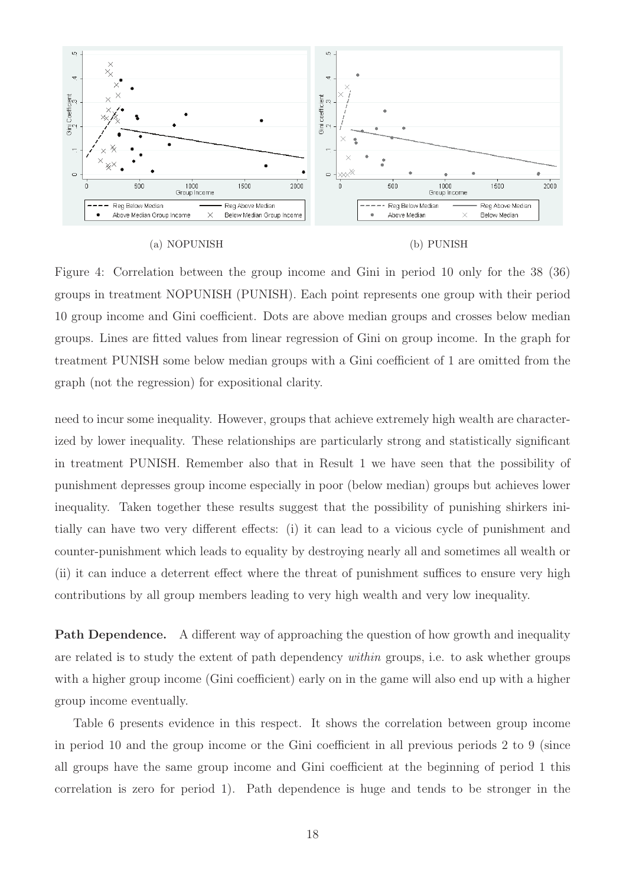(a) NOPUNISH

(b) PUNISH

Figure 4: Correlation between the group income and Gini in period 10 only for the 38 (36) groups in treatment NOPUNISH (PUNISH). Each point represents one group with their period 10 group income and Gini coefficient. Dots are above median groups and crosses below median groups. Lines are fitted values from linear regression of Gini on group income. In the graph for treatment PUNISH some below median groups with a Gini coefficient of 1 are omitted from the graph (not the regression) for expositional clarity.

need to incur some inequality. However, groups that achieve extremely high wealth are characterized by lower inequality. These relationships are particularly strong and statistically significant in treatment PUNISH. Remember also that in Result 1 we have seen that the possibility of punishment depresses group income especially in poor (below median) groups but achieves lower inequality. Taken together these results suggest that the possibility of punishing shirkers initially can have two very different effects: (i) it can lead to a vicious cycle of punishment and counter-punishment which leads to equality by destroying nearly all and sometimes all wealth or (ii) it can induce a deterrent effect where the threat of punishment suffices to ensure very high contributions by all group members leading to very high wealth and very low inequality.

**Path Dependence.** A different way of approaching the question of how growth and inequality are related is to study the extent of path dependency *within* groups, i.e. to ask whether groups with a higher group income (Gini coefficient) early on in the game will also end up with a higher group income eventually.

Table 6 presents evidence in this respect. It shows the correlation between group income in period 10 and the group income or the Gini coefficient in all previous periods 2 to 9 (since all groups have the same group income and Gini coefficient at the beginning of period 1 this correlation is zero for period 1). Path dependence is huge and tends to be stronger in the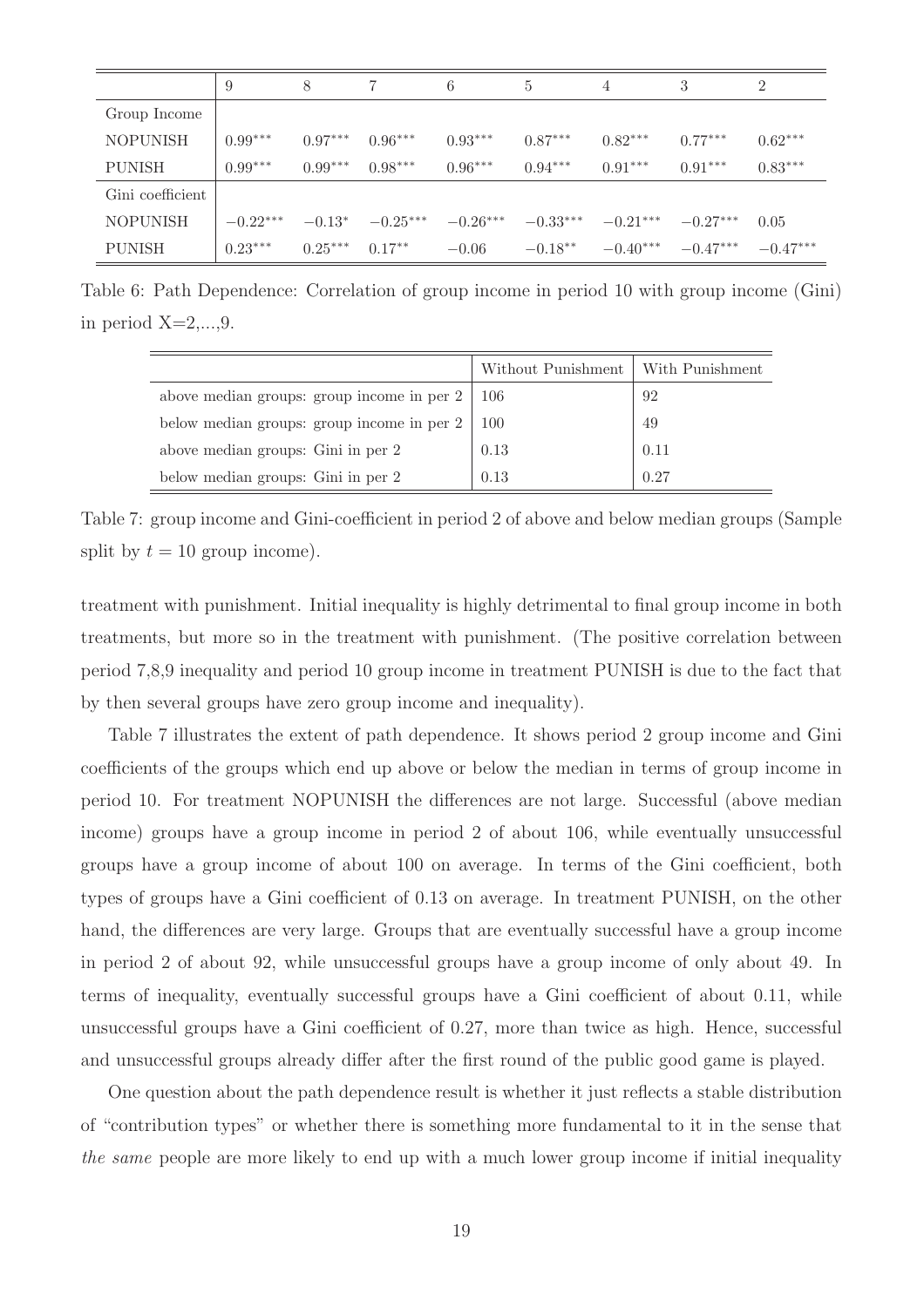|  | 9 | 8 | 7 | 6 | 5 | 4 | 3 | 2 |
|---|---|---|---|---|---|---|---|---|
| Group Income |  |  |  |  |  |  |  |  |
| NOPUNISH | $0.99^{***}$ | $0.97^{***}$ | $0.96^{***}$ | $0.93^{***}$ | $0.87^{***}$ | $0.82^{***}$ | $0.77^{***}$ | $0.62^{***}$ |
| PUNISH | $0.99^{***}$ | $0.99^{***}$ | $0.98^{***}$ | $0.96^{***}$ | $0.94^{***}$ | $0.91^{***}$ | $0.91^{***}$ | $0.83^{***}$ |
| Gini coefficient |  |  |  |  |  |  |  |  |
| NOPUNISH | $-0.22^{***}$ | $-0.13^{*}$ | $-0.25^{***}$ | $-0.26^{***}$ | $-0.33^{***}$ | $-0.21^{***}$ | $-0.27^{***}$ | $0.05$ |
| PUNISH | $0.23^{***}$ | $0.25^{***}$ | $0.17^{**}$ | $-0.06$ | $-0.18^{**}$ | $-0.40^{***}$ | $-0.47^{***}$ | $-0.47^{***}$ |

Table 6: Path Dependence: Correlation of group income in period 10 with group income (Gini) in period X=2,...,9.

|  | Without Punishment | With Punishment |
|---|---|---|
| above median groups: group income in per 2 | 106 | 92 |
| below median groups: group income in per 2 | 100 | 49 |
| above median groups: Gini in per 2 | 0.13 | 0.11 |
| below median groups: Gini in per 2 | 0.13 | 0.27 |

Table 7: group income and Gini-coefficient in period 2 of above and below median groups (Sample split by $t = 10$ group income).

treatment with punishment. Initial inequality is highly detrimental to final group income in both treatments, but more so in the treatment with punishment. (The positive correlation between period 7,8,9 inequality and period 10 group income in treatment PUNISH is due to the fact that by then several groups have zero group income and inequality).

Table 7 illustrates the extent of path dependence. It shows period 2 group income and Gini coefficients of the groups which end up above or below the median in terms of group income in period 10. For treatment NOPUNISH the differences are not large. Successful (above median income) groups have a group income in period 2 of about 106, while eventually unsuccessful groups have a group income of about 100 on average. In terms of the Gini coefficient, both types of groups have a Gini coefficient of 0.13 on average. In treatment PUNISH, on the other hand, the differences are very large. Groups that are eventually successful have a group income in period 2 of about 92, while unsuccessful groups have a group income of only about 49. In terms of inequality, eventually successful groups have a Gini coefficient of about 0.11, while unsuccessful groups have a Gini coefficient of 0.27, more than twice as high. Hence, successful and unsuccessful groups already differ after the first round of the public good game is played.

One question about the path dependence result is whether it just reflects a stable distribution of "contribution types" or whether there is something more fundamental to it in the sense that *the same* people are more likely to end up with a much lower group income if initial inequality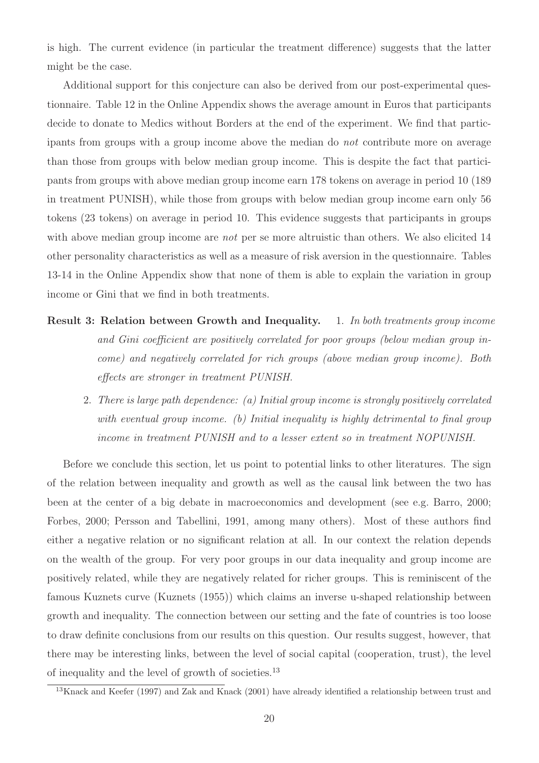is high. The current evidence (in particular the treatment difference) suggests that the latter might be the case.

Additional support for this conjecture can also be derived from our post-experimental questionnaire. Table 12 in the Online Appendix shows the average amount in Euros that participants decide to donate to Medics without Borders at the end of the experiment. We find that participants from groups with a group income above the median do *not* contribute more on average than those from groups with below median group income. This is despite the fact that participants from groups with above median group income earn 178 tokens on average in period 10 (189 in treatment PUNISH), while those from groups with below median group income earn only 56 tokens (23 tokens) on average in period 10. This evidence suggests that participants in groups with above median group income are *not* per se more altruistic than others. We also elicited 14 other personality characteristics as well as a measure of risk aversion in the questionnaire. Tables 13-14 in the Online Appendix show that none of them is able to explain the variation in group income or Gini that we find in both treatments.

**Result 3: Relation between Growth and Inequality.** 1. *In both treatments group income and Gini coefficient are positively correlated for poor groups (below median group income) and negatively correlated for rich groups (above median group income). Both effects are stronger in treatment PUNISH.*

2. *There is large path dependence: (a) Initial group income is strongly positively correlated with eventual group income. (b) Initial inequality is highly detrimental to final group income in treatment PUNISH and to a lesser extent so in treatment NOPUNISH.*

Before we conclude this section, let us point to potential links to other literatures. The sign of the relation between inequality and growth as well as the causal link between the two has been at the center of a big debate in macroeconomics and development (see e.g. Barro, 2000; Forbes, 2000; Persson and Tabellini, 1991, among many others). Most of these authors find either a negative relation or no significant relation at all. In our context the relation depends on the wealth of the group. For very poor groups in our data inequality and group income are positively related, while they are negatively related for richer groups. This is reminiscent of the famous Kuznets curve (Kuznets (1955)) which claims an inverse u-shaped relationship between growth and inequality. The connection between our setting and the fate of countries is too loose to draw definite conclusions from our results on this question. Our results suggest, however, that there may be interesting links, between the level of social capital (cooperation, trust), the level of inequality and the level of growth of societies.[13]

[13] Knack and Keefer (1997) and Zak and Knack (2001) have already identified a relationship between trust and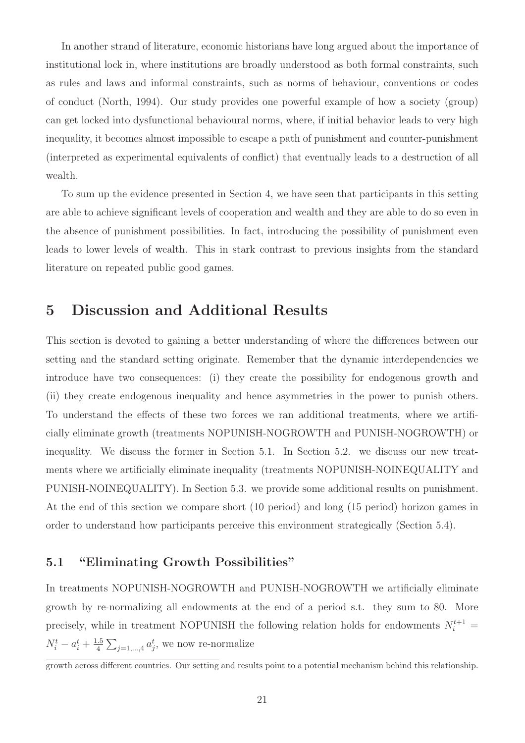In another strand of literature, economic historians have long argued about the importance of institutional lock in, where institutions are broadly understood as both formal constraints, such as rules and laws and informal constraints, such as norms of behaviour, conventions or codes of conduct (North, 1994). Our study provides one powerful example of how a society (group) can get locked into dysfunctional behavioural norms, where, if initial behavior leads to very high inequality, it becomes almost impossible to escape a path of punishment and counter-punishment (interpreted as experimental equivalents of conflict) that eventually leads to a destruction of all wealth.

To sum up the evidence presented in Section 4, we have seen that participants in this setting are able to achieve significant levels of cooperation and wealth and they are able to do so even in the absence of punishment possibilities. In fact, introducing the possibility of punishment even leads to lower levels of wealth. This in stark contrast to previous insights from the standard literature on repeated public good games.

# 5 Discussion and Additional Results

This section is devoted to gaining a better understanding of where the differences between our setting and the standard setting originate. Remember that the dynamic interdependencies we introduce have two consequences: (i) they create the possibility for endogenous growth and (ii) they create endogenous inequality and hence asymmetries in the power to punish others. To understand the effects of these two forces we ran additional treatments, where we artificially eliminate growth (treatments NOPUNISH-NOGROWTH and PUNISH-NOGROWTH) or inequality. We discuss the former in Section 5.1. In Section 5.2. we discuss our new treatments where we artificially eliminate inequality (treatments NOPUNISH-NOINEQUALITY and PUNISH-NOINEQUALITY). In Section 5.3. we provide some additional results on punishment. At the end of this section we compare short (10 period) and long (15 period) horizon games in order to understand how participants perceive this environment strategically (Section 5.4).

## 5.1 "Eliminating Growth Possibilities"

In treatments NOPUNISH-NOGROWTH and PUNISH-NOGROWTH we artificially eliminate growth by re-normalizing all endowments at the end of a period s.t. they sum to 80. More precisely, while in treatment NOPUNISH the following relation holds for endowments $N_i^{t+1} = N_i^t - a_i^t + \frac{1.5}{4} \sum_{j=1,...,4} a_j^t$, we now re-normalize

---

growth across different countries. Our setting and results point to a potential mechanism behind this relationship.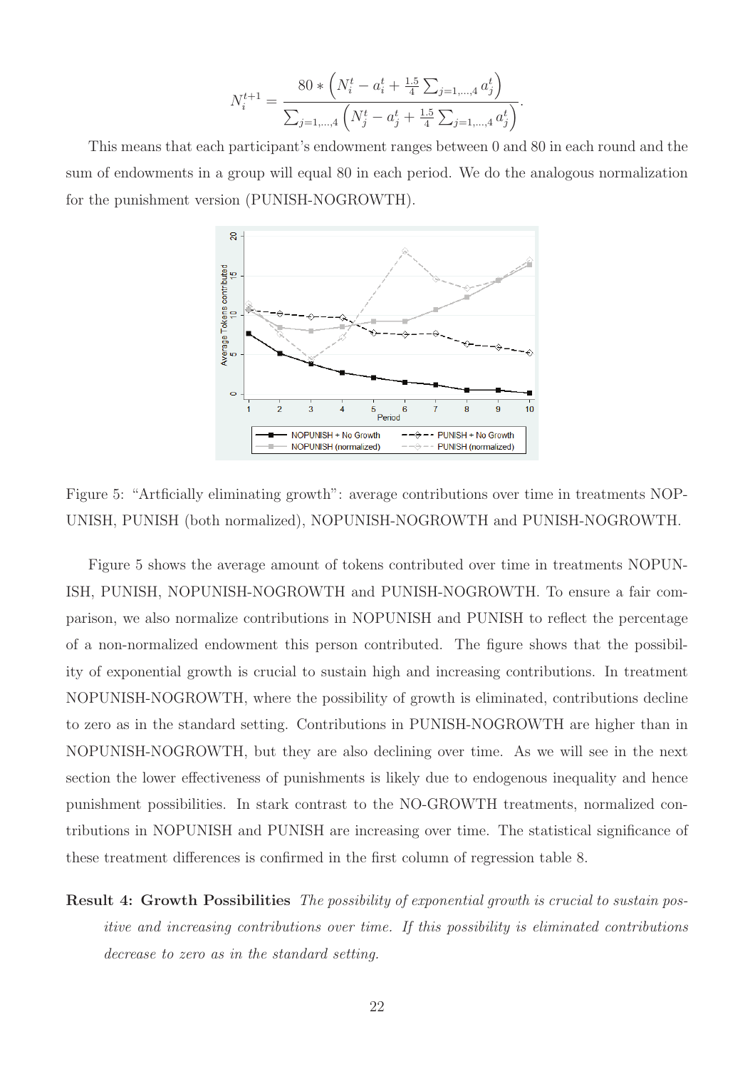$$N_i^{t+1} = \frac{80 * \left(N_i^t - a_i^t + \frac{1.5}{4}\sum_{j=1,...,4} a_j^t\right)}{\sum_{j=1,...,4}\left(N_j^t - a_j^t + \frac{1.5}{4}\sum_{j=1,...,4} a_j^t\right)}.$$

This means that each participant's endowment ranges between 0 and 80 in each round and the sum of endowments in a group will equal 80 in each period. We do the analogous normalization for the punishment version (PUNISH-NOGROWTH).

Figure 5: "Artficially eliminating growth": average contributions over time in treatments NOPUNISH, PUNISH (both normalized), NOPUNISH-NOGROWTH and PUNISH-NOGROWTH.

Figure 5 shows the average amount of tokens contributed over time in treatments NOPUNISH, PUNISH, NOPUNISH-NOGROWTH and PUNISH-NOGROWTH. To ensure a fair comparison, we also normalize contributions in NOPUNISH and PUNISH to reflect the percentage of a non-normalized endowment this person contributed. The figure shows that the possibility of exponential growth is crucial to sustain high and increasing contributions. In treatment NOPUNISH-NOGROWTH, where the possibility of growth is eliminated, contributions decline to zero as in the standard setting. Contributions in PUNISH-NOGROWTH are higher than in NOPUNISH-NOGROWTH, but they are also declining over time. As we will see in the next section the lower effectiveness of punishments is likely due to endogenous inequality and hence punishment possibilities. In stark contrast to the NO-GROWTH treatments, normalized contributions in NOPUNISH and PUNISH are increasing over time. The statistical significance of these treatment differences is confirmed in the first column of regression table 8.

**Result 4: Growth Possibilities** *The possibility of exponential growth is crucial to sustain positive and increasing contributions over time. If this possibility is eliminated contributions decrease to zero as in the standard setting.*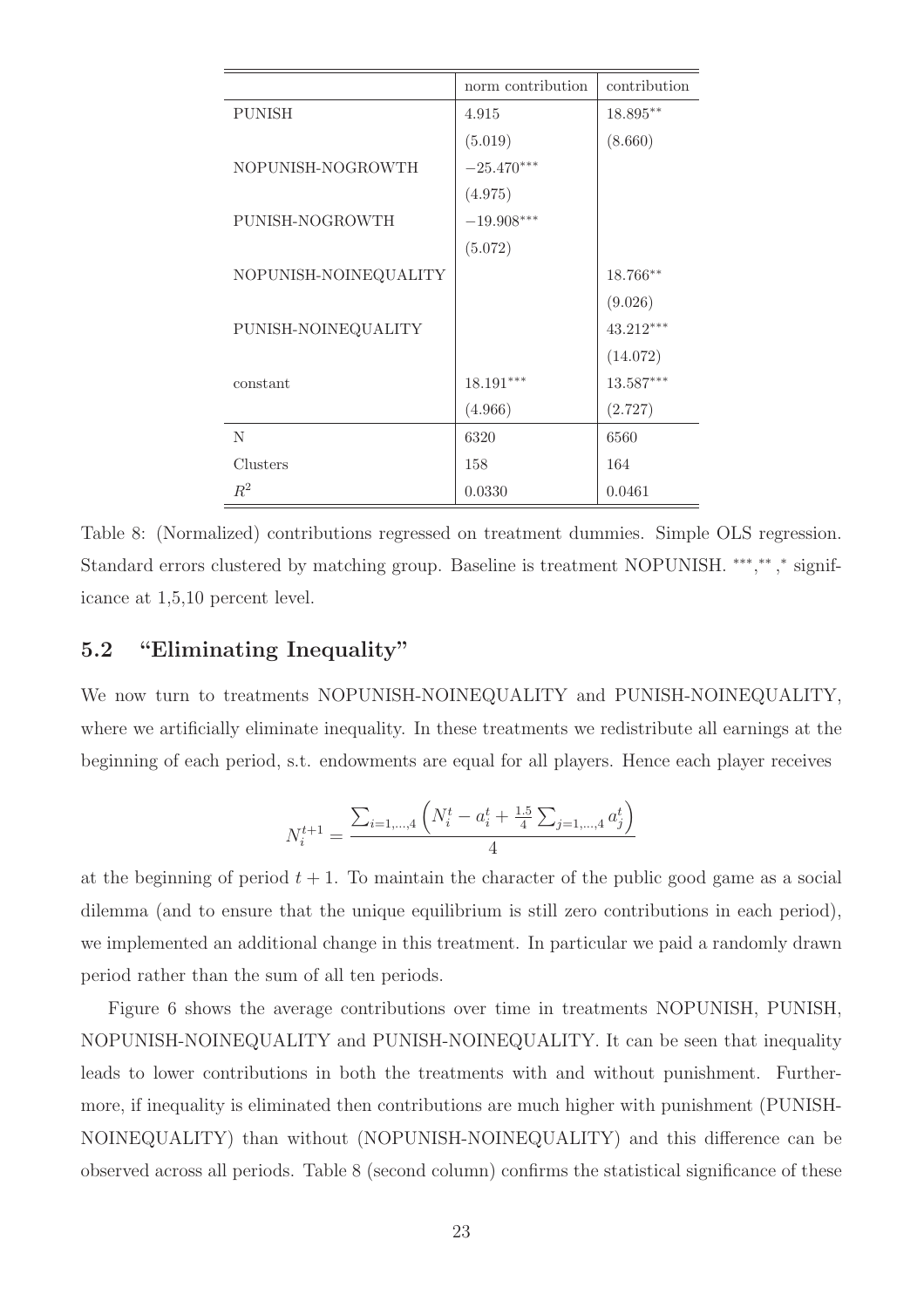| | norm contribution | contribution |
|---|---|---|
| PUNISH | 4.915 | 18.895** |
| | (5.019) | (8.660) |
| NOPUNISH-NOGROWTH | −25.470*** | |
| | (4.975) | |
| PUNISH-NOGROWTH | −19.908*** | |
| | (5.072) | |
| NOPUNISH-NOINEQUALITY | | 18.766** |
| | | (9.026) |
| PUNISH-NOINEQUALITY | | 43.212*** |
| | | (14.072) |
| constant | 18.191*** | 13.587*** |
| | (4.966) | (2.727) |
| N | 6320 | 6560 |
| Clusters | 158 | 164 |
| $R^2$ | 0.0330 | 0.0461 |

Table 8: (Normalized) contributions regressed on treatment dummies. Simple OLS regression. Standard errors clustered by matching group. Baseline is treatment NOPUNISH. ***,**,* significance at 1,5,10 percent level.

## 5.2 "Eliminating Inequality"

We now turn to treatments NOPUNISH-NOINEQUALITY and PUNISH-NOINEQUALITY, where we artificially eliminate inequality. In these treatments we redistribute all earnings at the beginning of each period, s.t. endowments are equal for all players. Hence each player receives

$$N_i^{t+1} = \frac{\sum_{i=1,\dots,4}\left(N_i^t - a_i^t + \frac{1.5}{4}\sum_{j=1,\dots,4} a_j^t\right)}{4}$$

at the beginning of period $t+1$. To maintain the character of the public good game as a social dilemma (and to ensure that the unique equilibrium is still zero contributions in each period), we implemented an additional change in this treatment. In particular we paid a randomly drawn period rather than the sum of all ten periods.

Figure 6 shows the average contributions over time in treatments NOPUNISH, PUNISH, NOPUNISH-NOINEQUALITY and PUNISH-NOINEQUALITY. It can be seen that inequality leads to lower contributions in both the treatments with and without punishment. Furthermore, if inequality is eliminated then contributions are much higher with punishment (PUNISH-NOINEQUALITY) than without (NOPUNISH-NOINEQUALITY) and this difference can be observed across all periods. Table 8 (second column) confirms the statistical significance of these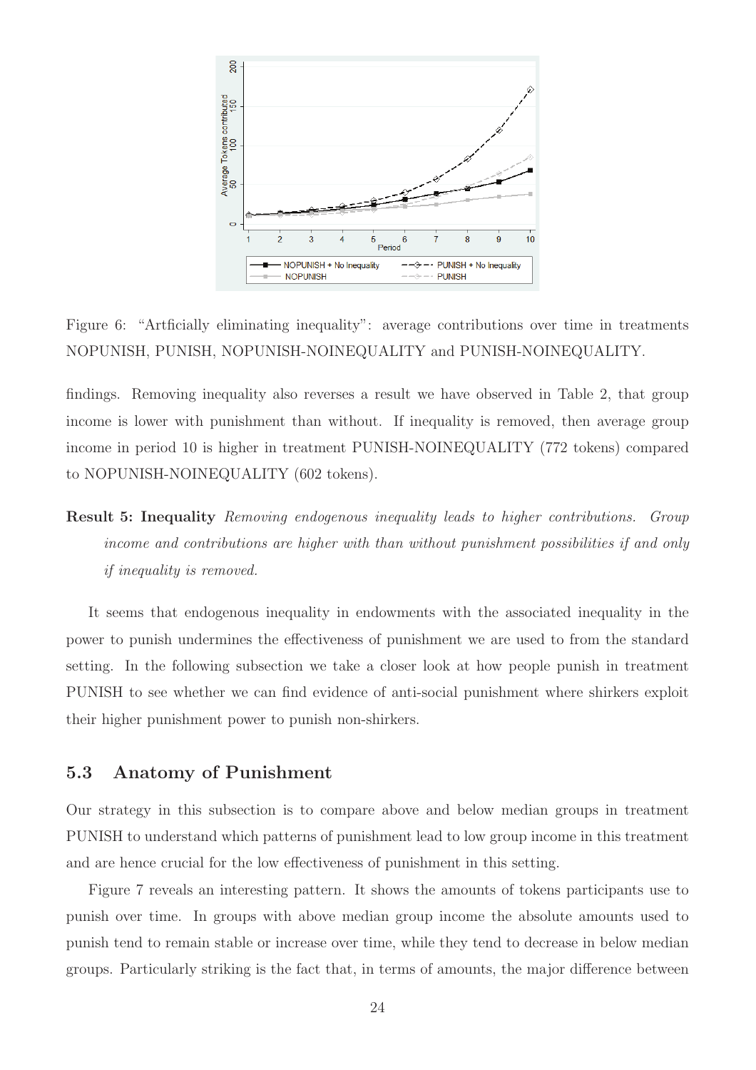Figure 6: "Artficially eliminating inequality": average contributions over time in treatments NOPUNISH, PUNISH, NOPUNISH-NOINEQUALITY and PUNISH-NOINEQUALITY.

findings. Removing inequality also reverses a result we have observed in Table 2, that group income is lower with punishment than without. If inequality is removed, then average group income in period 10 is higher in treatment PUNISH-NOINEQUALITY (772 tokens) compared to NOPUNISH-NOINEQUALITY (602 tokens).

**Result 5: Inequality** *Removing endogenous inequality leads to higher contributions. Group income and contributions are higher with than without punishment possibilities if and only if inequality is removed.*

It seems that endogenous inequality in endowments with the associated inequality in the power to punish undermines the effectiveness of punishment we are used to from the standard setting. In the following subsection we take a closer look at how people punish in treatment PUNISH to see whether we can find evidence of anti-social punishment where shirkers exploit their higher punishment power to punish non-shirkers.

## 5.3 Anatomy of Punishment

Our strategy in this subsection is to compare above and below median groups in treatment PUNISH to understand which patterns of punishment lead to low group income in this treatment and are hence crucial for the low effectiveness of punishment in this setting.

Figure 7 reveals an interesting pattern. It shows the amounts of tokens participants use to punish over time. In groups with above median group income the absolute amounts used to punish tend to remain stable or increase over time, while they tend to decrease in below median groups. Particularly striking is the fact that, in terms of amounts, the major difference between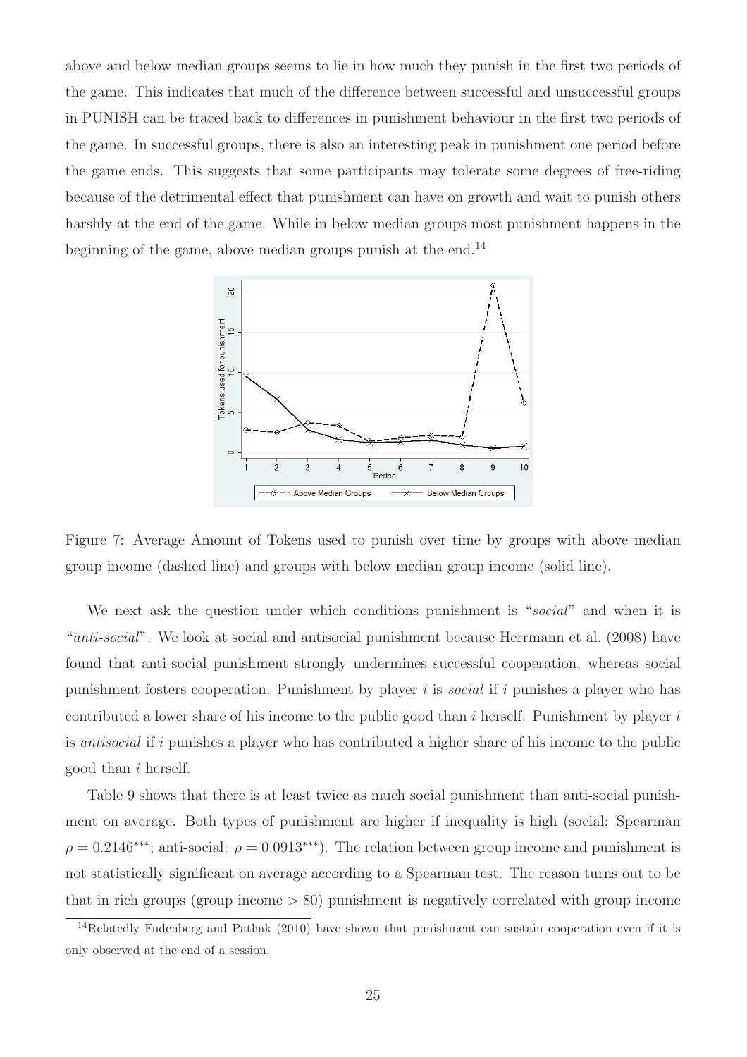above and below median groups seems to lie in how much they punish in the first two periods of the game. This indicates that much of the difference between successful and unsuccessful groups in PUNISH can be traced back to differences in punishment behaviour in the first two periods of the game. In successful groups, there is also an interesting peak in punishment one period before the game ends. This suggests that some participants may tolerate some degrees of free-riding because of the detrimental effect that punishment can have on growth and wait to punish others harshly at the end of the game. While in below median groups most punishment happens in the beginning of the game, above median groups punish at the end.[14]

Figure 7: Average Amount of Tokens used to punish over time by groups with above median group income (dashed line) and groups with below median group income (solid line).

We next ask the question under which conditions punishment is "*social*" and when it is "*anti-social*". We look at social and antisocial punishment because Herrmann et al. (2008) have found that anti-social punishment strongly undermines successful cooperation, whereas social punishment fosters cooperation. Punishment by player $i$ is *social* if $i$ punishes a player who has contributed a lower share of his income to the public good than $i$ herself. Punishment by player $i$ is *antisocial* if $i$ punishes a player who has contributed a higher share of his income to the public good than $i$ herself.

Table 9 shows that there is at least twice as much social punishment than anti-social punishment on average. Both types of punishment are higher if inequality is high (social: Spearman $\rho = 0.2146^{***}$; anti-social: $\rho = 0.0913^{***}$). The relation between group income and punishment is not statistically significant on average according to a Spearman test. The reason turns out to be that in rich groups (group income $> 80$) punishment is negatively correlated with group income

[14]Relatedly Fudenberg and Pathak (2010) have shown that punishment can sustain cooperation even if it is only observed at the end of a session.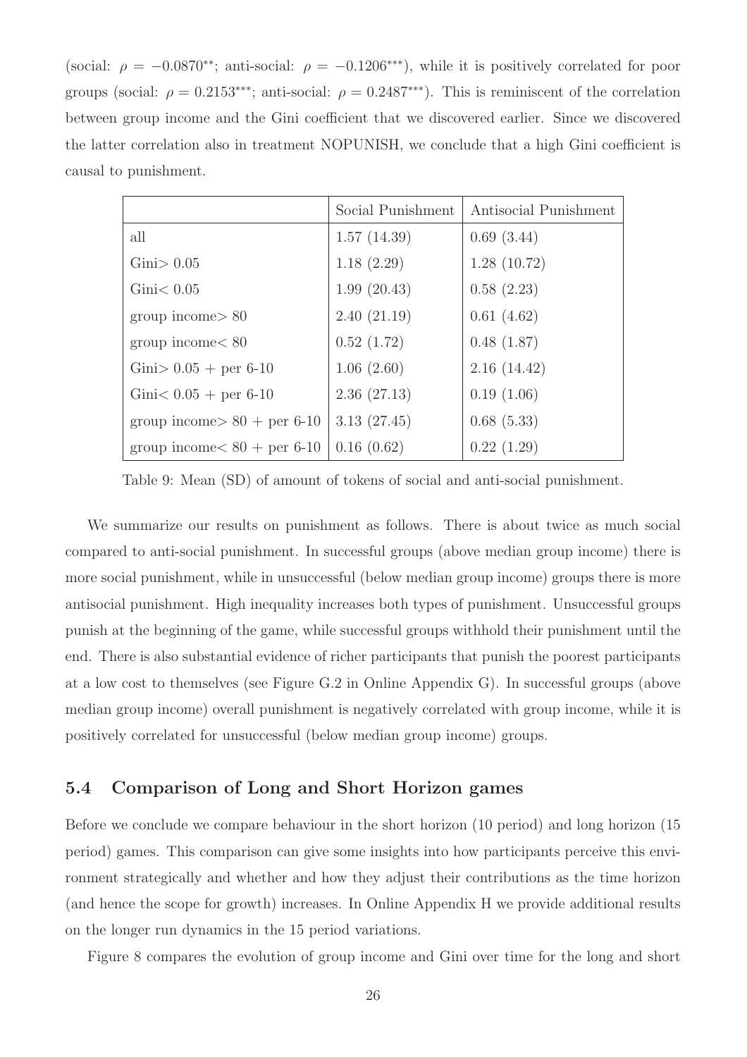(social: $\rho = -0.0870^{**}$; anti-social: $\rho = -0.1206^{***}$), while it is positively correlated for poor groups (social: $\rho = 0.2153^{***}$; anti-social: $\rho = 0.2487^{***}$). This is reminiscent of the correlation between group income and the Gini coefficient that we discovered earlier. Since we discovered the latter correlation also in treatment NOPUNISH, we conclude that a high Gini coefficient is causal to punishment.

| | Social Punishment | Antisocial Punishment |
|---|---|---|
| all | 1.57 (14.39) | 0.69 (3.44) |
| Gini$>$ 0.05 | 1.18 (2.29) | 1.28 (10.72) |
| Gini$<$ 0.05 | 1.99 (20.43) | 0.58 (2.23) |
| group income$>$ 80 | 2.40 (21.19) | 0.61 (4.62) |
| group income$<$ 80 | 0.52 (1.72) | 0.48 (1.87) |
| Gini$>$ 0.05 + per 6-10 | 1.06 (2.60) | 2.16 (14.42) |
| Gini$<$ 0.05 + per 6-10 | 2.36 (27.13) | 0.19 (1.06) |
| group income$>$ 80 + per 6-10 | 3.13 (27.45) | 0.68 (5.33) |
| group income$<$ 80 + per 6-10 | 0.16 (0.62) | 0.22 (1.29) |

Table 9: Mean (SD) of amount of tokens of social and anti-social punishment.

We summarize our results on punishment as follows. There is about twice as much social compared to anti-social punishment. In successful groups (above median group income) there is more social punishment, while in unsuccessful (below median group income) groups there is more antisocial punishment. High inequality increases both types of punishment. Unsuccessful groups punish at the beginning of the game, while successful groups withhold their punishment until the end. There is also substantial evidence of richer participants that punish the poorest participants at a low cost to themselves (see Figure G.2 in Online Appendix G). In successful groups (above median group income) overall punishment is negatively correlated with group income, while it is positively correlated for unsuccessful (below median group income) groups.

## 5.4 Comparison of Long and Short Horizon games

Before we conclude we compare behaviour in the short horizon (10 period) and long horizon (15 period) games. This comparison can give some insights into how participants perceive this environment strategically and whether and how they adjust their contributions as the time horizon (and hence the scope for growth) increases. In Online Appendix H we provide additional results on the longer run dynamics in the 15 period variations.

Figure 8 compares the evolution of group income and Gini over time for the long and short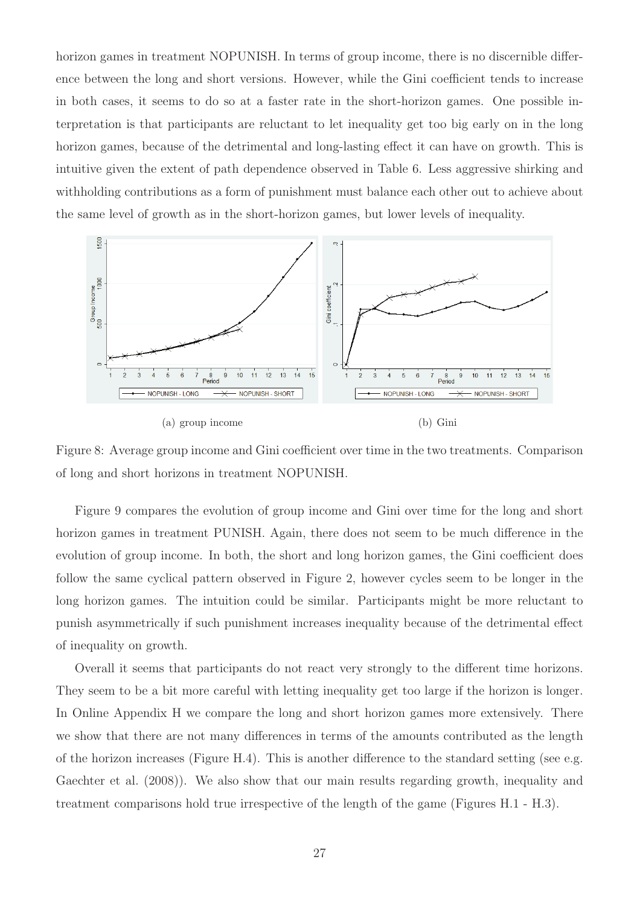horizon games in treatment NOPUNISH. In terms of group income, there is no discernible difference between the long and short versions. However, while the Gini coefficient tends to increase in both cases, it seems to do so at a faster rate in the short-horizon games. One possible interpretation is that participants are reluctant to let inequality get too big early on in the long horizon games, because of the detrimental and long-lasting effect it can have on growth. This is intuitive given the extent of path dependence observed in Table 6. Less aggressive shirking and withholding contributions as a form of punishment must balance each other out to achieve about the same level of growth as in the short-horizon games, but lower levels of inequality.

(a) group income

(b) Gini

Figure 8: Average group income and Gini coefficient over time in the two treatments. Comparison of long and short horizons in treatment NOPUNISH.

Figure 9 compares the evolution of group income and Gini over time for the long and short horizon games in treatment PUNISH. Again, there does not seem to be much difference in the evolution of group income. In both, the short and long horizon games, the Gini coefficient does follow the same cyclical pattern observed in Figure 2, however cycles seem to be longer in the long horizon games. The intuition could be similar. Participants might be more reluctant to punish asymmetrically if such punishment increases inequality because of the detrimental effect of inequality on growth.

Overall it seems that participants do not react very strongly to the different time horizons. They seem to be a bit more careful with letting inequality get too large if the horizon is longer. In Online Appendix H we compare the long and short horizon games more extensively. There we show that there are not many differences in terms of the amounts contributed as the length of the horizon increases (Figure H.4). This is another difference to the standard setting (see e.g. Gaechter et al. (2008)). We also show that our main results regarding growth, inequality and treatment comparisons hold true irrespective of the length of the game (Figures H.1 - H.3).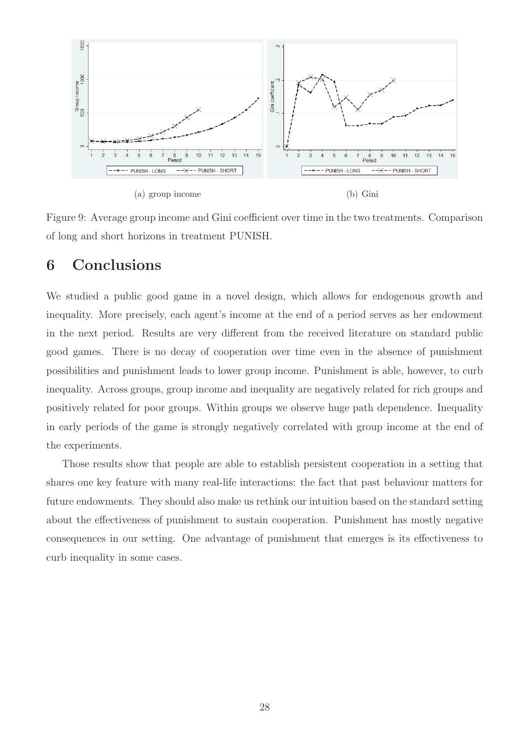(a) group income

(b) Gini

Figure 9: Average group income and Gini coefficient over time in the two treatments. Comparison of long and short horizons in treatment PUNISH.

# 6 Conclusions

We studied a public good game in a novel design, which allows for endogenous growth and inequality. More precisely, each agent's income at the end of a period serves as her endowment in the next period. Results are very different from the received literature on standard public good games. There is no decay of cooperation over time even in the absence of punishment possibilities and punishment leads to lower group income. Punishment is able, however, to curb inequality. Across groups, group income and inequality are negatively related for rich groups and positively related for poor groups. Within groups we observe huge path dependence. Inequality in early periods of the game is strongly negatively correlated with group income at the end of the experiments.

Those results show that people are able to establish persistent cooperation in a setting that shares one key feature with many real-life interactions: the fact that past behaviour matters for future endowments. They should also make us rethink our intuition based on the standard setting about the effectiveness of punishment to sustain cooperation. Punishment has mostly negative consequences in our setting. One advantage of punishment that emerges is its effectiveness to curb inequality in some cases.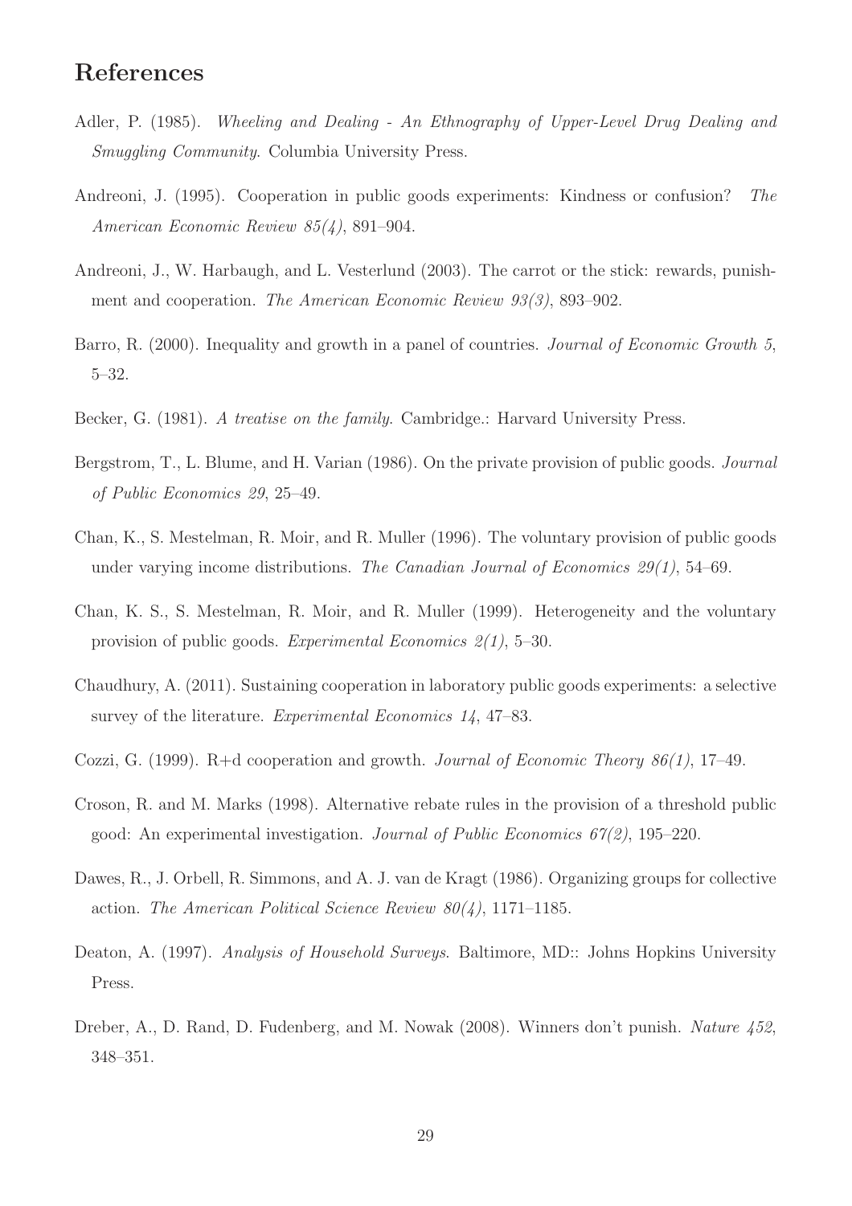# References

Adler, P. (1985). *Wheeling and Dealing - An Ethnography of Upper-Level Drug Dealing and Smuggling Community*. Columbia University Press.

Andreoni, J. (1995). Cooperation in public goods experiments: Kindness or confusion? *The American Economic Review 85(4)*, 891–904.

Andreoni, J., W. Harbaugh, and L. Vesterlund (2003). The carrot or the stick: rewards, punishment and cooperation. *The American Economic Review 93(3)*, 893–902.

Barro, R. (2000). Inequality and growth in a panel of countries. *Journal of Economic Growth 5*, 5–32.

Becker, G. (1981). *A treatise on the family*. Cambridge.: Harvard University Press.

Bergstrom, T., L. Blume, and H. Varian (1986). On the private provision of public goods. *Journal of Public Economics 29*, 25–49.

Chan, K., S. Mestelman, R. Moir, and R. Muller (1996). The voluntary provision of public goods under varying income distributions. *The Canadian Journal of Economics 29(1)*, 54–69.

Chan, K. S., S. Mestelman, R. Moir, and R. Muller (1999). Heterogeneity and the voluntary provision of public goods. *Experimental Economics 2(1)*, 5–30.

Chaudhury, A. (2011). Sustaining cooperation in laboratory public goods experiments: a selective survey of the literature. *Experimental Economics 14*, 47–83.

Cozzi, G. (1999). R+d cooperation and growth. *Journal of Economic Theory 86(1)*, 17–49.

Croson, R. and M. Marks (1998). Alternative rebate rules in the provision of a threshold public good: An experimental investigation. *Journal of Public Economics 67(2)*, 195–220.

Dawes, R., J. Orbell, R. Simmons, and A. J. van de Kragt (1986). Organizing groups for collective action. *The American Political Science Review 80(4)*, 1171–1185.

Deaton, A. (1997). *Analysis of Household Surveys*. Baltimore, MD:: Johns Hopkins University Press.

Dreber, A., D. Rand, D. Fudenberg, and M. Nowak (2008). Winners don't punish. *Nature 452*, 348–351.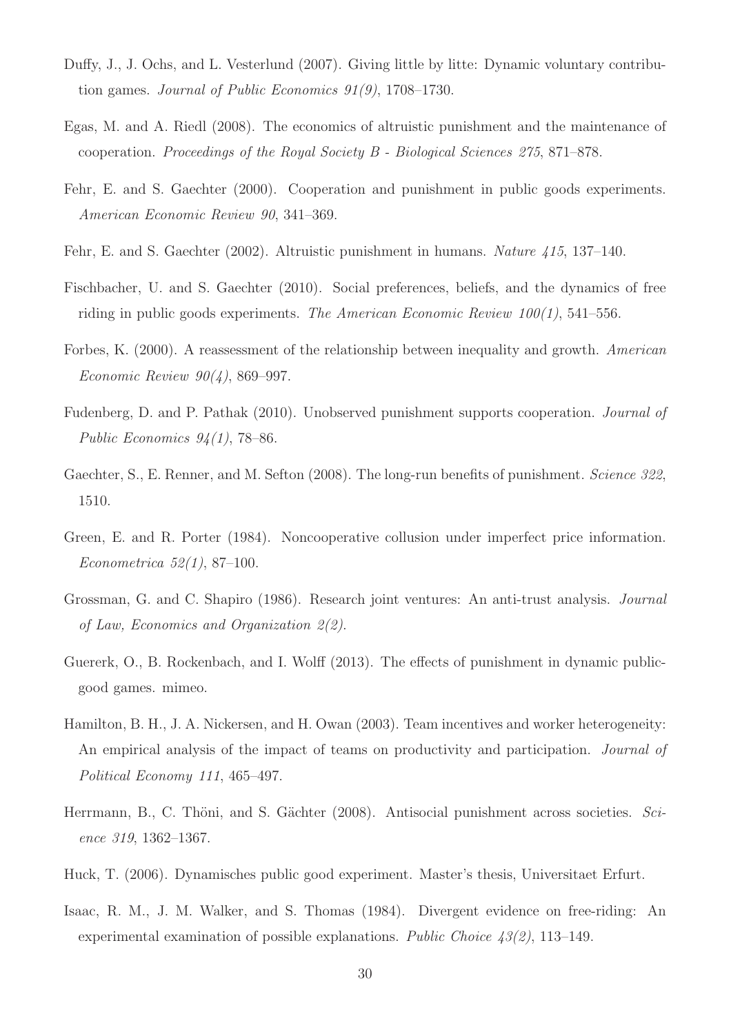Duffy, J., J. Ochs, and L. Vesterlund (2007). Giving little by litte: Dynamic voluntary contribution games. *Journal of Public Economics 91(9)*, 1708–1730.

Egas, M. and A. Riedl (2008). The economics of altruistic punishment and the maintenance of cooperation. *Proceedings of the Royal Society B - Biological Sciences 275*, 871–878.

Fehr, E. and S. Gaechter (2000). Cooperation and punishment in public goods experiments. *American Economic Review 90*, 341–369.

Fehr, E. and S. Gaechter (2002). Altruistic punishment in humans. *Nature 415*, 137–140.

Fischbacher, U. and S. Gaechter (2010). Social preferences, beliefs, and the dynamics of free riding in public goods experiments. *The American Economic Review 100(1)*, 541–556.

Forbes, K. (2000). A reassessment of the relationship between inequality and growth. *American Economic Review 90(4)*, 869–997.

Fudenberg, D. and P. Pathak (2010). Unobserved punishment supports cooperation. *Journal of Public Economics 94(1)*, 78–86.

Gaechter, S., E. Renner, and M. Sefton (2008). The long-run benefits of punishment. *Science 322*, 1510.

Green, E. and R. Porter (1984). Noncooperative collusion under imperfect price information. *Econometrica 52(1)*, 87–100.

Grossman, G. and C. Shapiro (1986). Research joint ventures: An anti-trust analysis. *Journal of Law, Economics and Organization 2(2)*.

Guererk, O., B. Rockenbach, and I. Wolff (2013). The effects of punishment in dynamic public-good games. mimeo.

Hamilton, B. H., J. A. Nickersen, and H. Owan (2003). Team incentives and worker heterogeneity: An empirical analysis of the impact of teams on productivity and participation. *Journal of Political Economy 111*, 465–497.

Herrmann, B., C. Thöni, and S. Gächter (2008). Antisocial punishment across societies. *Science 319*, 1362–1367.

Huck, T. (2006). Dynamisches public good experiment. Master's thesis, Universitaet Erfurt.

Isaac, R. M., J. M. Walker, and S. Thomas (1984). Divergent evidence on free-riding: An experimental examination of possible explanations. *Public Choice 43(2)*, 113–149.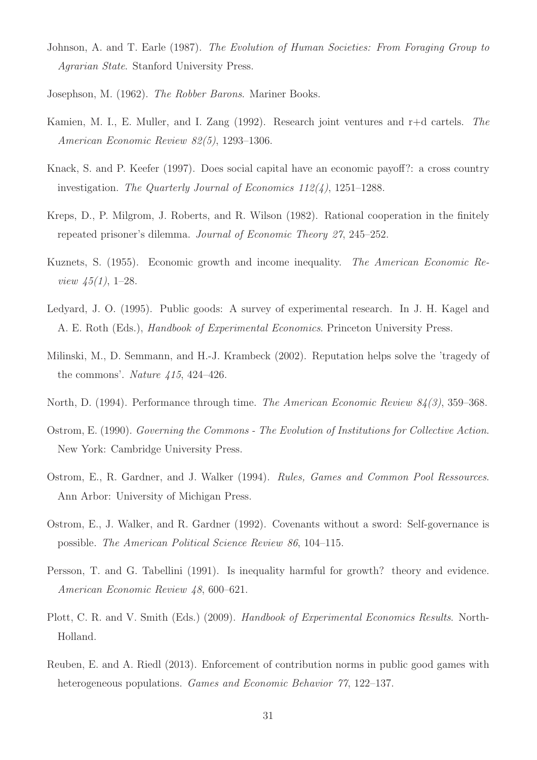Johnson, A. and T. Earle (1987). *The Evolution of Human Societies: From Foraging Group to Agrarian State*. Stanford University Press.

Josephson, M. (1962). *The Robber Barons*. Mariner Books.

Kamien, M. I., E. Muller, and I. Zang (1992). Research joint ventures and r+d cartels. *The American Economic Review 82(5)*, 1293–1306.

Knack, S. and P. Keefer (1997). Does social capital have an economic payoff?: a cross country investigation. *The Quarterly Journal of Economics 112(4)*, 1251–1288.

Kreps, D., P. Milgrom, J. Roberts, and R. Wilson (1982). Rational cooperation in the finitely repeated prisoner's dilemma. *Journal of Economic Theory 27*, 245–252.

Kuznets, S. (1955). Economic growth and income inequality. *The American Economic Review 45(1)*, 1–28.

Ledyard, J. O. (1995). Public goods: A survey of experimental research. In J. H. Kagel and A. E. Roth (Eds.), *Handbook of Experimental Economics*. Princeton University Press.

Milinski, M., D. Semmann, and H.-J. Krambeck (2002). Reputation helps solve the 'tragedy of the commons'. *Nature 415*, 424–426.

North, D. (1994). Performance through time. *The American Economic Review 84(3)*, 359–368.

Ostrom, E. (1990). *Governing the Commons - The Evolution of Institutions for Collective Action*. New York: Cambridge University Press.

Ostrom, E., R. Gardner, and J. Walker (1994). *Rules, Games and Common Pool Ressources*. Ann Arbor: University of Michigan Press.

Ostrom, E., J. Walker, and R. Gardner (1992). Covenants without a sword: Self-governance is possible. *The American Political Science Review 86*, 104–115.

Persson, T. and G. Tabellini (1991). Is inequality harmful for growth? theory and evidence. *American Economic Review 48*, 600–621.

Plott, C. R. and V. Smith (Eds.) (2009). *Handbook of Experimental Economics Results*. North-Holland.

Reuben, E. and A. Riedl (2013). Enforcement of contribution norms in public good games with heterogeneous populations. *Games and Economic Behavior 77*, 122–137.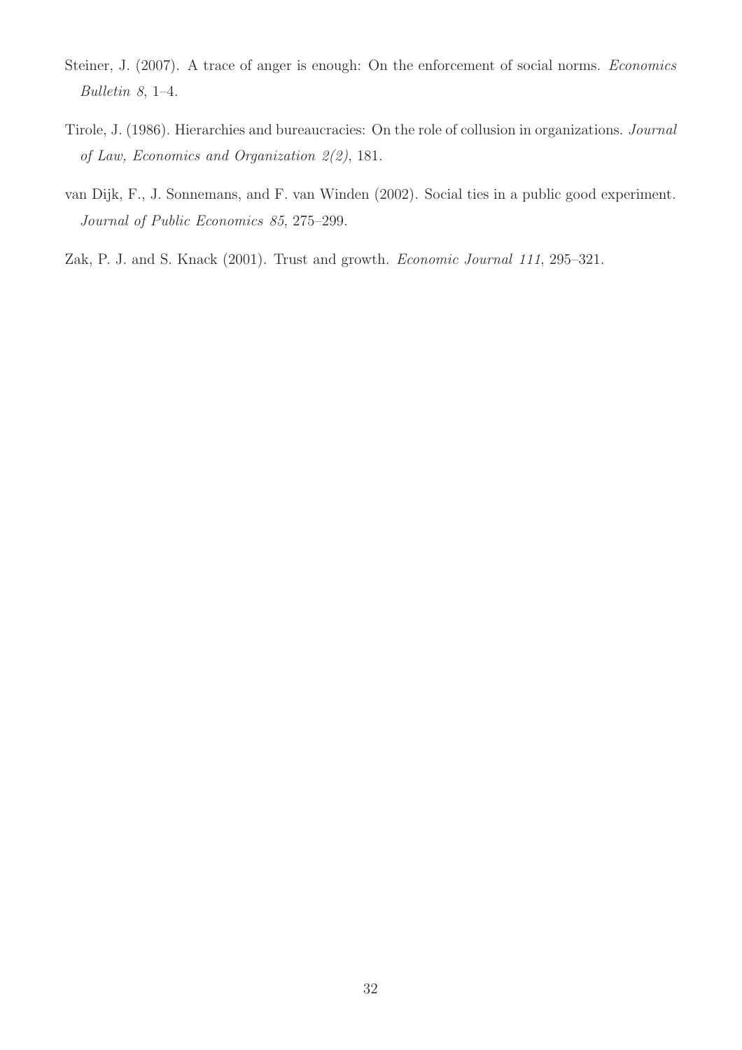Steiner, J. (2007). A trace of anger is enough: On the enforcement of social norms. *Economics Bulletin 8*, 1–4.

Tirole, J. (1986). Hierarchies and bureaucracies: On the role of collusion in organizations. *Journal of Law, Economics and Organization 2(2)*, 181.

van Dijk, F., J. Sonnemans, and F. van Winden (2002). Social ties in a public good experiment. *Journal of Public Economics 85*, 275–299.

Zak, P. J. and S. Knack (2001). Trust and growth. *Economic Journal 111*, 295–321.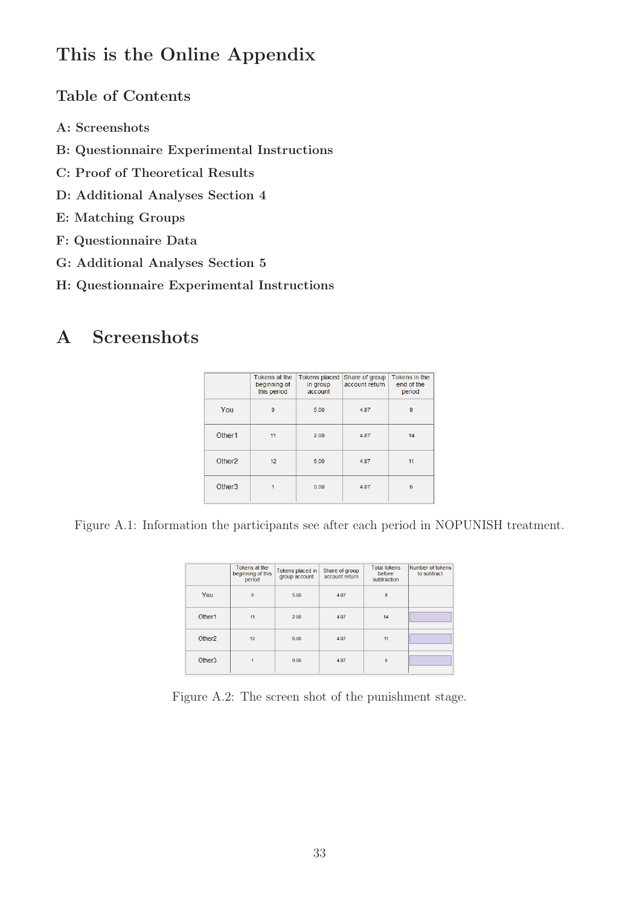# This is the Online Appendix

## Table of Contents

A: Screenshots

B: Questionnaire Experimental Instructions

C: Proof of Theoretical Results

D: Additional Analyses Section 4

E: Matching Groups

F: Questionnaire Data

G: Additional Analyses Section 5

H: Questionnaire Experimental Instructions

# A Screenshots

| | Tokens at the beginning of this period | Tokens placed in group account | Share of group account return | Tokens in the end of the period |
|---|---|---|---|---|
| You | 9 | 5.00 | 4.87 | 9 |
| Other1 | 11 | 2.00 | 4.87 | 14 |
| Other2 | 12 | 6.00 | 4.87 | 11 |
| Other3 | 1 | 0.00 | 4.87 | 6 |

Figure A.1: Information the participants see after each period in NOPUNISH treatment.

| | Tokens at the beginning of this period | Tokens placed in group account | Share of group account return | Total tokens before subtraction | Number of tokens to subtract |
|---|---|---|---|---|---|
| You | 9 | 5.00 | 4.87 | 9 | |
| Other1 | 11 | 2.00 | 4.87 | 14 | |
| Other2 | 12 | 6.00 | 4.87 | 11 | |
| Other3 | 1 | 0.00 | 4.87 | 6 | |

Figure A.2: The screen shot of the punishment stage.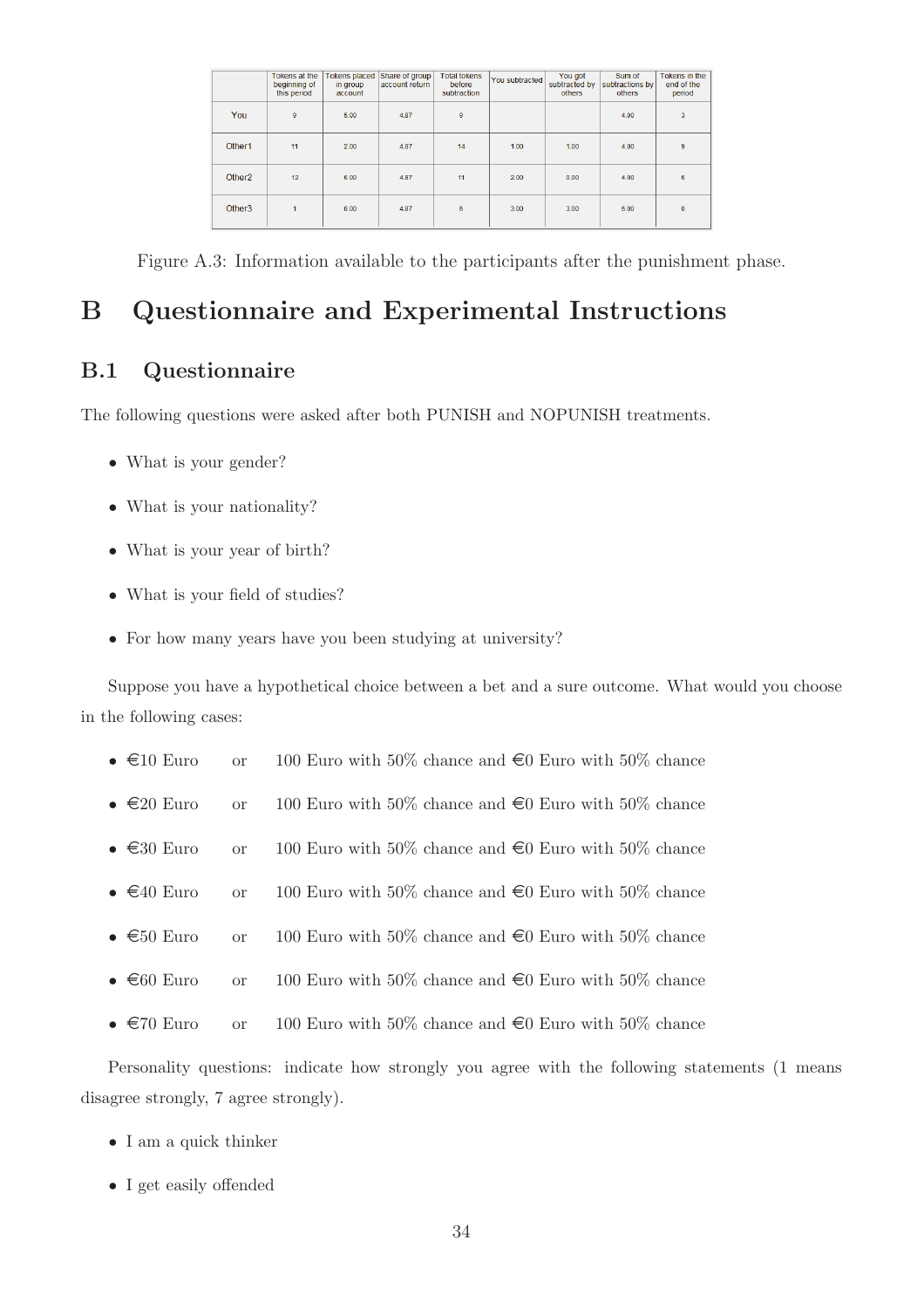|  | Tokens at the beginning of this period | Tokens placed in group account | Share of group account return | Total tokens before subtraction | You subtracted | You got subtracted by others | Sum of subtractions by others | Tokens in the end of the period |
|---|---|---|---|---|---|---|---|---|
| You | 9 | 5.00 | 4.87 | 9 |  |  | 4.00 | 3 |
| Other1 | 11 | 2.00 | 4.87 | 14 | 1.00 | 1.00 | 4.00 | 9 |
| Other2 | 12 | 6.00 | 4.87 | 11 | 2.00 | 0.00 | 4.00 | 6 |
| Other3 | 1 | 0.00 | 4.87 | 6 | 3.00 | 3.00 | 6.00 | 0 |

Figure A.3: Information available to the participants after the punishment phase.

# B Questionnaire and Experimental Instructions

## B.1 Questionnaire

The following questions were asked after both PUNISH and NOPUNISH treatments.

- What is your gender?
- What is your nationality?
- What is your year of birth?
- What is your field of studies?
- For how many years have you been studying at university?

Suppose you have a hypothetical choice between a bet and a sure outcome. What would you choose in the following cases:

- €10 Euro or 100 Euro with 50% chance and €0 Euro with 50% chance
- €20 Euro or 100 Euro with 50% chance and €0 Euro with 50% chance
- €30 Euro or 100 Euro with 50% chance and €0 Euro with 50% chance
- €40 Euro or 100 Euro with 50% chance and €0 Euro with 50% chance
- €50 Euro or 100 Euro with 50% chance and €0 Euro with 50% chance
- €60 Euro or 100 Euro with 50% chance and €0 Euro with 50% chance
- €70 Euro or 100 Euro with 50% chance and €0 Euro with 50% chance

Personality questions: indicate how strongly you agree with the following statements (1 means disagree strongly, 7 agree strongly).

- I am a quick thinker
- I get easily offended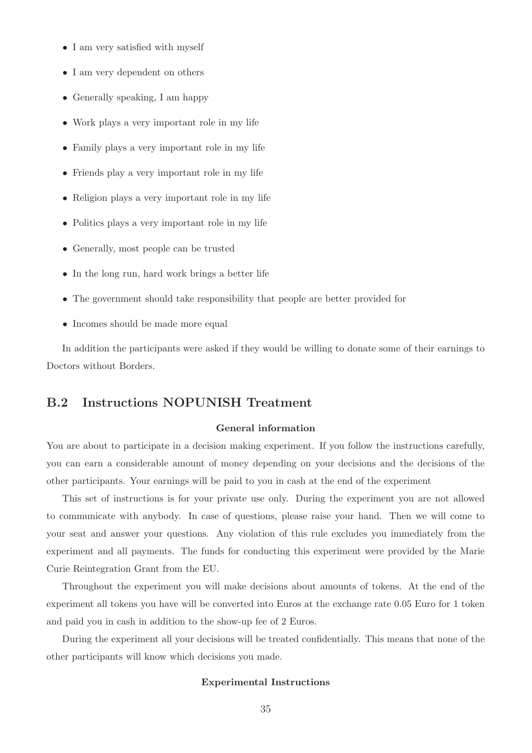- I am very satisfied with myself
- I am very dependent on others
- Generally speaking, I am happy
- Work plays a very important role in my life
- Family plays a very important role in my life
- Friends play a very important role in my life
- Religion plays a very important role in my life
- Politics plays a very important role in my life
- Generally, most people can be trusted
- In the long run, hard work brings a better life
- The government should take responsibility that people are better provided for
- Incomes should be made more equal

In addition the participants were asked if they would be willing to donate some of their earnings to Doctors without Borders.

## B.2 Instructions NOPUNISH Treatment

**General information**

You are about to participate in a decision making experiment. If you follow the instructions carefully, you can earn a considerable amount of money depending on your decisions and the decisions of the other participants. Your earnings will be paid to you in cash at the end of the experiment

This set of instructions is for your private use only. During the experiment you are not allowed to communicate with anybody. In case of questions, please raise your hand. Then we will come to your seat and answer your questions. Any violation of this rule excludes you immediately from the experiment and all payments. The funds for conducting this experiment were provided by the Marie Curie Reintegration Grant from the EU.

Throughout the experiment you will make decisions about amounts of tokens. At the end of the experiment all tokens you have will be converted into Euros at the exchange rate 0.05 Euro for 1 token and paid you in cash in addition to the show-up fee of 2 Euros.

During the experiment all your decisions will be treated confidentially. This means that none of the other participants will know which decisions you made.

**Experimental Instructions**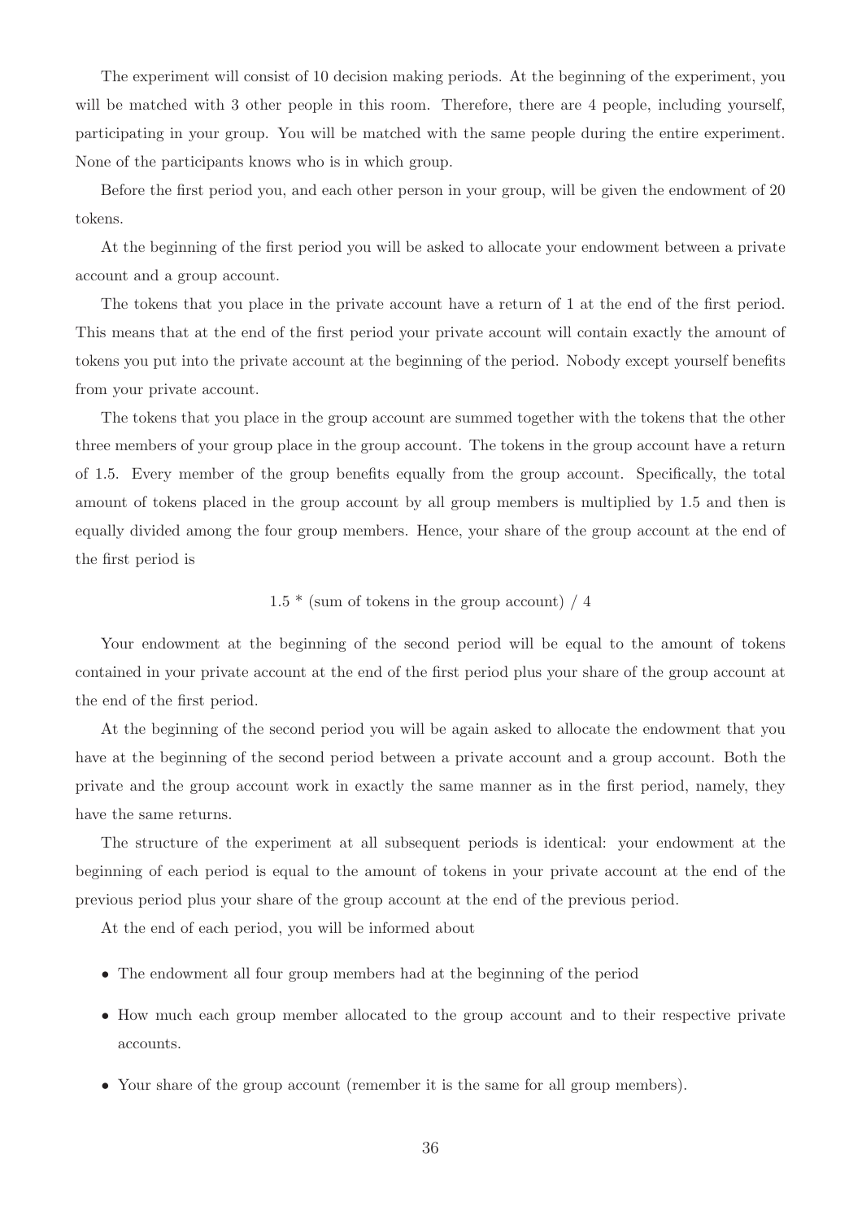The experiment will consist of 10 decision making periods. At the beginning of the experiment, you will be matched with 3 other people in this room. Therefore, there are 4 people, including yourself, participating in your group. You will be matched with the same people during the entire experiment. None of the participants knows who is in which group.

Before the first period you, and each other person in your group, will be given the endowment of 20 tokens.

At the beginning of the first period you will be asked to allocate your endowment between a private account and a group account.

The tokens that you place in the private account have a return of 1 at the end of the first period. This means that at the end of the first period your private account will contain exactly the amount of tokens you put into the private account at the beginning of the period. Nobody except yourself benefits from your private account.

The tokens that you place in the group account are summed together with the tokens that the other three members of your group place in the group account. The tokens in the group account have a return of 1.5. Every member of the group benefits equally from the group account. Specifically, the total amount of tokens placed in the group account by all group members is multiplied by 1.5 and then is equally divided among the four group members. Hence, your share of the group account at the end of the first period is

$$1.5 * (\text{sum of tokens in the group account}) / 4$$

Your endowment at the beginning of the second period will be equal to the amount of tokens contained in your private account at the end of the first period plus your share of the group account at the end of the first period.

At the beginning of the second period you will be again asked to allocate the endowment that you have at the beginning of the second period between a private account and a group account. Both the private and the group account work in exactly the same manner as in the first period, namely, they have the same returns.

The structure of the experiment at all subsequent periods is identical: your endowment at the beginning of each period is equal to the amount of tokens in your private account at the end of the previous period plus your share of the group account at the end of the previous period.

At the end of each period, you will be informed about

- The endowment all four group members had at the beginning of the period
- How much each group member allocated to the group account and to their respective private accounts.
- Your share of the group account (remember it is the same for all group members).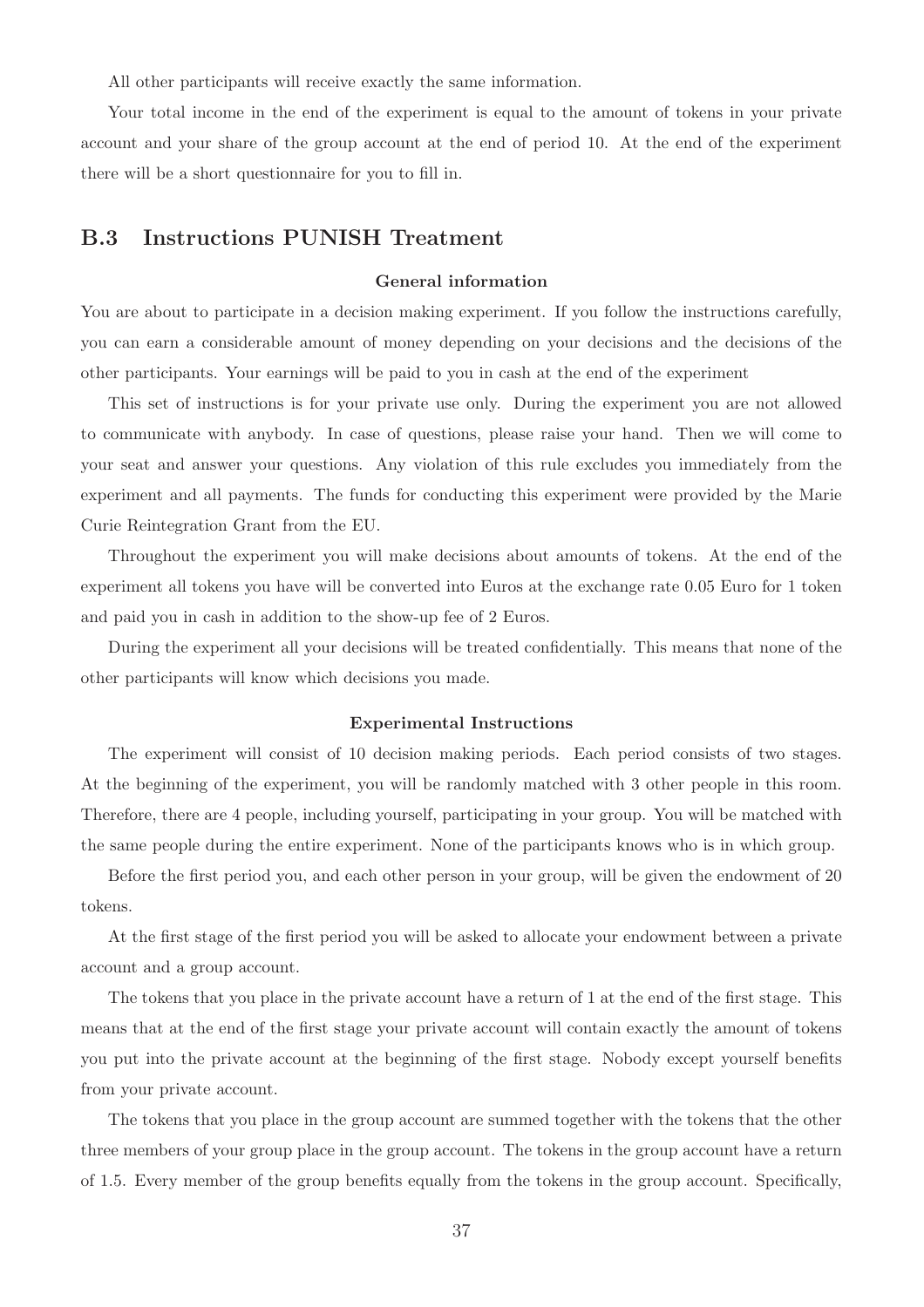All other participants will receive exactly the same information.

Your total income in the end of the experiment is equal to the amount of tokens in your private account and your share of the group account at the end of period 10. At the end of the experiment there will be a short questionnaire for you to fill in.

## B.3 Instructions PUNISH Treatment

**General information**

You are about to participate in a decision making experiment. If you follow the instructions carefully, you can earn a considerable amount of money depending on your decisions and the decisions of the other participants. Your earnings will be paid to you in cash at the end of the experiment

This set of instructions is for your private use only. During the experiment you are not allowed to communicate with anybody. In case of questions, please raise your hand. Then we will come to your seat and answer your questions. Any violation of this rule excludes you immediately from the experiment and all payments. The funds for conducting this experiment were provided by the Marie Curie Reintegration Grant from the EU.

Throughout the experiment you will make decisions about amounts of tokens. At the end of the experiment all tokens you have will be converted into Euros at the exchange rate 0.05 Euro for 1 token and paid you in cash in addition to the show-up fee of 2 Euros.

During the experiment all your decisions will be treated confidentially. This means that none of the other participants will know which decisions you made.

**Experimental Instructions**

The experiment will consist of 10 decision making periods. Each period consists of two stages. At the beginning of the experiment, you will be randomly matched with 3 other people in this room. Therefore, there are 4 people, including yourself, participating in your group. You will be matched with the same people during the entire experiment. None of the participants knows who is in which group.

Before the first period you, and each other person in your group, will be given the endowment of 20 tokens.

At the first stage of the first period you will be asked to allocate your endowment between a private account and a group account.

The tokens that you place in the private account have a return of 1 at the end of the first stage. This means that at the end of the first stage your private account will contain exactly the amount of tokens you put into the private account at the beginning of the first stage. Nobody except yourself benefits from your private account.

The tokens that you place in the group account are summed together with the tokens that the other three members of your group place in the group account. The tokens in the group account have a return of 1.5. Every member of the group benefits equally from the tokens in the group account. Specifically,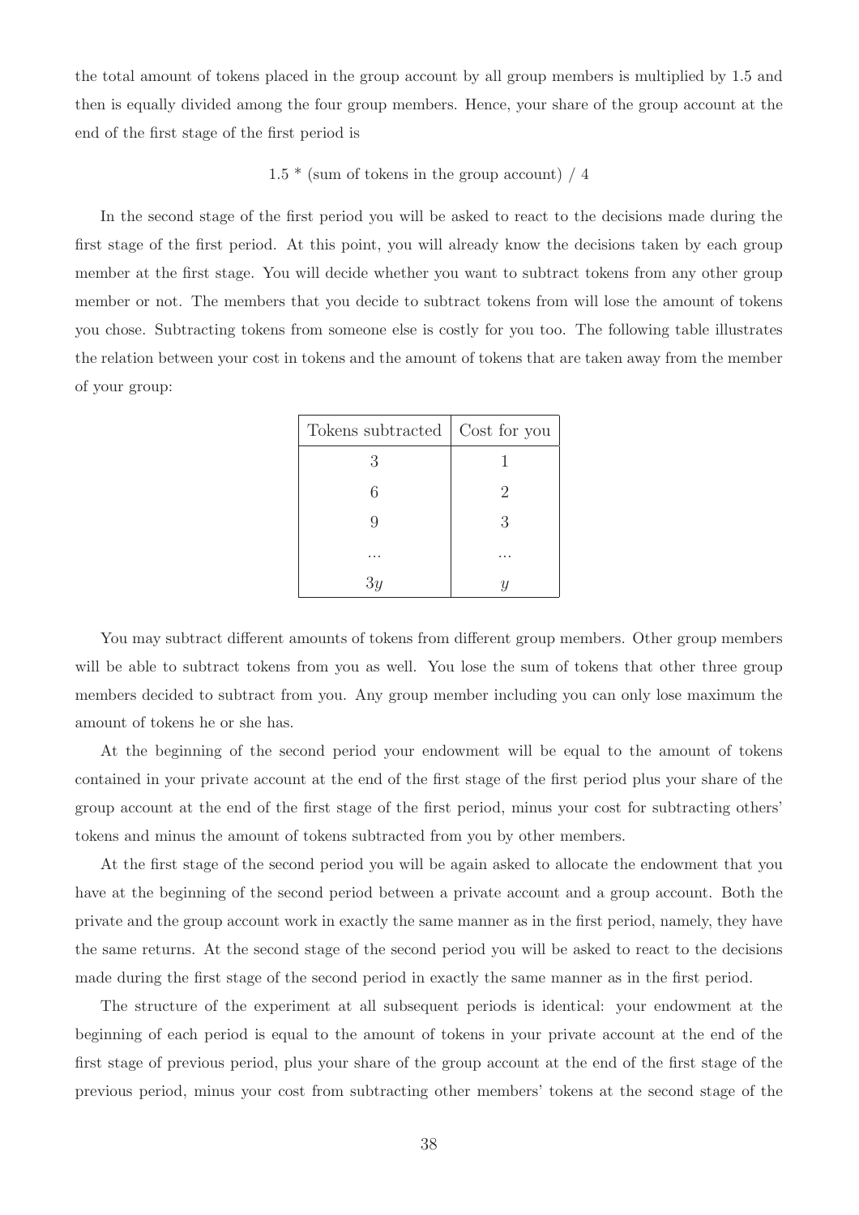the total amount of tokens placed in the group account by all group members is multiplied by 1.5 and then is equally divided among the four group members. Hence, your share of the group account at the end of the first stage of the first period is

$$1.5 * \text{(sum of tokens in the group account)} / 4$$

In the second stage of the first period you will be asked to react to the decisions made during the first stage of the first period. At this point, you will already know the decisions taken by each group member at the first stage. You will decide whether you want to subtract tokens from any other group member or not. The members that you decide to subtract tokens from will lose the amount of tokens you chose. Subtracting tokens from someone else is costly for you too. The following table illustrates the relation between your cost in tokens and the amount of tokens that are taken away from the member of your group:

| Tokens subtracted | Cost for you |
|---|---|
| 3 | 1 |
| 6 | 2 |
| 9 | 3 |
| ... | ... |
| $3y$ | $y$ |

You may subtract different amounts of tokens from different group members. Other group members will be able to subtract tokens from you as well. You lose the sum of tokens that other three group members decided to subtract from you. Any group member including you can only lose maximum the amount of tokens he or she has.

At the beginning of the second period your endowment will be equal to the amount of tokens contained in your private account at the end of the first stage of the first period plus your share of the group account at the end of the first stage of the first period, minus your cost for subtracting others' tokens and minus the amount of tokens subtracted from you by other members.

At the first stage of the second period you will be again asked to allocate the endowment that you have at the beginning of the second period between a private account and a group account. Both the private and the group account work in exactly the same manner as in the first period, namely, they have the same returns. At the second stage of the second period you will be asked to react to the decisions made during the first stage of the second period in exactly the same manner as in the first period.

The structure of the experiment at all subsequent periods is identical: your endowment at the beginning of each period is equal to the amount of tokens in your private account at the end of the first stage of previous period, plus your share of the group account at the end of the first stage of the previous period, minus your cost from subtracting other members' tokens at the second stage of the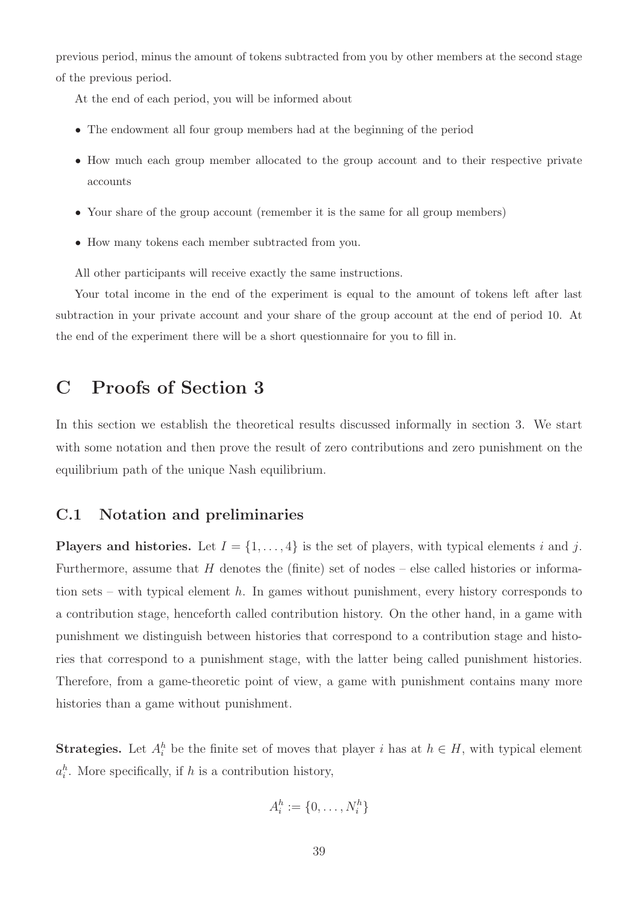previous period, minus the amount of tokens subtracted from you by other members at the second stage of the previous period.

At the end of each period, you will be informed about

- The endowment all four group members had at the beginning of the period
- How much each group member allocated to the group account and to their respective private accounts
- Your share of the group account (remember it is the same for all group members)
- How many tokens each member subtracted from you.

All other participants will receive exactly the same instructions.

Your total income in the end of the experiment is equal to the amount of tokens left after last subtraction in your private account and your share of the group account at the end of period 10. At the end of the experiment there will be a short questionnaire for you to fill in.

# C Proofs of Section 3

In this section we establish the theoretical results discussed informally in section 3. We start with some notation and then prove the result of zero contributions and zero punishment on the equilibrium path of the unique Nash equilibrium.

## C.1 Notation and preliminaries

**Players and histories.** Let $I = \{1, \ldots, 4\}$ is the set of players, with typical elements $i$ and $j$. Furthermore, assume that $H$ denotes the (finite) set of nodes – else called histories or information sets – with typical element $h$. In games without punishment, every history corresponds to a contribution stage, henceforth called contribution history. On the other hand, in a game with punishment we distinguish between histories that correspond to a contribution stage and histories that correspond to a punishment stage, with the latter being called punishment histories. Therefore, from a game-theoretic point of view, a game with punishment contains many more histories than a game without punishment.

**Strategies.** Let $A_i^h$ be the finite set of moves that player $i$ has at $h \in H$, with typical element $a_i^h$. More specifically, if $h$ is a contribution history,

$$A_i^h := \{0, \ldots, N_i^h\}$$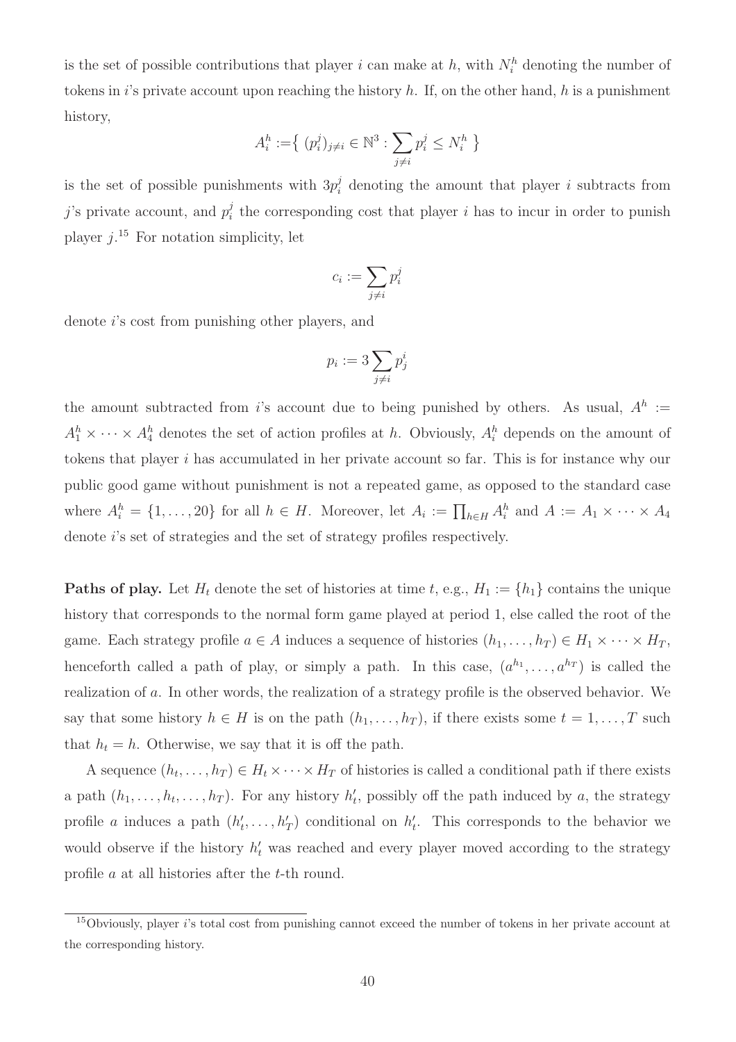is the set of possible contributions that player $i$ can make at $h$, with $N_i^h$ denoting the number of tokens in $i$'s private account upon reaching the history $h$. If, on the other hand, $h$ is a punishment history,

$$A_i^h := \{ \ (p_i^j)_{j \neq i} \in \mathbb{N}^3 : \sum_{j \neq i} p_i^j \leq N_i^h \ \}$$

is the set of possible punishments with $3p_i^j$ denoting the amount that player $i$ subtracts from $j$'s private account, and $p_i^j$ the corresponding cost that player $i$ has to incur in order to punish player $j$.[15] For notation simplicity, let

$$c_i := \sum_{j \neq i} p_i^j$$

denote $i$'s cost from punishing other players, and

$$p_i := 3 \sum_{j \neq i} p_j^i$$

the amount subtracted from $i$'s account due to being punished by others. As usual, $A^h := A_1^h \times \cdots \times A_4^h$ denotes the set of action profiles at $h$. Obviously, $A_i^h$ depends on the amount of tokens that player $i$ has accumulated in her private account so far. This is for instance why our public good game without punishment is not a repeated game, as opposed to the standard case where $A_i^h = \{1, \ldots, 20\}$ for all $h \in H$. Moreover, let $A_i := \prod_{h \in H} A_i^h$ and $A := A_1 \times \cdots \times A_4$ denote $i$'s set of strategies and the set of strategy profiles respectively.

**Paths of play.** Let $H_t$ denote the set of histories at time $t$, e.g., $H_1 := \{h_1\}$ contains the unique history that corresponds to the normal form game played at period 1, else called the root of the game. Each strategy profile $a \in A$ induces a sequence of histories $(h_1, \ldots, h_T) \in H_1 \times \cdots \times H_T$, henceforth called a path of play, or simply a path. In this case, $(a^{h_1}, \ldots, a^{h_T})$ is called the realization of $a$. In other words, the realization of a strategy profile is the observed behavior. We say that some history $h \in H$ is on the path $(h_1, \ldots, h_T)$, if there exists some $t = 1, \ldots, T$ such that $h_t = h$. Otherwise, we say that it is off the path.

A sequence $(h_t, \ldots, h_T) \in H_t \times \cdots \times H_T$ of histories is called a conditional path if there exists a path $(h_1, \ldots, h_t, \ldots, h_T)$. For any history $h'_t$, possibly off the path induced by $a$, the strategy profile $a$ induces a path $(h'_t, \ldots, h'_T)$ conditional on $h'_t$. This corresponds to the behavior we would observe if the history $h'_t$ was reached and every player moved according to the strategy profile $a$ at all histories after the $t$-th round.

[15] Obviously, player $i$'s total cost from punishing cannot exceed the number of tokens in her private account at the corresponding history.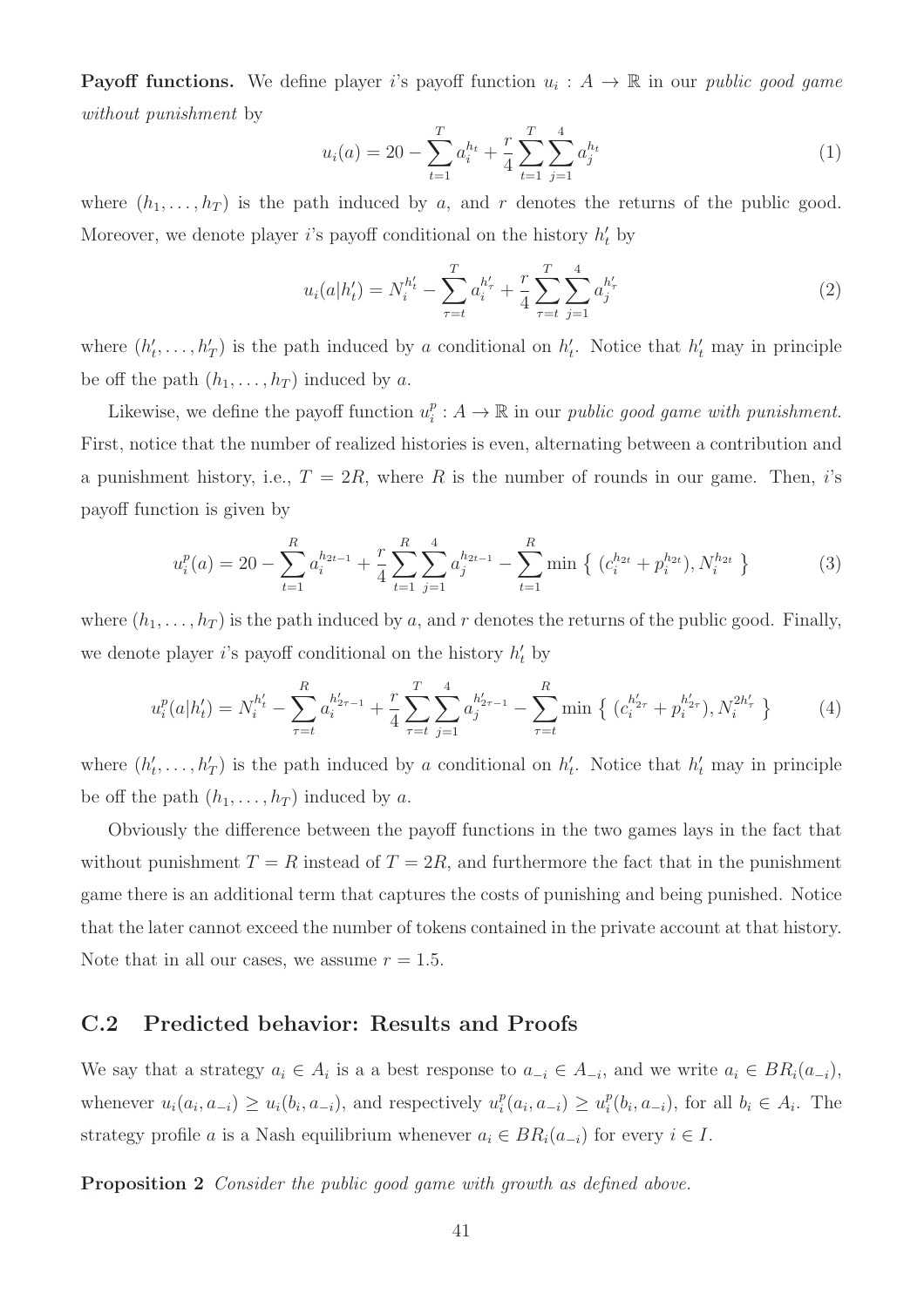**Payoff functions.** We define player $i$'s payoff function $u_i : A \to \mathbb{R}$ in our *public good game without punishment* by

$$u_i(a) = 20 - \sum_{t=1}^{T} a_i^{h_t} + \frac{r}{4} \sum_{t=1}^{T} \sum_{j=1}^{4} a_j^{h_t} \tag{1}$$

where $(h_1, \ldots, h_T)$ is the path induced by $a$, and $r$ denotes the returns of the public good. Moreover, we denote player $i$'s payoff conditional on the history $h'_t$ by

$$u_i(a|h'_t) = N_i^{h'_t} - \sum_{\tau=t}^{T} a_i^{h'_\tau} + \frac{r}{4} \sum_{\tau=t}^{T} \sum_{j=1}^{4} a_j^{h'_\tau} \tag{2}$$

where $(h'_t, \ldots, h'_T)$ is the path induced by $a$ conditional on $h'_t$. Notice that $h'_t$ may in principle be off the path $(h_1, \ldots, h_T)$ induced by $a$.

Likewise, we define the payoff function $u_i^p : A \to \mathbb{R}$ in our *public good game with punishment*. First, notice that the number of realized histories is even, alternating between a contribution and a punishment history, i.e., $T = 2R$, where $R$ is the number of rounds in our game. Then, $i$'s payoff function is given by

$$u_i^p(a) = 20 - \sum_{t=1}^{R} a_i^{h_{2t-1}} + \frac{r}{4} \sum_{t=1}^{R} \sum_{j=1}^{4} a_j^{h_{2t-1}} - \sum_{t=1}^{R} \min \left\{ (c_i^{h_{2t}} + p_i^{h_{2t}}), N_i^{h_{2t}} \right\} \tag{3}$$

where $(h_1, \ldots, h_T)$ is the path induced by $a$, and $r$ denotes the returns of the public good. Finally, we denote player $i$'s payoff conditional on the history $h'_t$ by

$$u_i^p(a|h'_t) = N_i^{h'_t} - \sum_{\tau=t}^{R} a_i^{h'_{2\tau-1}} + \frac{r}{4} \sum_{\tau=t}^{T} \sum_{j=1}^{4} a_j^{h'_{2\tau-1}} - \sum_{\tau=t}^{R} \min \left\{ (c_i^{h'_{2\tau}} + p_i^{h'_{2\tau}}), N_i^{2h'_\tau} \right\} \tag{4}$$

where $(h'_t, \ldots, h'_T)$ is the path induced by $a$ conditional on $h'_t$. Notice that $h'_t$ may in principle be off the path $(h_1, \ldots, h_T)$ induced by $a$.

Obviously the difference between the payoff functions in the two games lays in the fact that without punishment $T = R$ instead of $T = 2R$, and furthermore the fact that in the punishment game there is an additional term that captures the costs of punishing and being punished. Notice that the later cannot exceed the number of tokens contained in the private account at that history. Note that in all our cases, we assume $r = 1.5$.

## C.2 Predicted behavior: Results and Proofs

We say that a strategy $a_i \in A_i$ is a a best response to $a_{-i} \in A_{-i}$, and we write $a_i \in BR_i(a_{-i})$, whenever $u_i(a_i, a_{-i}) \geq u_i(b_i, a_{-i})$, and respectively $u_i^p(a_i, a_{-i}) \geq u_i^p(b_i, a_{-i})$, for all $b_i \in A_i$. The strategy profile $a$ is a Nash equilibrium whenever $a_i \in BR_i(a_{-i})$ for every $i \in I$.

**Proposition 2** *Consider the public good game with growth as defined above.*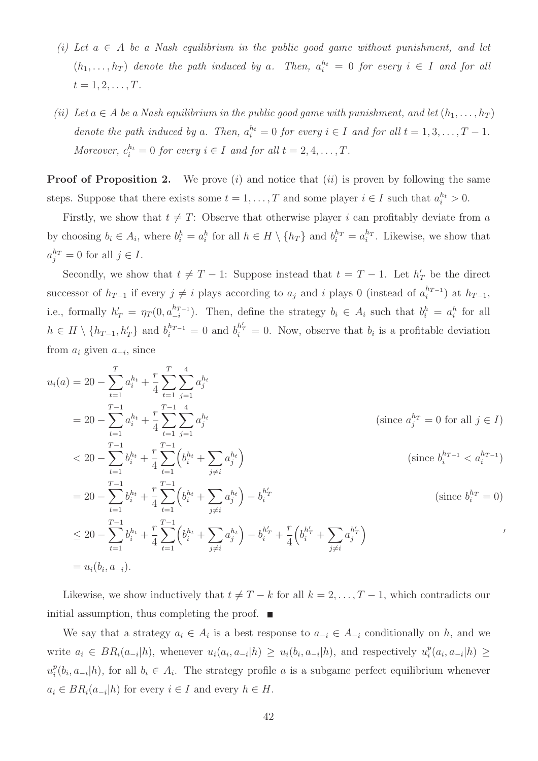*(i) Let $a \in A$ be a Nash equilibrium in the public good game without punishment, and let $(h_1, \ldots, h_T)$ denote the path induced by $a$. Then, $a_i^{h_t} = 0$ for every $i \in I$ and for all $t = 1, 2, \ldots, T$.*

*(ii) Let $a \in A$ be a Nash equilibrium in the public good game with punishment, and let $(h_1, \ldots, h_T)$ denote the path induced by $a$. Then, $a_i^{h_t} = 0$ for every $i \in I$ and for all $t = 1, 3, \ldots, T-1$. Moreover, $c_i^{h_t} = 0$ for every $i \in I$ and for all $t = 2, 4, \ldots, T$.*

**Proof of Proposition 2.** We prove $(i)$ and notice that $(ii)$ is proven by following the same steps. Suppose that there exists some $t = 1, \ldots, T$ and some player $i \in I$ such that $a_i^{h_t} > 0$.

Firstly, we show that $t \neq T$: Observe that otherwise player $i$ can profitably deviate from $a$ by choosing $b_i \in A_i$, where $b_i^h = a_i^h$ for all $h \in H \setminus \{h_T\}$ and $b_i^{h_T} = a_i^{h_T}$. Likewise, we show that $a_j^{h_T} = 0$ for all $j \in I$.

Secondly, we show that $t \neq T-1$: Suppose instead that $t = T-1$. Let $h_T'$ be the direct successor of $h_{T-1}$ if every $j \neq i$ plays according to $a_j$ and $i$ plays 0 (instead of $a_i^{h_{T-1}}$) at $h_{T-1}$, i.e., formally $h_T' = \eta_T(0, a_{-i}^{h_{T-1}})$. Then, define the strategy $b_i \in A_i$ such that $b_i^h = a_i^h$ for all $h \in H \setminus \{h_{T-1}, h_T'\}$ and $b_i^{h_{T-1}} = 0$ and $b_i^{h_T'} = 0$. Now, observe that $b_i$ is a profitable deviation from $a_i$ given $a_{-i}$, since

$$
\begin{aligned}
u_i(a) &= 20 - \sum_{t=1}^{T} a_i^{h_t} + \frac{r}{4} \sum_{t=1}^{T} \sum_{j=1}^{4} a_j^{h_t} \\
&= 20 - \sum_{t=1}^{T-1} a_i^{h_t} + \frac{r}{4} \sum_{t=1}^{T-1} \sum_{j=1}^{4} a_j^{h_t} && (\text{since } a_j^{h_T} = 0 \text{ for all } j \in I) \\
&< 20 - \sum_{t=1}^{T-1} b_i^{h_t} + \frac{r}{4} \sum_{t=1}^{T-1} \Big( b_i^{h_t} + \sum_{j \neq i} a_j^{h_t} \Big) && (\text{since } b_i^{h_{T-1}} < a_i^{h_{T-1}}) \\
&= 20 - \sum_{t=1}^{T-1} b_i^{h_t} + \frac{r}{4} \sum_{t=1}^{T-1} \Big( b_i^{h_t} + \sum_{j \neq i} a_j^{h_t} \Big) - b_i^{h_T'} && (\text{since } b_i^{h_T} = 0) \\
&\leq 20 - \sum_{t=1}^{T-1} b_i^{h_t} + \frac{r}{4} \sum_{t=1}^{T-1} \Big( b_i^{h_t} + \sum_{j \neq i} a_j^{h_t} \Big) - b_i^{h_T'} + \frac{r}{4} \Big( b_i^{h_T'} + \sum_{j \neq i} a_j^{h_T'} \Big) && , \\
&= u_i(b_i, a_{-i}).
\end{aligned}
$$

Likewise, we show inductively that $t \neq T - k$ for all $k = 2, \ldots, T-1$, which contradicts our initial assumption, thus completing the proof. ■

We say that a strategy $a_i \in A_i$ is a best response to $a_{-i} \in A_{-i}$ conditionally on $h$, and we write $a_i \in BR_i(a_{-i}|h)$, whenever $u_i(a_i, a_{-i}|h) \geq u_i(b_i, a_{-i}|h)$, and respectively $u_i^p(a_i, a_{-i}|h) \geq u_i^p(b_i, a_{-i}|h)$, for all $b_i \in A_i$. The strategy profile $a$ is a subgame perfect equilibrium whenever $a_i \in BR_i(a_{-i}|h)$ for every $i \in I$ and every $h \in H$.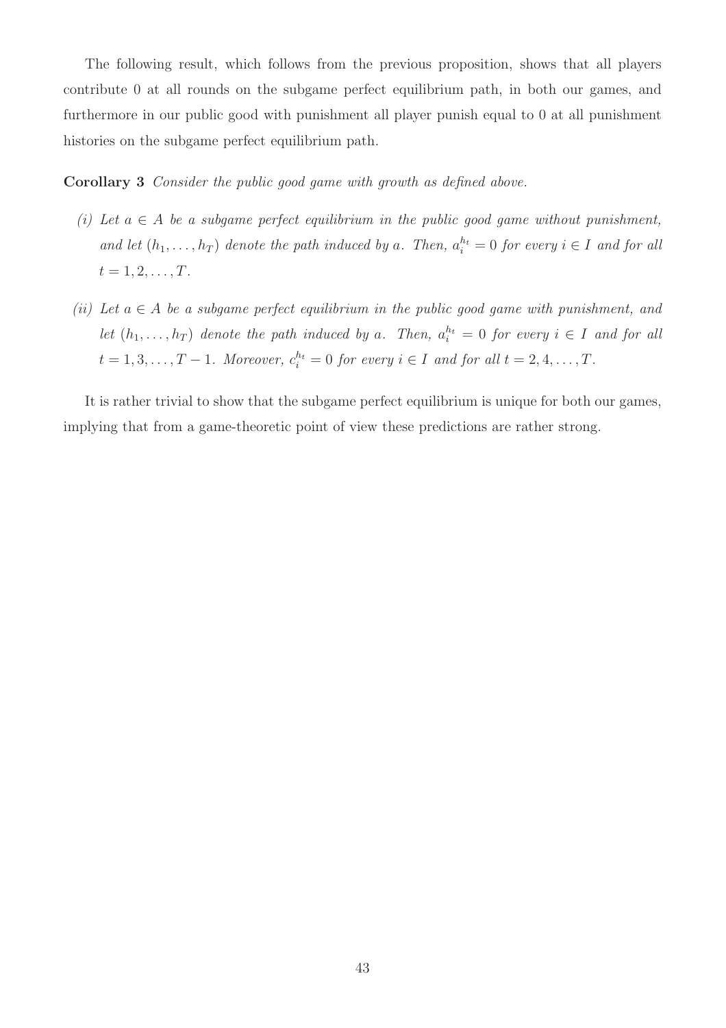The following result, which follows from the previous proposition, shows that all players contribute 0 at all rounds on the subgame perfect equilibrium path, in both our games, and furthermore in our public good with punishment all player punish equal to 0 at all punishment histories on the subgame perfect equilibrium path.

**Corollary 3** *Consider the public good game with growth as defined above.*

*(i) Let $a \in A$ be a subgame perfect equilibrium in the public good game without punishment, and let $(h_1, \ldots, h_T)$ denote the path induced by $a$. Then, $a_i^{h_t} = 0$ for every $i \in I$ and for all $t = 1, 2, \ldots, T$.*

*(ii) Let $a \in A$ be a subgame perfect equilibrium in the public good game with punishment, and let $(h_1, \ldots, h_T)$ denote the path induced by $a$. Then, $a_i^{h_t} = 0$ for every $i \in I$ and for all $t = 1, 3, \ldots, T-1$. Moreover, $c_i^{h_t} = 0$ for every $i \in I$ and for all $t = 2, 4, \ldots, T$.*

It is rather trivial to show that the subgame perfect equilibrium is unique for both our games, implying that from a game-theoretic point of view these predictions are rather strong.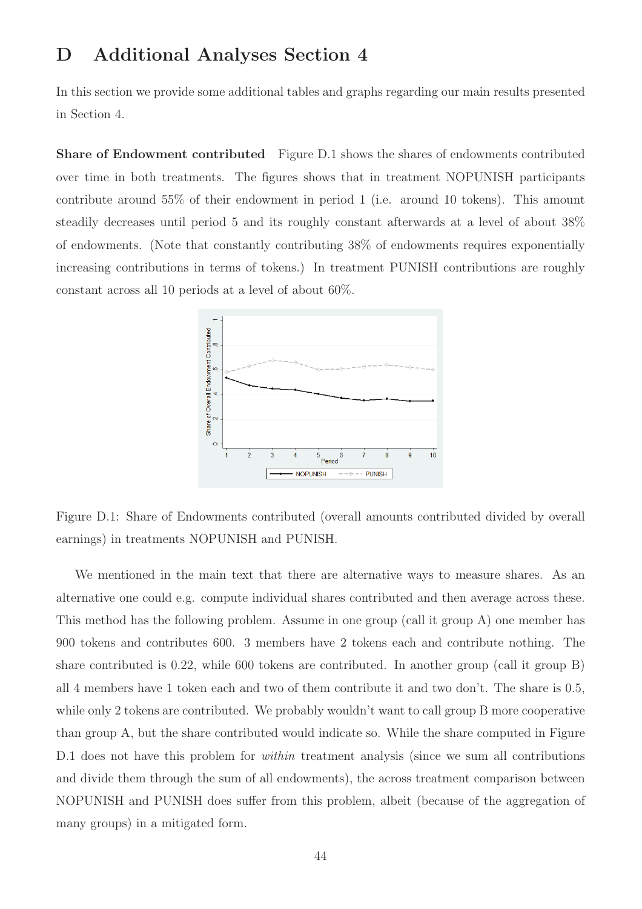# D Additional Analyses Section 4

In this section we provide some additional tables and graphs regarding our main results presented in Section 4.

**Share of Endowment contributed** Figure D.1 shows the shares of endowments contributed over time in both treatments. The figures shows that in treatment NOPUNISH participants contribute around 55% of their endowment in period 1 (i.e. around 10 tokens). This amount steadily decreases until period 5 and its roughly constant afterwards at a level of about 38% of endowments. (Note that constantly contributing 38% of endowments requires exponentially increasing contributions in terms of tokens.) In treatment PUNISH contributions are roughly constant across all 10 periods at a level of about 60%.

Figure D.1: Share of Endowments contributed (overall amounts contributed divided by overall earnings) in treatments NOPUNISH and PUNISH.

We mentioned in the main text that there are alternative ways to measure shares. As an alternative one could e.g. compute individual shares contributed and then average across these. This method has the following problem. Assume in one group (call it group A) one member has 900 tokens and contributes 600. 3 members have 2 tokens each and contribute nothing. The share contributed is 0.22, while 600 tokens are contributed. In another group (call it group B) all 4 members have 1 token each and two of them contribute it and two don't. The share is 0.5, while only 2 tokens are contributed. We probably wouldn't want to call group B more cooperative than group A, but the share contributed would indicate so. While the share computed in Figure D.1 does not have this problem for *within* treatment analysis (since we sum all contributions and divide them through the sum of all endowments), the across treatment comparison between NOPUNISH and PUNISH does suffer from this problem, albeit (because of the aggregation of many groups) in a mitigated form.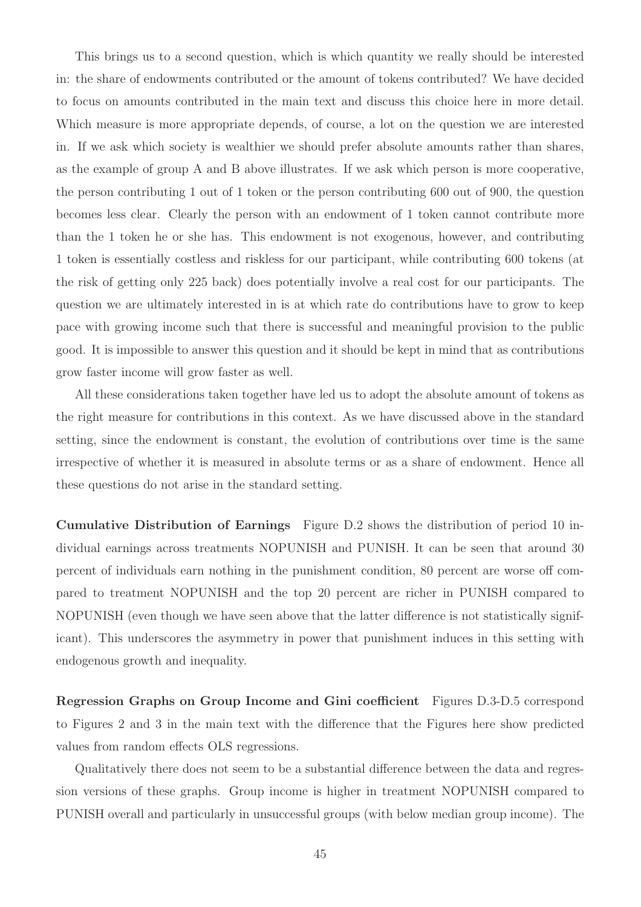This brings us to a second question, which is which quantity we really should be interested in: the share of endowments contributed or the amount of tokens contributed? We have decided to focus on amounts contributed in the main text and discuss this choice here in more detail. Which measure is more appropriate depends, of course, a lot on the question we are interested in. If we ask which society is wealthier we should prefer absolute amounts rather than shares, as the example of group A and B above illustrates. If we ask which person is more cooperative, the person contributing 1 out of 1 token or the person contributing 600 out of 900, the question becomes less clear. Clearly the person with an endowment of 1 token cannot contribute more than the 1 token he or she has. This endowment is not exogenous, however, and contributing 1 token is essentially costless and riskless for our participant, while contributing 600 tokens (at the risk of getting only 225 back) does potentially involve a real cost for our participants. The question we are ultimately interested in is at which rate do contributions have to grow to keep pace with growing income such that there is successful and meaningful provision to the public good. It is impossible to answer this question and it should be kept in mind that as contributions grow faster income will grow faster as well.

All these considerations taken together have led us to adopt the absolute amount of tokens as the right measure for contributions in this context. As we have discussed above in the standard setting, since the endowment is constant, the evolution of contributions over time is the same irrespective of whether it is measured in absolute terms or as a share of endowment. Hence all these questions do not arise in the standard setting.

**Cumulative Distribution of Earnings** Figure D.2 shows the distribution of period 10 individual earnings across treatments NOPUNISH and PUNISH. It can be seen that around 30 percent of individuals earn nothing in the punishment condition, 80 percent are worse off compared to treatment NOPUNISH and the top 20 percent are richer in PUNISH compared to NOPUNISH (even though we have seen above that the latter difference is not statistically significant). This underscores the asymmetry in power that punishment induces in this setting with endogenous growth and inequality.

**Regression Graphs on Group Income and Gini coefficient** Figures D.3-D.5 correspond to Figures 2 and 3 in the main text with the difference that the Figures here show predicted values from random effects OLS regressions.

Qualitatively there does not seem to be a substantial difference between the data and regression versions of these graphs. Group income is higher in treatment NOPUNISH compared to PUNISH overall and particularly in unsuccessful groups (with below median group income). The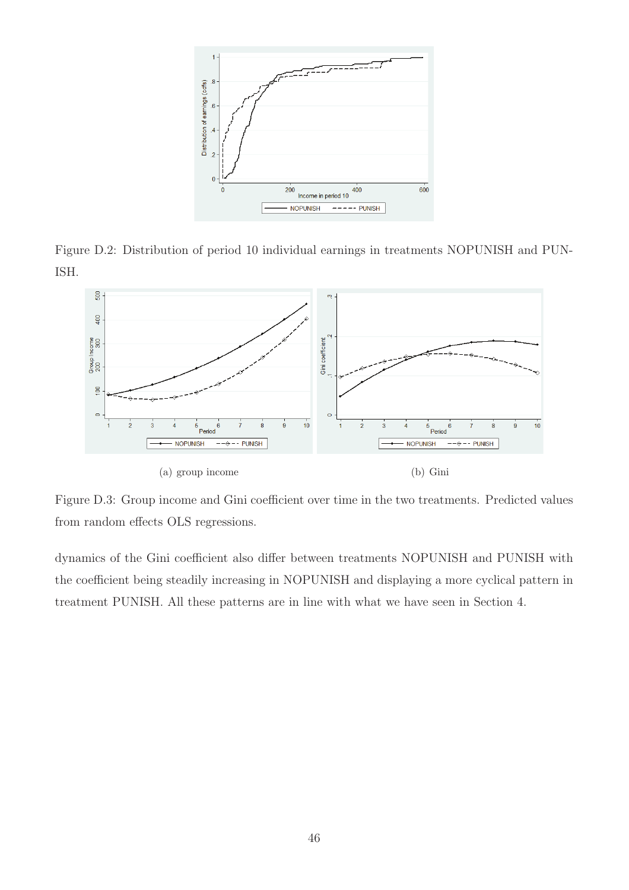Figure D.2: Distribution of period 10 individual earnings in treatments NOPUNISH and PUNISH.

(a) group income

(b) Gini

Figure D.3: Group income and Gini coefficient over time in the two treatments. Predicted values from random effects OLS regressions.

dynamics of the Gini coefficient also differ between treatments NOPUNISH and PUNISH with the coefficient being steadily increasing in NOPUNISH and displaying a more cyclical pattern in treatment PUNISH. All these patterns are in line with what we have seen in Section 4.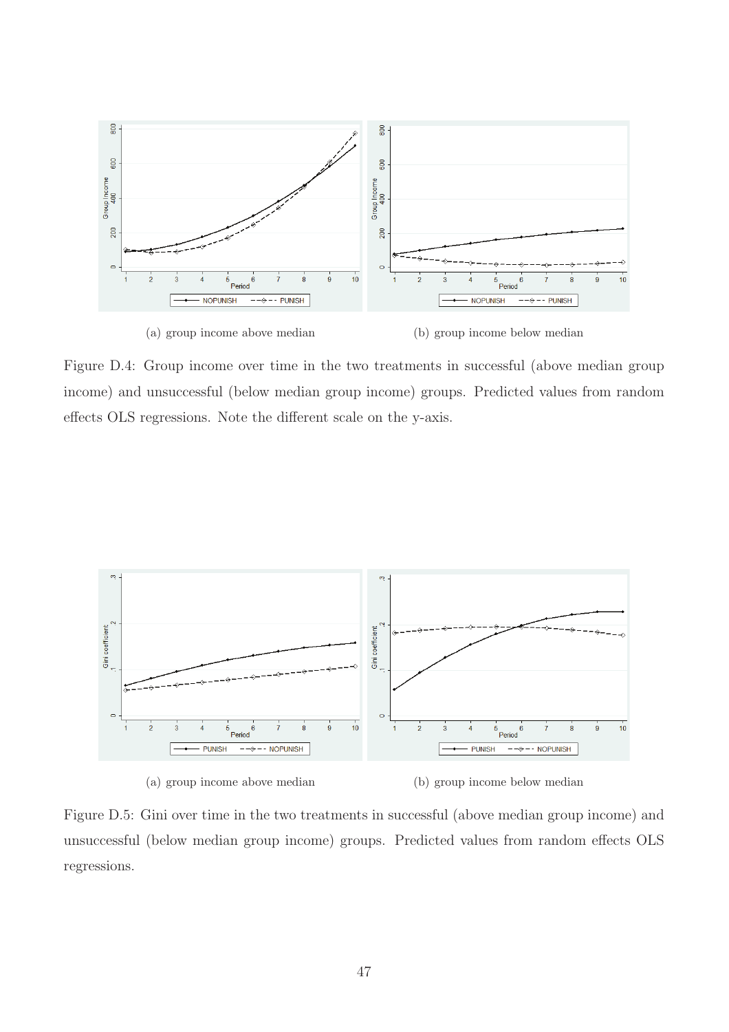(a) group income above median

(b) group income below median

Figure D.4: Group income over time in the two treatments in successful (above median group income) and unsuccessful (below median group income) groups. Predicted values from random effects OLS regressions. Note the different scale on the y-axis.

(a) group income above median

(b) group income below median

Figure D.5: Gini over time in the two treatments in successful (above median group income) and unsuccessful (below median group income) groups. Predicted values from random effects OLS regressions.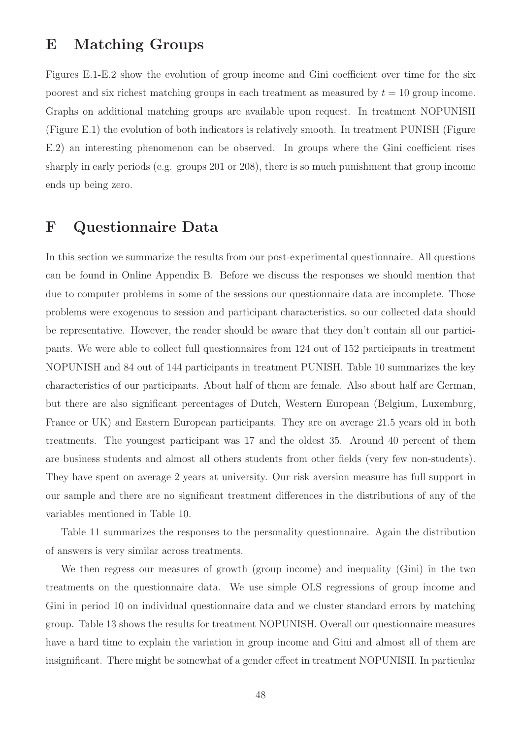# E Matching Groups

Figures E.1-E.2 show the evolution of group income and Gini coefficient over time for the six poorest and six richest matching groups in each treatment as measured by $t = 10$ group income. Graphs on additional matching groups are available upon request. In treatment NOPUNISH (Figure E.1) the evolution of both indicators is relatively smooth. In treatment PUNISH (Figure E.2) an interesting phenomenon can be observed. In groups where the Gini coefficient rises sharply in early periods (e.g. groups 201 or 208), there is so much punishment that group income ends up being zero.

# F Questionnaire Data

In this section we summarize the results from our post-experimental questionnaire. All questions can be found in Online Appendix B. Before we discuss the responses we should mention that due to computer problems in some of the sessions our questionnaire data are incomplete. Those problems were exogenous to session and participant characteristics, so our collected data should be representative. However, the reader should be aware that they don't contain all our participants. We were able to collect full questionnaires from 124 out of 152 participants in treatment NOPUNISH and 84 out of 144 participants in treatment PUNISH. Table 10 summarizes the key characteristics of our participants. About half of them are female. Also about half are German, but there are also significant percentages of Dutch, Western European (Belgium, Luxemburg, France or UK) and Eastern European participants. They are on average 21.5 years old in both treatments. The youngest participant was 17 and the oldest 35. Around 40 percent of them are business students and almost all others students from other fields (very few non-students). They have spent on average 2 years at university. Our risk aversion measure has full support in our sample and there are no significant treatment differences in the distributions of any of the variables mentioned in Table 10.

Table 11 summarizes the responses to the personality questionnaire. Again the distribution of answers is very similar across treatments.

We then regress our measures of growth (group income) and inequality (Gini) in the two treatments on the questionnaire data. We use simple OLS regressions of group income and Gini in period 10 on individual questionnaire data and we cluster standard errors by matching group. Table 13 shows the results for treatment NOPUNISH. Overall our questionnaire measures have a hard time to explain the variation in group income and Gini and almost all of them are insignificant. There might be somewhat of a gender effect in treatment NOPUNISH. In particular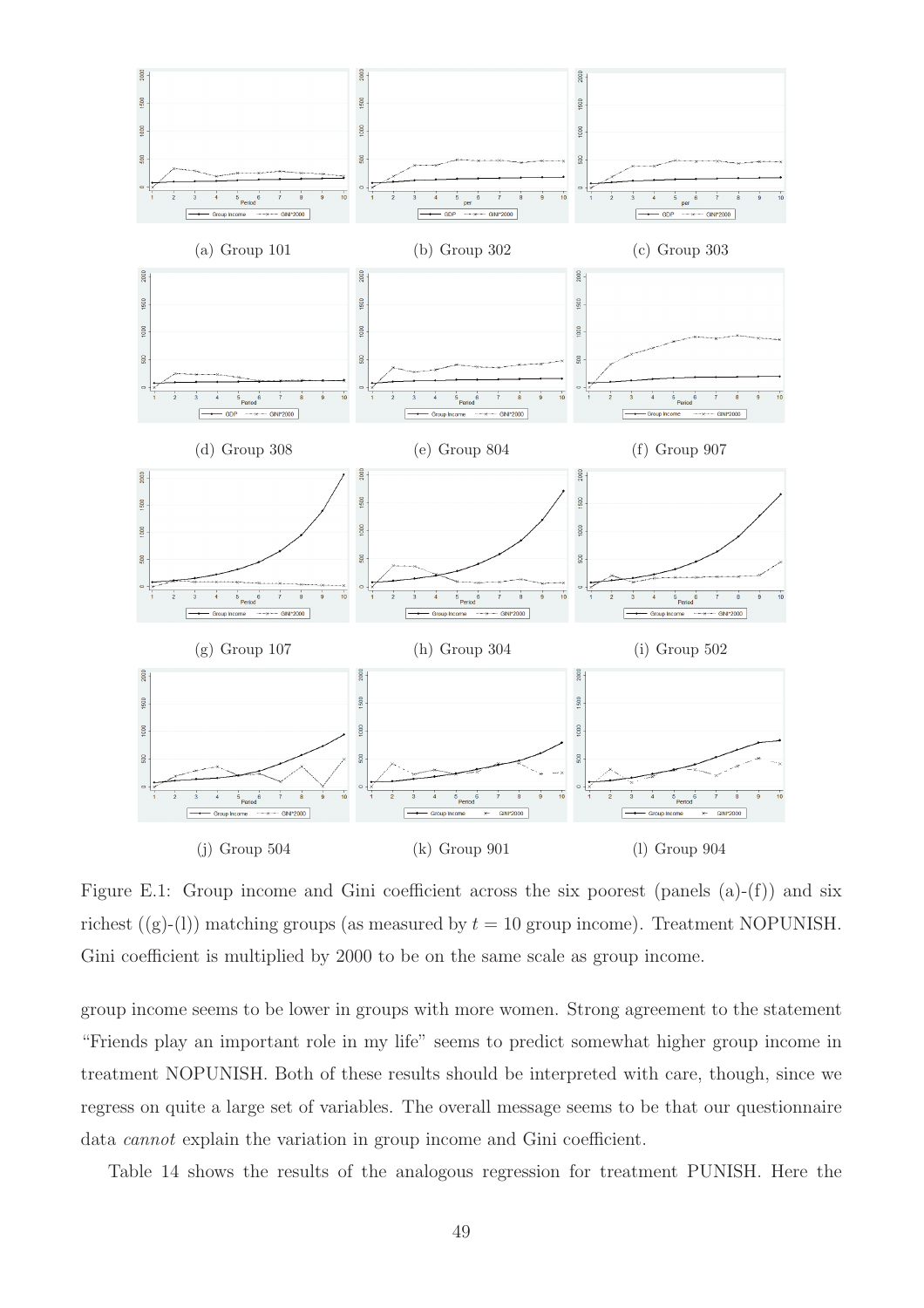(a) Group 101

(b) Group 302

(c) Group 303

(d) Group 308

(e) Group 804

(f) Group 907

(g) Group 107

(h) Group 304

(i) Group 502

(j) Group 504

(k) Group 901

(l) Group 904

Figure E.1: Group income and Gini coefficient across the six poorest (panels (a)-(f)) and six richest ((g)-(l)) matching groups (as measured by $t = 10$ group income). Treatment NOPUNISH. Gini coefficient is multiplied by 2000 to be on the same scale as group income.

group income seems to be lower in groups with more women. Strong agreement to the statement "Friends play an important role in my life" seems to predict somewhat higher group income in treatment NOPUNISH. Both of these results should be interpreted with care, though, since we regress on quite a large set of variables. The overall message seems to be that our questionnaire data *cannot* explain the variation in group income and Gini coefficient.

Table 14 shows the results of the analogous regression for treatment PUNISH. Here the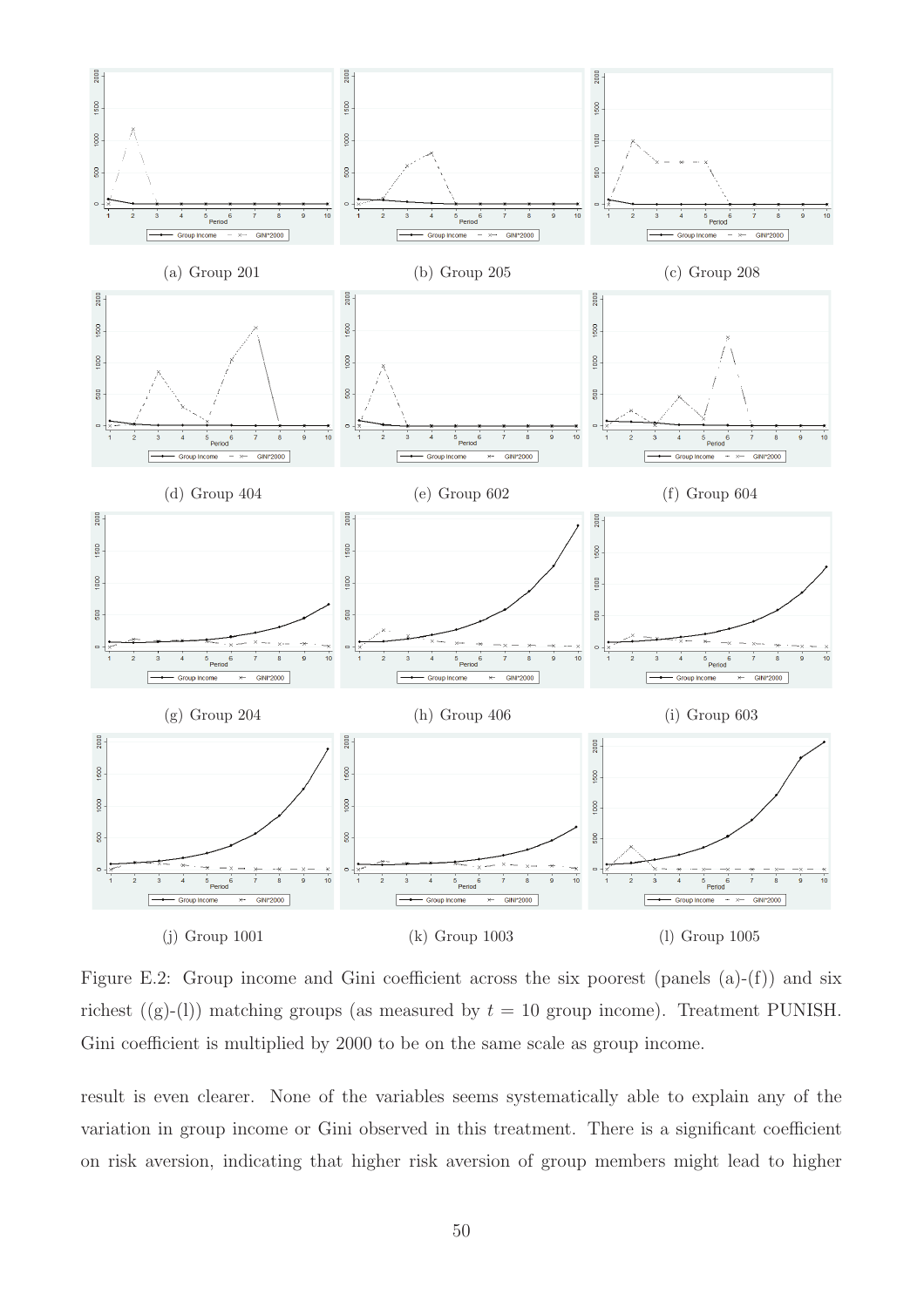(a) Group 201

(b) Group 205

(c) Group 208

(d) Group 404

(e) Group 602

(f) Group 604

(g) Group 204

(h) Group 406

(i) Group 603

(j) Group 1001

(k) Group 1003

(l) Group 1005

Figure E.2: Group income and Gini coefficient across the six poorest (panels (a)-(f)) and six richest ((g)-(l)) matching groups (as measured by $t = 10$ group income). Treatment PUNISH. Gini coefficient is multiplied by 2000 to be on the same scale as group income.

result is even clearer. None of the variables seems systematically able to explain any of the variation in group income or Gini observed in this treatment. There is a significant coefficient on risk aversion, indicating that higher risk aversion of group members might lead to higher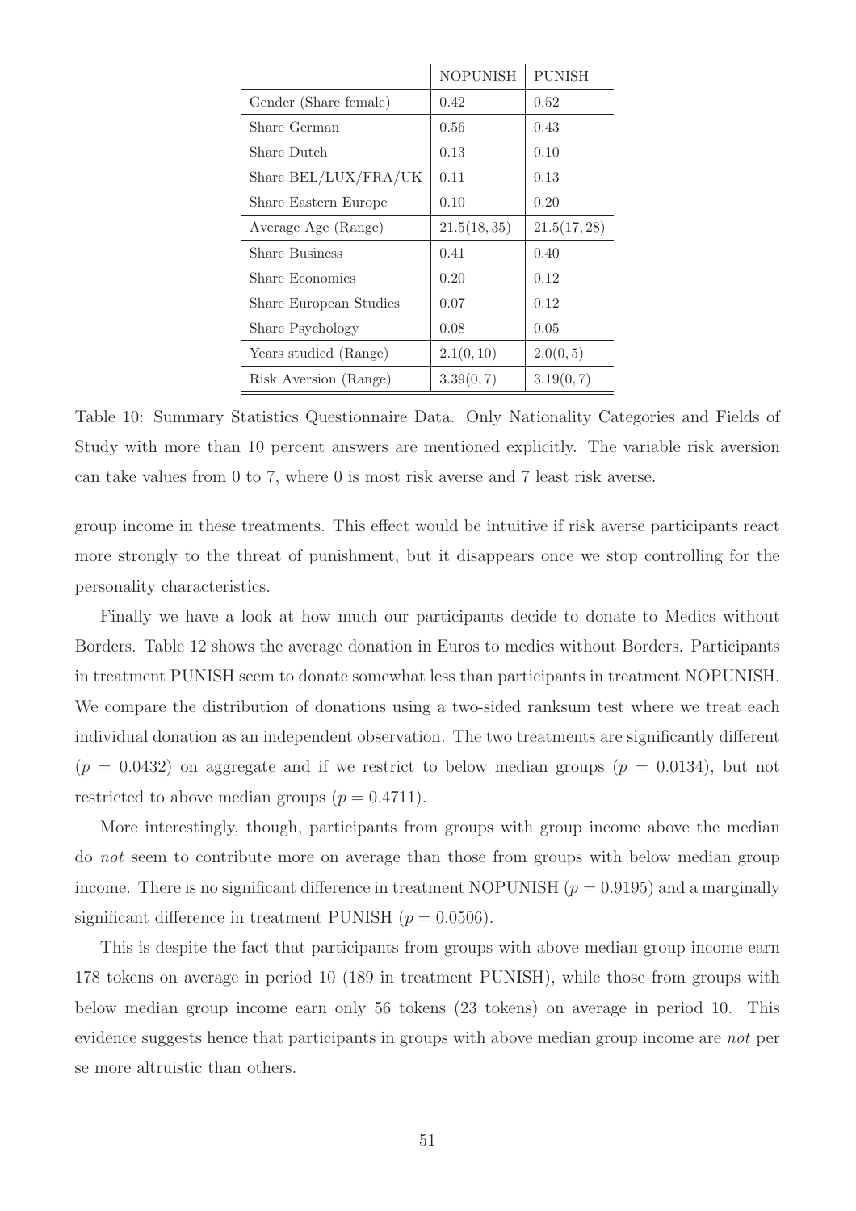| | NOPUNISH | PUNISH |
|---|---|---|
| Gender (Share female) | 0.42 | 0.52 |
| Share German | 0.56 | 0.43 |
| Share Dutch | 0.13 | 0.10 |
| Share BEL/LUX/FRA/UK | 0.11 | 0.13 |
| Share Eastern Europe | 0.10 | 0.20 |
| Average Age (Range) | $21.5(18, 35)$ | $21.5(17, 28)$ |
| Share Business | 0.41 | 0.40 |
| Share Economics | 0.20 | 0.12 |
| Share European Studies | 0.07 | 0.12 |
| Share Psychology | 0.08 | 0.05 |
| Years studied (Range) | $2.1(0, 10)$ | $2.0(0, 5)$ |
| Risk Aversion (Range) | $3.39(0, 7)$ | $3.19(0, 7)$ |

Table 10: Summary Statistics Questionnaire Data. Only Nationality Categories and Fields of Study with more than 10 percent answers are mentioned explicitly. The variable risk aversion can take values from 0 to 7, where 0 is most risk averse and 7 least risk averse.

group income in these treatments. This effect would be intuitive if risk averse participants react more strongly to the threat of punishment, but it disappears once we stop controlling for the personality characteristics.

Finally we have a look at how much our participants decide to donate to Medics without Borders. Table 12 shows the average donation in Euros to medics without Borders. Participants in treatment PUNISH seem to donate somewhat less than participants in treatment NOPUNISH. We compare the distribution of donations using a two-sided ranksum test where we treat each individual donation as an independent observation. The two treatments are significantly different ($p = 0.0432$) on aggregate and if we restrict to below median groups ($p = 0.0134$), but not restricted to above median groups ($p = 0.4711$).

More interestingly, though, participants from groups with group income above the median do *not* seem to contribute more on average than those from groups with below median group income. There is no significant difference in treatment NOPUNISH ($p = 0.9195$) and a marginally significant difference in treatment PUNISH ($p = 0.0506$).

This is despite the fact that participants from groups with above median group income earn 178 tokens on average in period 10 (189 in treatment PUNISH), while those from groups with below median group income earn only 56 tokens (23 tokens) on average in period 10. This evidence suggests hence that participants in groups with above median group income are *not* per se more altruistic than others.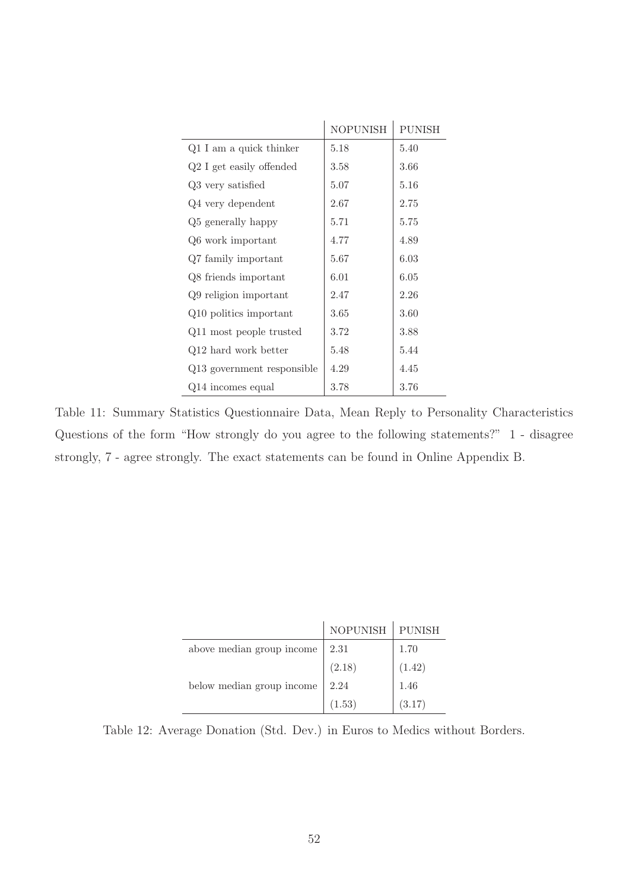| | NOPUNISH | PUNISH |
|---|---|---|
| Q1 I am a quick thinker | 5.18 | 5.40 |
| Q2 I get easily offended | 3.58 | 3.66 |
| Q3 very satisfied | 5.07 | 5.16 |
| Q4 very dependent | 2.67 | 2.75 |
| Q5 generally happy | 5.71 | 5.75 |
| Q6 work important | 4.77 | 4.89 |
| Q7 family important | 5.67 | 6.03 |
| Q8 friends important | 6.01 | 6.05 |
| Q9 religion important | 2.47 | 2.26 |
| Q10 politics important | 3.65 | 3.60 |
| Q11 most people trusted | 3.72 | 3.88 |
| Q12 hard work better | 5.48 | 5.44 |
| Q13 government responsible | 4.29 | 4.45 |
| Q14 incomes equal | 3.78 | 3.76 |

Table 11: Summary Statistics Questionnaire Data, Mean Reply to Personality Characteristics Questions of the form "How strongly do you agree to the following statements?" 1 - disagree strongly, 7 - agree strongly. The exact statements can be found in Online Appendix B.

| | NOPUNISH | PUNISH |
|---|---|---|
| above median group income | 2.31 | 1.70 |
| | (2.18) | (1.42) |
| below median group income | 2.24 | 1.46 |
| | (1.53) | (3.17) |

Table 12: Average Donation (Std. Dev.) in Euros to Medics without Borders.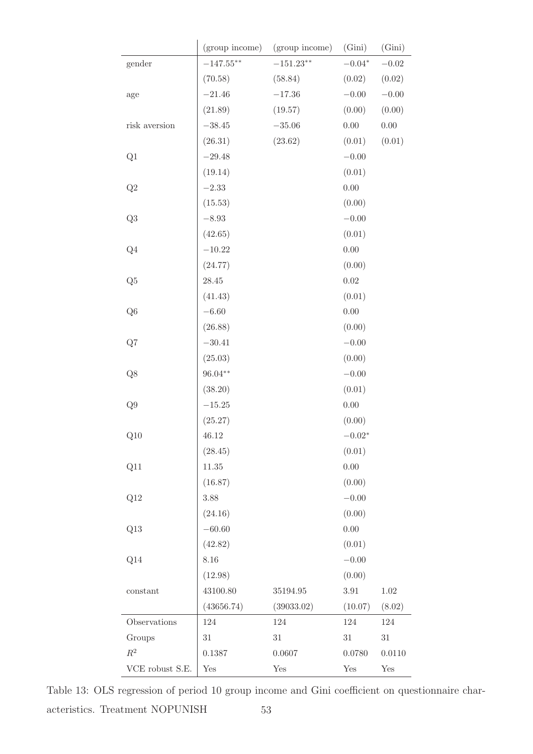| | (group income) | (group income) | (Gini) | (Gini) |
|---|---|---|---|---|
| gender | $-147.55^{**}$ | $-151.23^{**}$ | $-0.04^{*}$ | $-0.02$ |
| | (70.58) | (58.84) | (0.02) | (0.02) |
| age | $-21.46$ | $-17.36$ | $-0.00$ | $-0.00$ |
| | (21.89) | (19.57) | (0.00) | (0.00) |
| risk aversion | $-38.45$ | $-35.06$ | 0.00 | 0.00 |
| | (26.31) | (23.62) | (0.01) | (0.01) |
| Q1 | $-29.48$ | | $-0.00$ | |
| | (19.14) | | (0.01) | |
| Q2 | $-2.33$ | | 0.00 | |
| | (15.53) | | (0.00) | |
| Q3 | $-8.93$ | | $-0.00$ | |
| | (42.65) | | (0.01) | |
| Q4 | $-10.22$ | | 0.00 | |
| | (24.77) | | (0.00) | |
| Q5 | 28.45 | | 0.02 | |
| | (41.43) | | (0.01) | |
| Q6 | $-6.60$ | | 0.00 | |
| | (26.88) | | (0.00) | |
| Q7 | $-30.41$ | | $-0.00$ | |
| | (25.03) | | (0.00) | |
| Q8 | $96.04^{**}$ | | $-0.00$ | |
| | (38.20) | | (0.01) | |
| Q9 | $-15.25$ | | 0.00 | |
| | (25.27) | | (0.00) | |
| Q10 | 46.12 | | $-0.02^{*}$ | |
| | (28.45) | | (0.01) | |
| Q11 | 11.35 | | 0.00 | |
| | (16.87) | | (0.00) | |
| Q12 | 3.88 | | $-0.00$ | |
| | (24.16) | | (0.00) | |
| Q13 | $-60.60$ | | 0.00 | |
| | (42.82) | | (0.01) | |
| Q14 | 8.16 | | $-0.00$ | |
| | (12.98) | | (0.00) | |
| constant | 43100.80 | 35194.95 | 3.91 | 1.02 |
| | (43656.74) | (39033.02) | (10.07) | (8.02) |
| Observations | 124 | 124 | 124 | 124 |
| Groups | 31 | 31 | 31 | 31 |
| $R^2$ | 0.1387 | 0.0607 | 0.0780 | 0.0110 |
| VCE robust S.E. | Yes | Yes | Yes | Yes |

Table 13: OLS regression of period 10 group income and Gini coefficient on questionnaire characteristics. Treatment NOPUNISH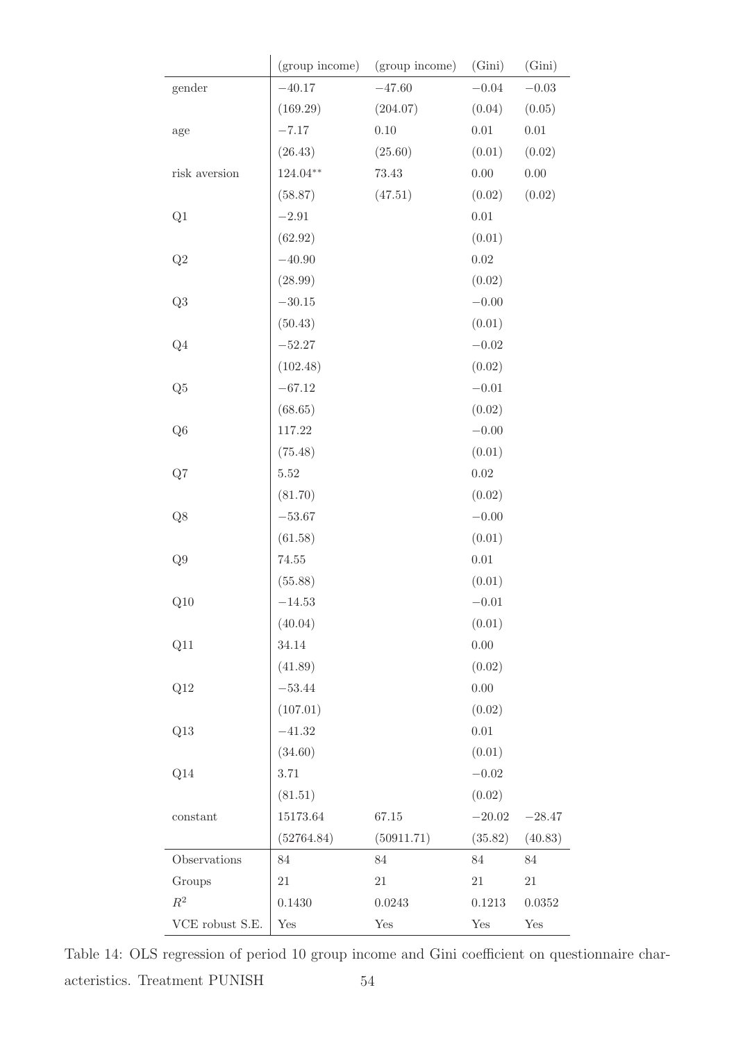| | (group income) | (group income) | (Gini) | (Gini) |
|---|---|---|---|---|
| gender | $-40.17$ | $-47.60$ | $-0.04$ | $-0.03$ |
| | (169.29) | (204.07) | (0.04) | (0.05) |
| age | $-7.17$ | 0.10 | 0.01 | 0.01 |
| | (26.43) | (25.60) | (0.01) | (0.02) |
| risk aversion | $124.04^{**}$ | 73.43 | 0.00 | 0.00 |
| | (58.87) | (47.51) | (0.02) | (0.02) |
| Q1 | $-2.91$ | | 0.01 | |
| | (62.92) | | (0.01) | |
| Q2 | $-40.90$ | | 0.02 | |
| | (28.99) | | (0.02) | |
| Q3 | $-30.15$ | | $-0.00$ | |
| | (50.43) | | (0.01) | |
| Q4 | $-52.27$ | | $-0.02$ | |
| | (102.48) | | (0.02) | |
| Q5 | $-67.12$ | | $-0.01$ | |
| | (68.65) | | (0.02) | |
| Q6 | 117.22 | | $-0.00$ | |
| | (75.48) | | (0.01) | |
| Q7 | 5.52 | | 0.02 | |
| | (81.70) | | (0.02) | |
| Q8 | $-53.67$ | | $-0.00$ | |
| | (61.58) | | (0.01) | |
| Q9 | 74.55 | | 0.01 | |
| | (55.88) | | (0.01) | |
| Q10 | $-14.53$ | | $-0.01$ | |
| | (40.04) | | (0.01) | |
| Q11 | 34.14 | | 0.00 | |
| | (41.89) | | (0.02) | |
| Q12 | $-53.44$ | | 0.00 | |
| | (107.01) | | (0.02) | |
| Q13 | $-41.32$ | | 0.01 | |
| | (34.60) | | (0.01) | |
| Q14 | 3.71 | | $-0.02$ | |
| | (81.51) | | (0.02) | |
| constant | 15173.64 | 67.15 | $-20.02$ | $-28.47$ |
| | (52764.84) | (50911.71) | (35.82) | (40.83) |
| Observations | 84 | 84 | 84 | 84 |
| Groups | 21 | 21 | 21 | 21 |
| $R^2$ | 0.1430 | 0.0243 | 0.1213 | 0.0352 |
| VCE robust S.E. | Yes | Yes | Yes | Yes |

Table 14: OLS regression of period 10 group income and Gini coefficient on questionnaire characteristics. Treatment PUNISH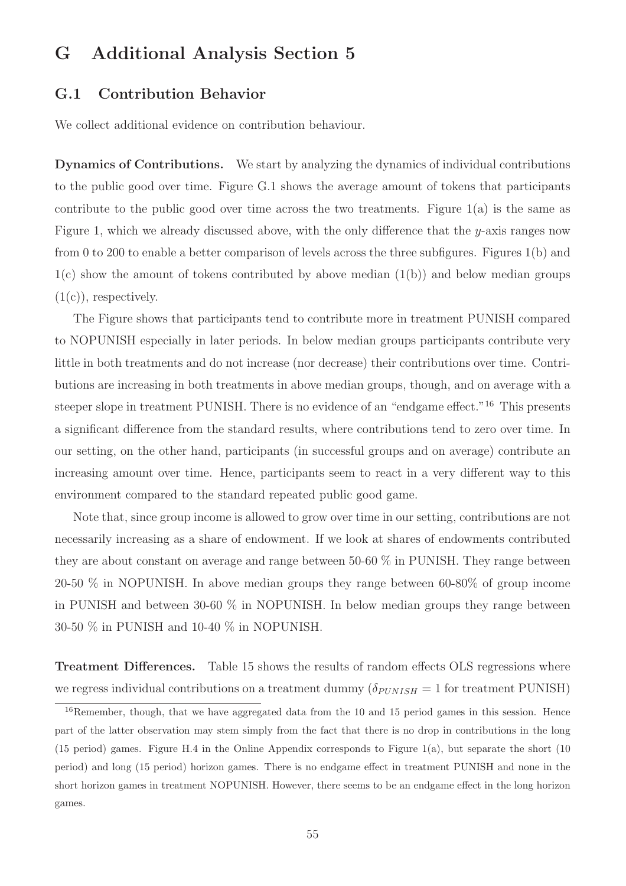# G Additional Analysis Section 5

## G.1 Contribution Behavior

We collect additional evidence on contribution behaviour.

**Dynamics of Contributions.** We start by analyzing the dynamics of individual contributions to the public good over time. Figure G.1 shows the average amount of tokens that participants contribute to the public good over time across the two treatments. Figure 1(a) is the same as Figure 1, which we already discussed above, with the only difference that the $y$-axis ranges now from 0 to 200 to enable a better comparison of levels across the three subfigures. Figures 1(b) and 1(c) show the amount of tokens contributed by above median (1(b)) and below median groups (1(c)), respectively.

The Figure shows that participants tend to contribute more in treatment PUNISH compared to NOPUNISH especially in later periods. In below median groups participants contribute very little in both treatments and do not increase (nor decrease) their contributions over time. Contributions are increasing in both treatments in above median groups, though, and on average with a steeper slope in treatment PUNISH. There is no evidence of an "endgame effect."[16] This presents a significant difference from the standard results, where contributions tend to zero over time. In our setting, on the other hand, participants (in successful groups and on average) contribute an increasing amount over time. Hence, participants seem to react in a very different way to this environment compared to the standard repeated public good game.

Note that, since group income is allowed to grow over time in our setting, contributions are not necessarily increasing as a share of endowment. If we look at shares of endowments contributed they are about constant on average and range between 50-60 % in PUNISH. They range between 20-50 % in NOPUNISH. In above median groups they range between 60-80% of group income in PUNISH and between 30-60 % in NOPUNISH. In below median groups they range between 30-50 % in PUNISH and 10-40 % in NOPUNISH.

**Treatment Differences.** Table 15 shows the results of random effects OLS regressions where we regress individual contributions on a treatment dummy ($\delta_{PUNISH} = 1$ for treatment PUNISH)

[16] Remember, though, that we have aggregated data from the 10 and 15 period games in this session. Hence part of the latter observation may stem simply from the fact that there is no drop in contributions in the long (15 period) games. Figure H.4 in the Online Appendix corresponds to Figure 1(a), but separate the short (10 period) and long (15 period) horizon games. There is no endgame effect in treatment PUNISH and none in the short horizon games in treatment NOPUNISH. However, there seems to be an endgame effect in the long horizon games.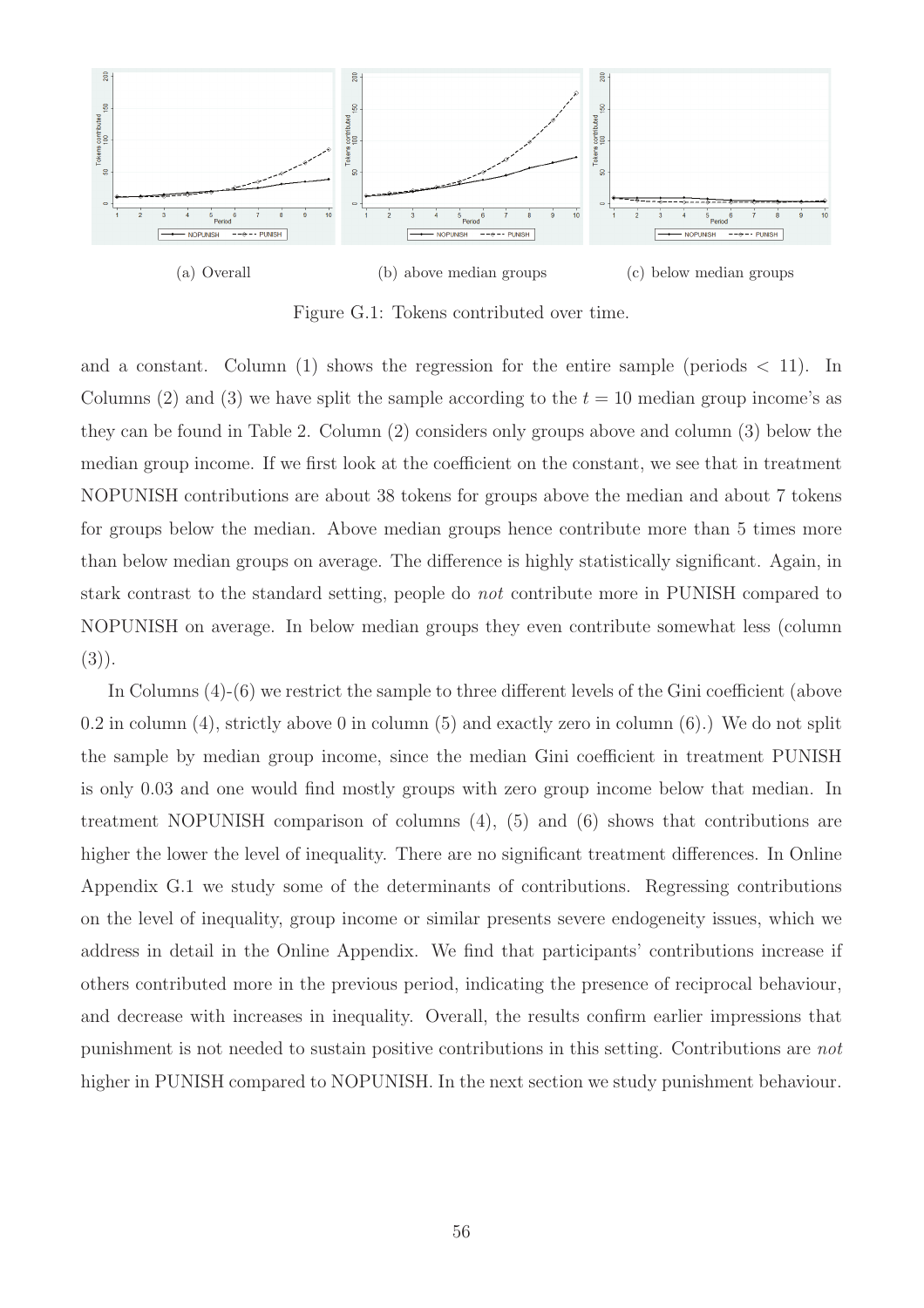(a) Overall (b) above median groups (c) below median groups

Figure G.1: Tokens contributed over time.

and a constant. Column (1) shows the regression for the entire sample (periods $< 11$). In Columns (2) and (3) we have split the sample according to the $t = 10$ median group income's as they can be found in Table 2. Column (2) considers only groups above and column (3) below the median group income. If we first look at the coefficient on the constant, we see that in treatment NOPUNISH contributions are about 38 tokens for groups above the median and about 7 tokens for groups below the median. Above median groups hence contribute more than 5 times more than below median groups on average. The difference is highly statistically significant. Again, in stark contrast to the standard setting, people do *not* contribute more in PUNISH compared to NOPUNISH on average. In below median groups they even contribute somewhat less (column (3)).

In Columns (4)-(6) we restrict the sample to three different levels of the Gini coefficient (above 0.2 in column (4), strictly above 0 in column (5) and exactly zero in column (6).) We do not split the sample by median group income, since the median Gini coefficient in treatment PUNISH is only 0.03 and one would find mostly groups with zero group income below that median. In treatment NOPUNISH comparison of columns (4), (5) and (6) shows that contributions are higher the lower the level of inequality. There are no significant treatment differences. In Online Appendix G.1 we study some of the determinants of contributions. Regressing contributions on the level of inequality, group income or similar presents severe endogeneity issues, which we address in detail in the Online Appendix. We find that participants' contributions increase if others contributed more in the previous period, indicating the presence of reciprocal behaviour, and decrease with increases in inequality. Overall, the results confirm earlier impressions that punishment is not needed to sustain positive contributions in this setting. Contributions are *not* higher in PUNISH compared to NOPUNISH. In the next section we study punishment behaviour.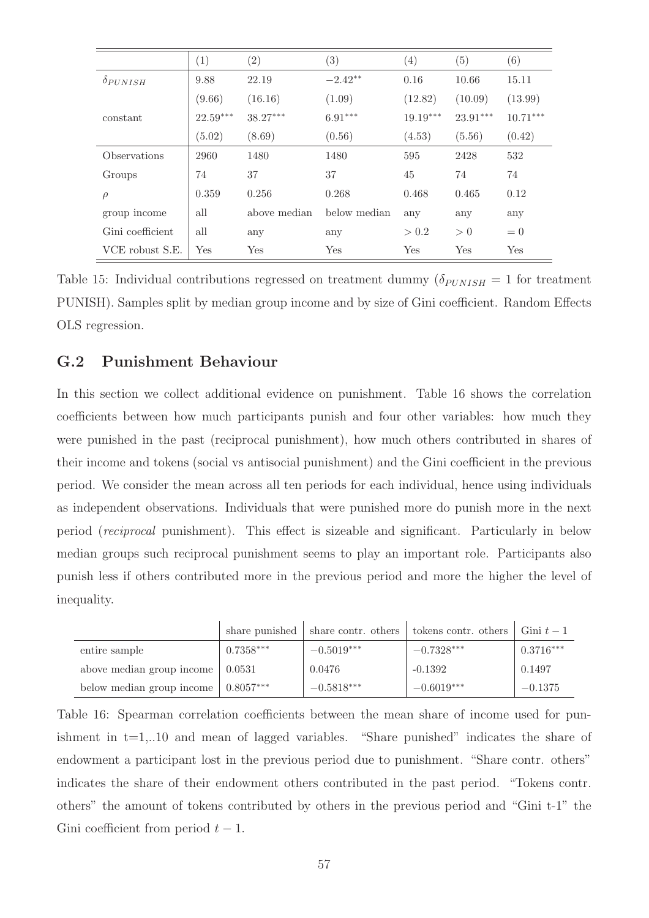|  | (1) | (2) | (3) | (4) | (5) | (6) |
|---|---|---|---|---|---|---|
| $\delta_{PUNISH}$ | 9.88 | 22.19 | $-2.42^{**}$ | 0.16 | 10.66 | 15.11 |
|  | (9.66) | (16.16) | (1.09) | (12.82) | (10.09) | (13.99) |
| constant | $22.59^{***}$ | $38.27^{***}$ | $6.91^{***}$ | $19.19^{***}$ | $23.91^{***}$ | $10.71^{***}$ |
|  | (5.02) | (8.69) | (0.56) | (4.53) | (5.56) | (0.42) |
| Observations | 2960 | 1480 | 1480 | 595 | 2428 | 532 |
| Groups | 74 | 37 | 37 | 45 | 74 | 74 |
| $\rho$ | 0.359 | 0.256 | 0.268 | 0.468 | 0.465 | 0.12 |
| group income | all | above median | below median | any | any | any |
| Gini coefficient | all | any | any | $> 0.2$ | $> 0$ | $= 0$ |
| VCE robust S.E. | Yes | Yes | Yes | Yes | Yes | Yes |

Table 15: Individual contributions regressed on treatment dummy ($\delta_{PUNISH} = 1$ for treatment PUNISH). Samples split by median group income and by size of Gini coefficient. Random Effects OLS regression.

## G.2 Punishment Behaviour

In this section we collect additional evidence on punishment. Table 16 shows the correlation coefficients between how much participants punish and four other variables: how much they were punished in the past (reciprocal punishment), how much others contributed in shares of their income and tokens (social vs antisocial punishment) and the Gini coefficient in the previous period. We consider the mean across all ten periods for each individual, hence using individuals as independent observations. Individuals that were punished more do punish more in the next period (*reciprocal* punishment). This effect is sizeable and significant. Particularly in below median groups such reciprocal punishment seems to play an important role. Participants also punish less if others contributed more in the previous period and more the higher the level of inequality.

|  | share punished | share contr. others | tokens contr. others | Gini $t-1$ |
|---|---|---|---|---|
| entire sample | $0.7358^{***}$ | $-0.5019^{***}$ | $-0.7328^{***}$ | $0.3716^{***}$ |
| above median group income | 0.0531 | 0.0476 | -0.1392 | 0.1497 |
| below median group income | $0.8057^{***}$ | $-0.5818^{***}$ | $-0.6019^{***}$ | $-0.1375$ |

Table 16: Spearman correlation coefficients between the mean share of income used for punishment in t=1,..10 and mean of lagged variables. "Share punished" indicates the share of endowment a participant lost in the previous period due to punishment. "Share contr. others" indicates the share of their endowment others contributed in the past period. "Tokens contr. others" the amount of tokens contributed by others in the previous period and "Gini t-1" the Gini coefficient from period $t-1$.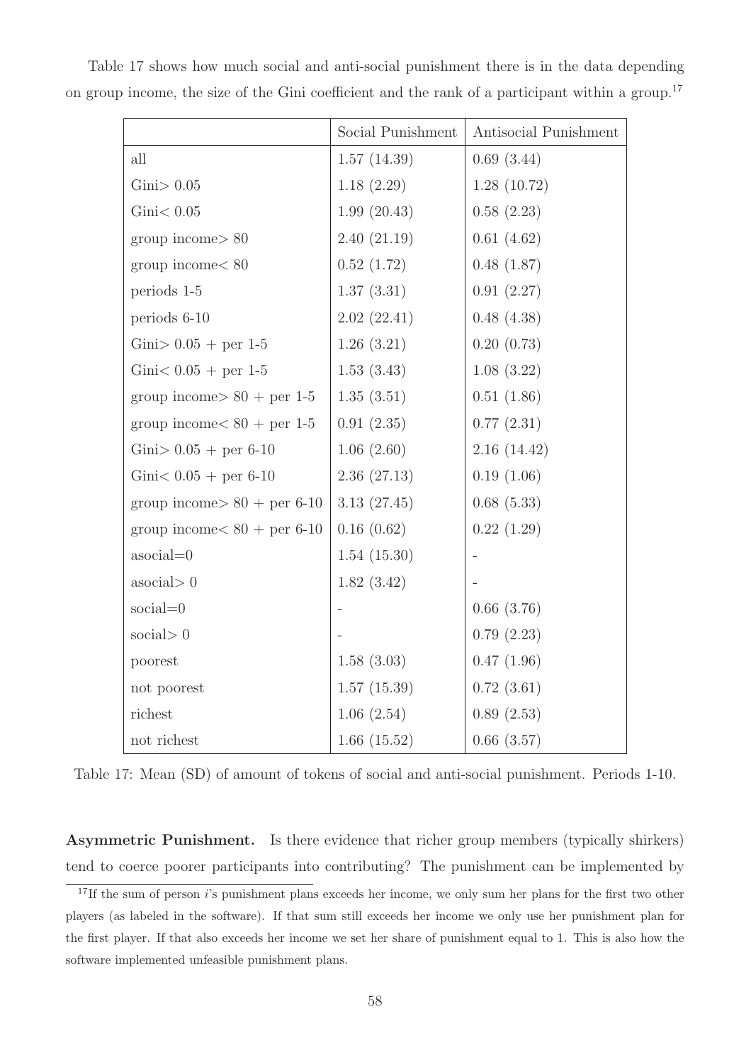Table 17 shows how much social and anti-social punishment there is in the data depending on group income, the size of the Gini coefficient and the rank of a participant within a group.[17]

|  | Social Punishment | Antisocial Punishment |
|---|---|---|
| all | 1.57 (14.39) | 0.69 (3.44) |
| Gini$>0.05$ | 1.18 (2.29) | 1.28 (10.72) |
| Gini$<0.05$ | 1.99 (20.43) | 0.58 (2.23) |
| group income$>80$ | 2.40 (21.19) | 0.61 (4.62) |
| group income$<80$ | 0.52 (1.72) | 0.48 (1.87) |
| periods 1-5 | 1.37 (3.31) | 0.91 (2.27) |
| periods 6-10 | 2.02 (22.41) | 0.48 (4.38) |
| Gini$>0.05$ + per 1-5 | 1.26 (3.21) | 0.20 (0.73) |
| Gini$<0.05$ + per 1-5 | 1.53 (3.43) | 1.08 (3.22) |
| group income$>80$ + per 1-5 | 1.35 (3.51) | 0.51 (1.86) |
| group income$<80$ + per 1-5 | 0.91 (2.35) | 0.77 (2.31) |
| Gini$>0.05$ + per 6-10 | 1.06 (2.60) | 2.16 (14.42) |
| Gini$<0.05$ + per 6-10 | 2.36 (27.13) | 0.19 (1.06) |
| group income$>80$ + per 6-10 | 3.13 (27.45) | 0.68 (5.33) |
| group income$<80$ + per 6-10 | 0.16 (0.62) | 0.22 (1.29) |
| asocial=0 | 1.54 (15.30) | - |
| asocial$>0$ | 1.82 (3.42) | - |
| social=0 | - | 0.66 (3.76) |
| social$>0$ | - | 0.79 (2.23) |
| poorest | 1.58 (3.03) | 0.47 (1.96) |
| not poorest | 1.57 (15.39) | 0.72 (3.61) |
| richest | 1.06 (2.54) | 0.89 (2.53) |
| not richest | 1.66 (15.52) | 0.66 (3.57) |

Table 17: Mean (SD) of amount of tokens of social and anti-social punishment. Periods 1-10.

**Asymmetric Punishment.** Is there evidence that richer group members (typically shirkers) tend to coerce poorer participants into contributing? The punishment can be implemented by

[17] If the sum of person $i$'s punishment plans exceeds her income, we only sum her plans for the first two other players (as labeled in the software). If that sum still exceeds her income we only use her punishment plan for the first player. If that also exceeds her income we set her share of punishment equal to 1. This is also how the software implemented unfeasible punishment plans.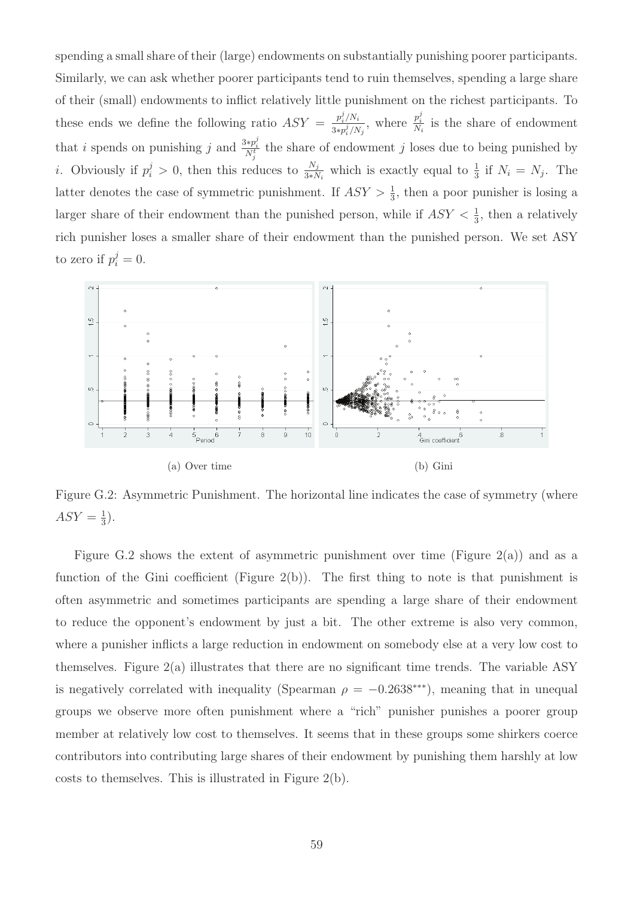spending a small share of their (large) endowments on substantially punishing poorer participants. Similarly, we can ask whether poorer participants tend to ruin themselves, spending a large share of their (small) endowments to inflict relatively little punishment on the richest participants. To these ends we define the following ratio $ASY = \frac{p_i^j/N_i}{3*p_i^j/N_j}$, where $\frac{p_i^j}{N_i}$ is the share of endowment that $i$ spends on punishing $j$ and $\frac{3*p_i^j}{N_j^t}$ the share of endowment $j$ loses due to being punished by $i$. Obviously if $p_i^j > 0$, then this reduces to $\frac{N_j}{3*N_i}$ which is exactly equal to $\frac{1}{3}$ if $N_i = N_j$. The latter denotes the case of symmetric punishment. If $ASY > \frac{1}{3}$, then a poor punisher is losing a larger share of their endowment than the punished person, while if $ASY < \frac{1}{3}$, then a relatively rich punisher loses a smaller share of their endowment than the punished person. We set ASY to zero if $p_i^j = 0$.

(a) Over time

(b) Gini

Figure G.2: Asymmetric Punishment. The horizontal line indicates the case of symmetry (where $ASY = \frac{1}{3}$).

Figure G.2 shows the extent of asymmetric punishment over time (Figure 2(a)) and as a function of the Gini coefficient (Figure 2(b)). The first thing to note is that punishment is often asymmetric and sometimes participants are spending a large share of their endowment to reduce the opponent's endowment by just a bit. The other extreme is also very common, where a punisher inflicts a large reduction in endowment on somebody else at a very low cost to themselves. Figure 2(a) illustrates that there are no significant time trends. The variable ASY is negatively correlated with inequality (Spearman $\rho = -0.2638^{***}$), meaning that in unequal groups we observe more often punishment where a "rich" punisher punishes a poorer group member at relatively low cost to themselves. It seems that in these groups some shirkers coerce contributors into contributing large shares of their endowment by punishing them harshly at low costs to themselves. This is illustrated in Figure 2(b).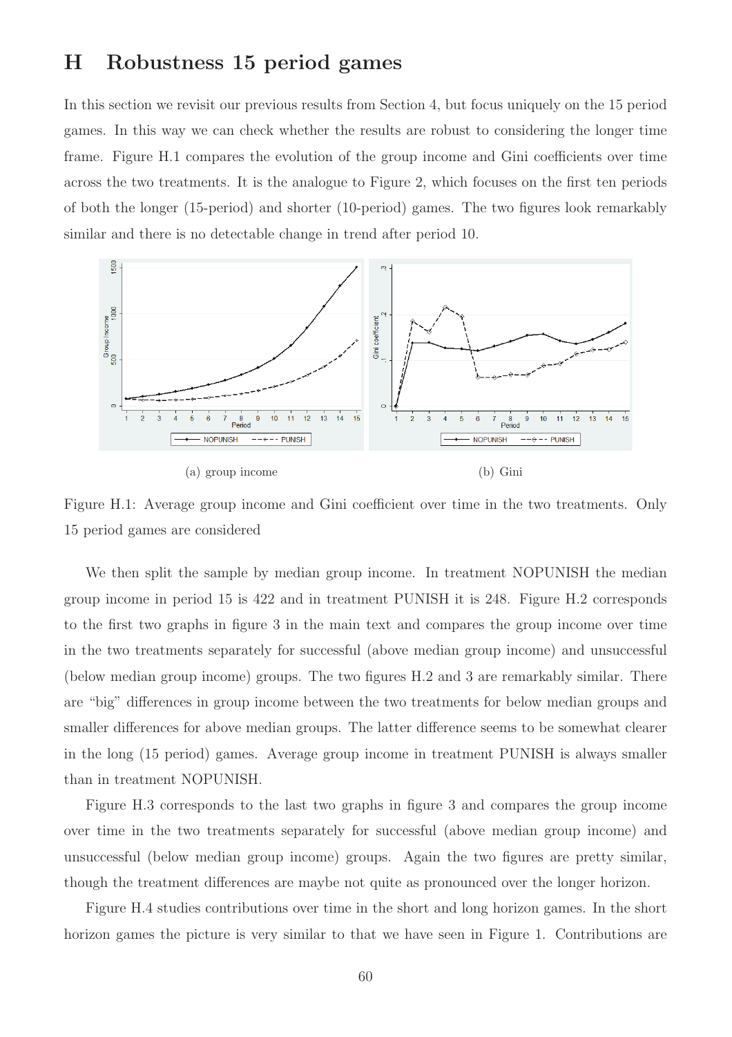# H Robustness 15 period games

In this section we revisit our previous results from Section 4, but focus uniquely on the 15 period games. In this way we can check whether the results are robust to considering the longer time frame. Figure H.1 compares the evolution of the group income and Gini coefficients over time across the two treatments. It is the analogue to Figure 2, which focuses on the first ten periods of both the longer (15-period) and shorter (10-period) games. The two figures look remarkably similar and there is no detectable change in trend after period 10.

(a) group income

(b) Gini

Figure H.1: Average group income and Gini coefficient over time in the two treatments. Only 15 period games are considered

We then split the sample by median group income. In treatment NOPUNISH the median group income in period 15 is 422 and in treatment PUNISH it is 248. Figure H.2 corresponds to the first two graphs in figure 3 in the main text and compares the group income over time in the two treatments separately for successful (above median group income) and unsuccessful (below median group income) groups. The two figures H.2 and 3 are remarkably similar. There are "big" differences in group income between the two treatments for below median groups and smaller differences for above median groups. The latter difference seems to be somewhat clearer in the long (15 period) games. Average group income in treatment PUNISH is always smaller than in treatment NOPUNISH.

Figure H.3 corresponds to the last two graphs in figure 3 and compares the group income over time in the two treatments separately for successful (above median group income) and unsuccessful (below median group income) groups. Again the two figures are pretty similar, though the treatment differences are maybe not quite as pronounced over the longer horizon.

Figure H.4 studies contributions over time in the short and long horizon games. In the short horizon games the picture is very similar to that we have seen in Figure 1. Contributions are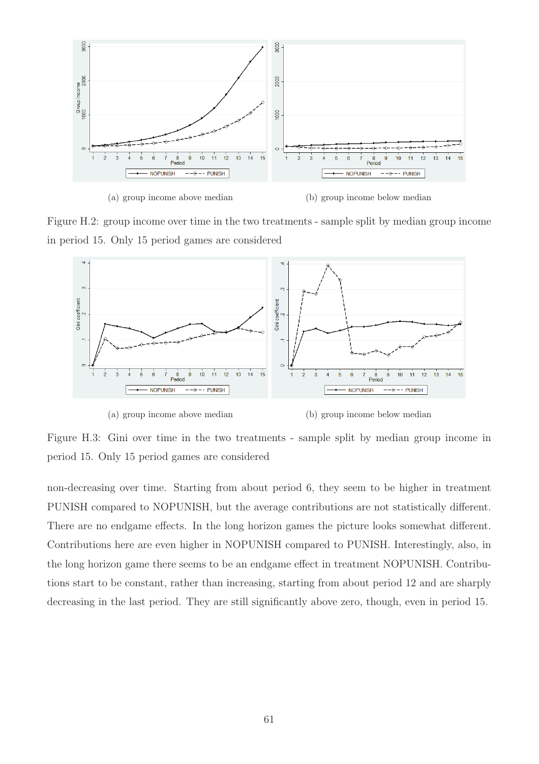(a) group income above median

(b) group income below median

Figure H.2: group income over time in the two treatments - sample split by median group income in period 15. Only 15 period games are considered

(a) group income above median

(b) group income below median

Figure H.3: Gini over time in the two treatments - sample split by median group income in period 15. Only 15 period games are considered

non-decreasing over time. Starting from about period 6, they seem to be higher in treatment PUNISH compared to NOPUNISH, but the average contributions are not statistically different. There are no endgame effects. In the long horizon games the picture looks somewhat different. Contributions here are even higher in NOPUNISH compared to PUNISH. Interestingly, also, in the long horizon game there seems to be an endgame effect in treatment NOPUNISH. Contributions start to be constant, rather than increasing, starting from about period 12 and are sharply decreasing in the last period. They are still significantly above zero, though, even in period 15.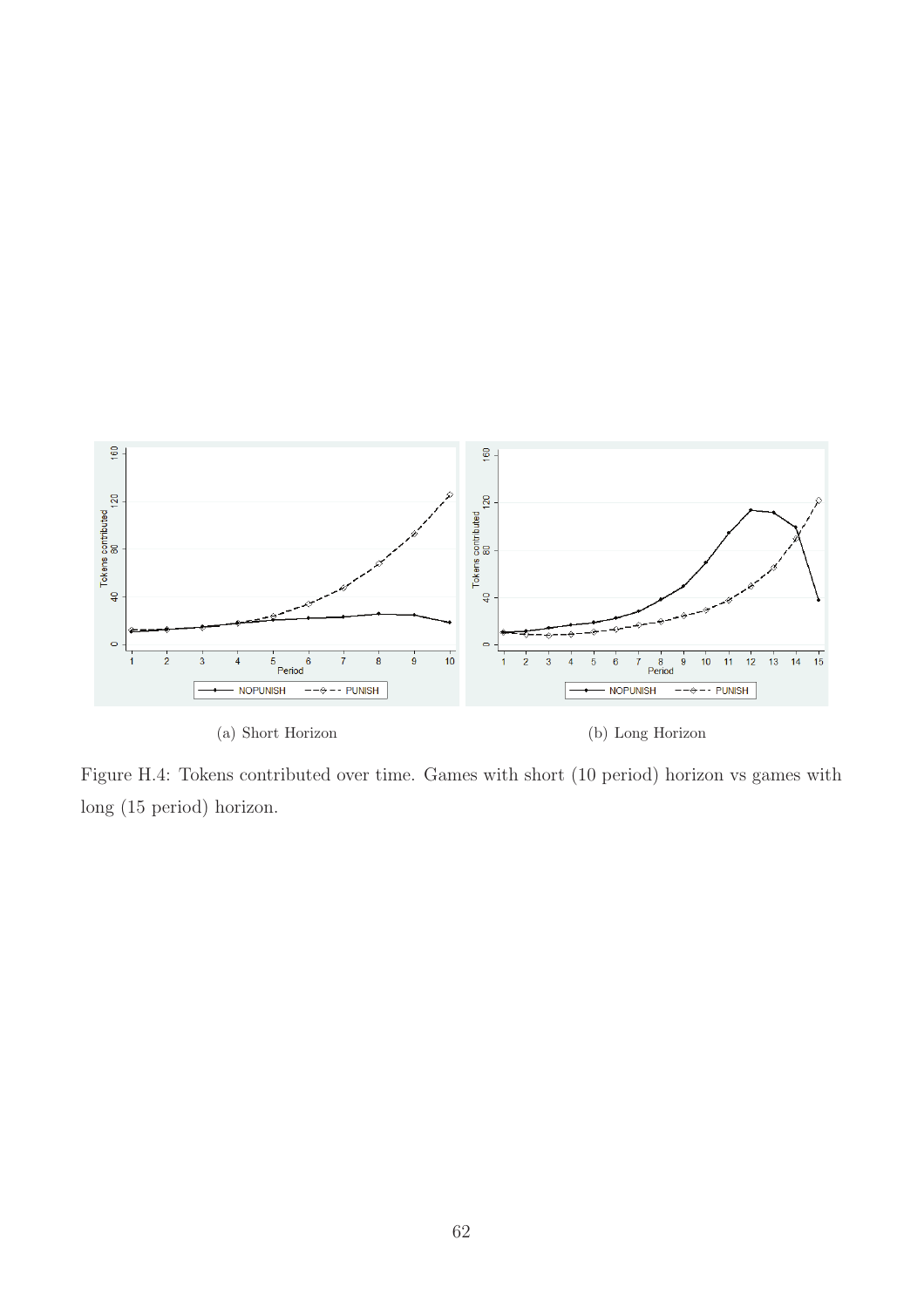Tokens contributed

160
120
80
40
0

1 2 3 4 5 6 7 8 9 10

Period

NOPUNISH PUNISH

(a) Short Horizon

Tokens contributed

160
120
80
40
0

1 2 3 4 5 6 7 8 9 10 11 12 13 14 15

Period

NOPUNISH PUNISH

(b) Long Horizon

Figure H.4: Tokens contributed over time. Games with short (10 period) horizon vs games with long (15 period) horizon.